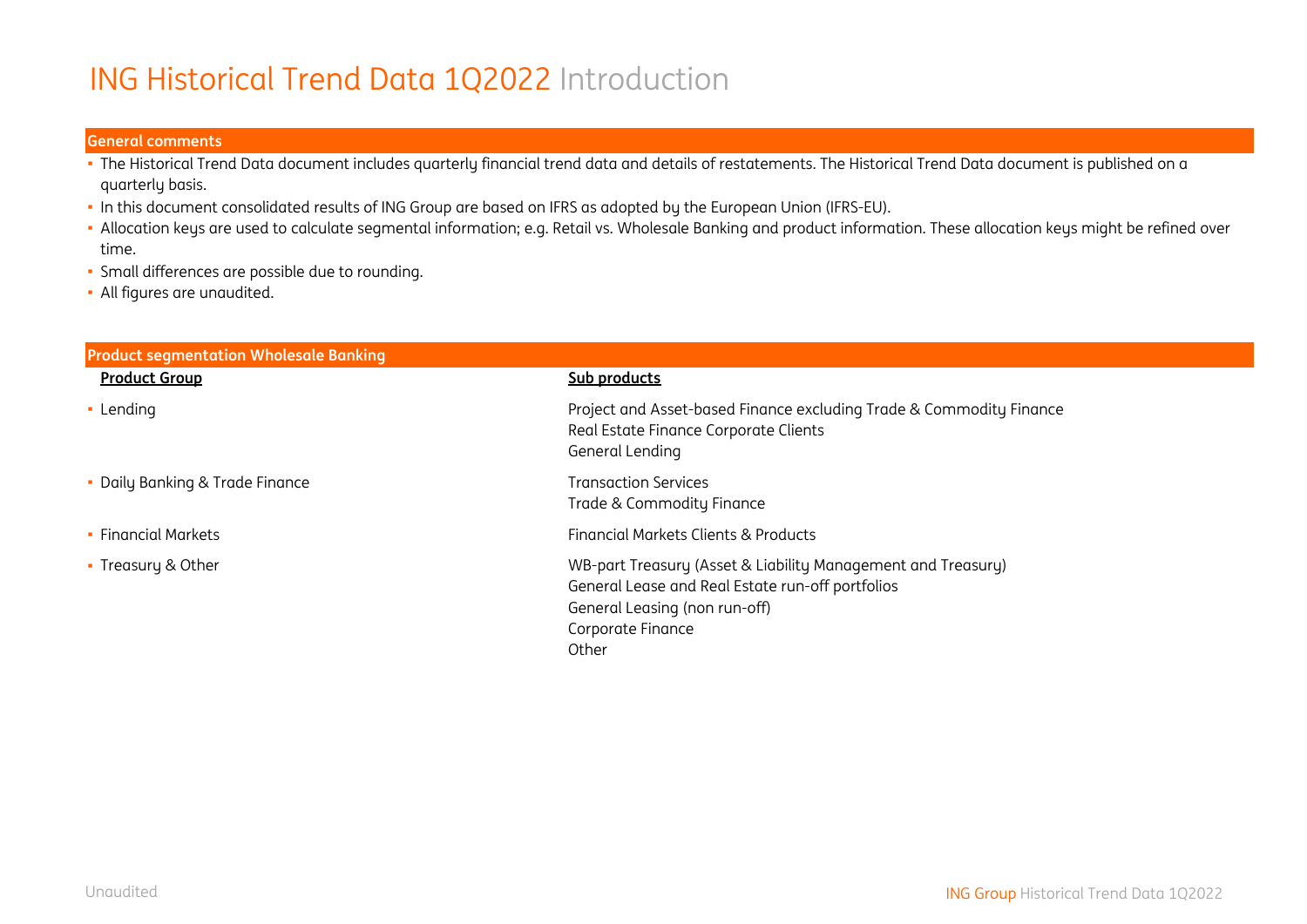# ING Historical Trend Data 1Q2022 Introduction

## General comments

- The Historical Trend Data document includes quarterly financial trend data and details of restatements. The Historical Trend Data document is published on a quarterly basis.
- In this document consolidated results of ING Group are based on IFRS as adopted by the European Union (IFRS-EU).
- Allocation keys are used to calculate segmental information; e.g. Retail vs. Wholesale Banking and product information. These allocation keys might be refined over time.
- Small differences are possible due to rounding.
- All figures are unaudited.

## Product segmentation Wholesale Banking

| Product Group | Sub products |
|---|---|
| Lending | Project and Asset-based Finance excluding Trade & Commodity Finance<br>Real Estate Finance Corporate Clients<br>General Lending |
| Daily Banking & Trade Finance | Transaction Services<br>Trade & Commodity Finance |
| Financial Markets | Financial Markets Clients & Products |
| Treasury & Other | WB-part Treasury (Asset & Liability Management and Treasury)<br>General Lease and Real Estate run-off portfolios<br>General Leasing (non run-off)<br>Corporate Finance<br>Other |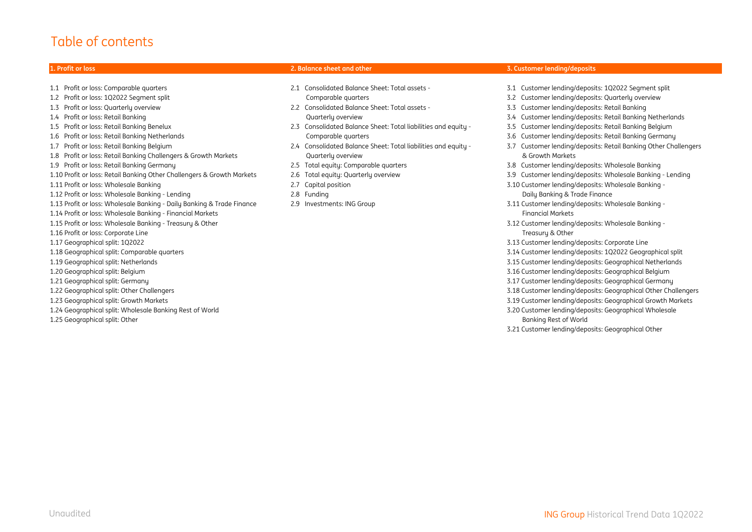# Table of contents

## 1. Profit or loss

1.1 Profit or loss: Comparable quarters
1.2 Profit or loss: 1Q2022 Segment split
1.3 Profit or loss: Quarterly overview
1.4 Profit or loss: Retail Banking
1.5 Profit or loss: Retail Banking Benelux
1.6 Profit or loss: Retail Banking Netherlands
1.7 Profit or loss: Retail Banking Belgium
1.8 Profit or loss: Retail Banking Challengers & Growth Markets
1.9 Profit or loss: Retail Banking Germany
1.10 Profit or loss: Retail Banking Other Challengers & Growth Markets
1.11 Profit or loss: Wholesale Banking
1.12 Profit or loss: Wholesale Banking - Lending
1.13 Profit or loss: Wholesale Banking - Daily Banking & Trade Finance
1.14 Profit or loss: Wholesale Banking - Financial Markets
1.15 Profit or loss: Wholesale Banking - Treasury & Other
1.16 Profit or loss: Corporate Line
1.17 Geographical split: 1Q2022
1.18 Geographical split: Comparable quarters
1.19 Geographical split: Netherlands
1.20 Geographical split: Belgium
1.21 Geographical split: Germany
1.22 Geographical split: Other Challengers
1.23 Geographical split: Growth Markets
1.24 Geographical split: Wholesale Banking Rest of World
1.25 Geographical split: Other

## 2. Balance sheet and other

2.1 Consolidated Balance Sheet: Total assets - Comparable quarters
2.2 Consolidated Balance Sheet: Total assets - Quarterly overview
2.3 Consolidated Balance Sheet: Total liabilities and equity - Comparable quarters
2.4 Consolidated Balance Sheet: Total liabilities and equity - Quarterly overview
2.5 Total equity: Comparable quarters
2.6 Total equity: Quarterly overview
2.7 Capital position
2.8 Funding
2.9 Investments: ING Group

## 3. Customer lending/deposits

3.1 Customer lending/deposits: 1Q2022 Segment split
3.2 Customer lending/deposits: Quarterly overview
3.3 Customer lending/deposits: Retail Banking
3.4 Customer lending/deposits: Retail Banking Netherlands
3.5 Customer lending/deposits: Retail Banking Belgium
3.6 Customer lending/deposits: Retail Banking Germany
3.7 Customer lending/deposits: Retail Banking Other Challengers & Growth Markets
3.8 Customer lending/deposits: Wholesale Banking
3.9 Customer lending/deposits: Wholesale Banking - Lending
3.10 Customer lending/deposits: Wholesale Banking - Daily Banking & Trade Finance
3.11 Customer lending/deposits: Wholesale Banking - Financial Markets
3.12 Customer lending/deposits: Wholesale Banking - Treasury & Other
3.13 Customer lending/deposits: Corporate Line
3.14 Customer lending/deposits: 1Q2022 Geographical split
3.15 Customer lending/deposits: Geographical Netherlands
3.16 Customer lending/deposits: Geographical Belgium
3.17 Customer lending/deposits: Geographical Germany
3.18 Customer lending/deposits: Geographical Other Challengers
3.19 Customer lending/deposits: Geographical Growth Markets
3.20 Customer lending/deposits: Geographical Wholesale Banking Rest of World
3.21 Customer lending/deposits: Geographical Other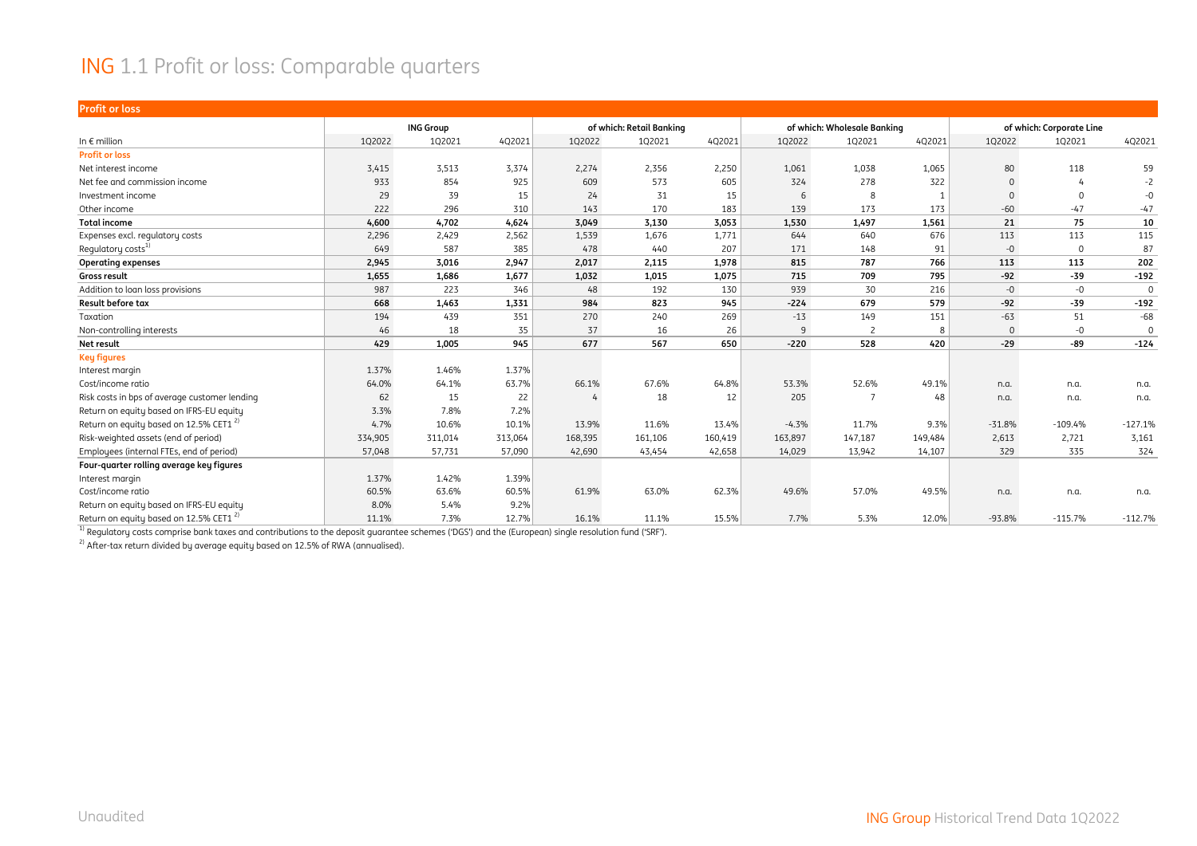# ING 1.1 Profit or loss: Comparable quarters

| Profit or loss | ING Group | | | of which: Retail Banking | | | of which: Wholesale Banking | | | of which: Corporate Line | | |
|---|---|---|---|---|---|---|---|---|---|---|---|---|
| In € million | 1Q2022 | 1Q2021 | 4Q2021 | 1Q2022 | 1Q2021 | 4Q2021 | 1Q2022 | 1Q2021 | 4Q2021 | 1Q2022 | 1Q2021 | 4Q2021 |
| **Profit or loss** | | | | | | | | | | | | |
| Net interest income | 3,415 | 3,513 | 3,374 | 2,274 | 2,356 | 2,250 | 1,061 | 1,038 | 1,065 | 80 | 118 | 59 |
| Net fee and commission income | 933 | 854 | 925 | 609 | 573 | 605 | 324 | 278 | 322 | 0 | 4 | -2 |
| Investment income | 29 | 39 | 15 | 24 | 31 | 15 | 6 | 8 | 1 | 0 | 0 | -0 |
| Other income | 222 | 296 | 310 | 143 | 170 | 183 | 139 | 173 | 173 | -60 | -47 | -47 |
| **Total income** | **4,600** | **4,702** | **4,624** | **3,049** | **3,130** | **3,053** | **1,530** | **1,497** | **1,561** | **21** | **75** | **10** |
| Expenses excl. regulatory costs | 2,296 | 2,429 | 2,562 | 1,539 | 1,676 | 1,771 | 644 | 640 | 676 | 113 | 113 | 115 |
| Regulatory costs[1] | 649 | 587 | 385 | 478 | 440 | 207 | 171 | 148 | 91 | -0 | 0 | 87 |
| **Operating expenses** | **2,945** | **3,016** | **2,947** | **2,017** | **2,115** | **1,978** | **815** | **787** | **766** | **113** | **113** | **202** |
| **Gross result** | **1,655** | **1,686** | **1,677** | **1,032** | **1,015** | **1,075** | **715** | **709** | **795** | **-92** | **-39** | **-192** |
| Addition to loan loss provisions | 987 | 223 | 346 | 48 | 192 | 130 | 939 | 30 | 216 | -0 | -0 | 0 |
| **Result before tax** | **668** | **1,463** | **1,331** | **984** | **823** | **945** | **-224** | **679** | **579** | **-92** | **-39** | **-192** |
| Taxation | 194 | 439 | 351 | 270 | 240 | 269 | -13 | 149 | 151 | -63 | 51 | -68 |
| Non-controlling interests | 46 | 18 | 35 | 37 | 16 | 26 | 9 | 2 | 8 | 0 | -0 | 0 |
| **Net result** | **429** | **1,005** | **945** | **677** | **567** | **650** | **-220** | **528** | **420** | **-29** | **-89** | **-124** |
| **Key figures** | | | | | | | | | | | | |
| Interest margin | 1.37% | 1.46% | 1.37% | | | | | | | | | |
| Cost/income ratio | 64.0% | 64.1% | 63.7% | 66.1% | 67.6% | 64.8% | 53.3% | 52.6% | 49.1% | n.a. | n.a. | n.a. |
| Risk costs in bps of average customer lending | 62 | 15 | 22 | 4 | 18 | 12 | 205 | 7 | 48 | n.a. | n.a. | n.a. |
| Return on equity based on IFRS-EU equity | 3.3% | 7.8% | 7.2% | | | | | | | | | |
| Return on equity based on 12.5% CET1 [2] | 4.7% | 10.6% | 10.1% | 13.9% | 11.6% | 13.4% | -4.3% | 11.7% | 9.3% | -31.8% | -109.4% | -127.1% |
| Risk-weighted assets (end of period) | 334,905 | 311,014 | 313,064 | 168,395 | 161,106 | 160,419 | 163,897 | 147,187 | 149,484 | 2,613 | 2,721 | 3,161 |
| Employees (internal FTEs, end of period) | 57,048 | 57,731 | 57,090 | 42,690 | 43,454 | 42,658 | 14,029 | 13,942 | 14,107 | 329 | 335 | 324 |
| **Four-quarter rolling average key figures** | | | | | | | | | | | | |
| Interest margin | 1.37% | 1.42% | 1.39% | | | | | | | | | |
| Cost/income ratio | 60.5% | 63.6% | 60.5% | 61.9% | 63.0% | 62.3% | 49.6% | 57.0% | 49.5% | n.a. | n.a. | n.a. |
| Return on equity based on IFRS-EU equity | 8.0% | 5.4% | 9.2% | | | | | | | | | |
| Return on equity based on 12.5% CET1 [2] | 11.1% | 7.3% | 12.7% | 16.1% | 11.1% | 15.5% | 7.7% | 5.3% | 12.0% | -93.8% | -115.7% | -112.7% |

[1] Regulatory costs comprise bank taxes and contributions to the deposit guarantee schemes ('DGS') and the (European) single resolution fund ('SRF').

[2] After-tax return divided by average equity based on 12.5% of RWA (annualised).

Unaudited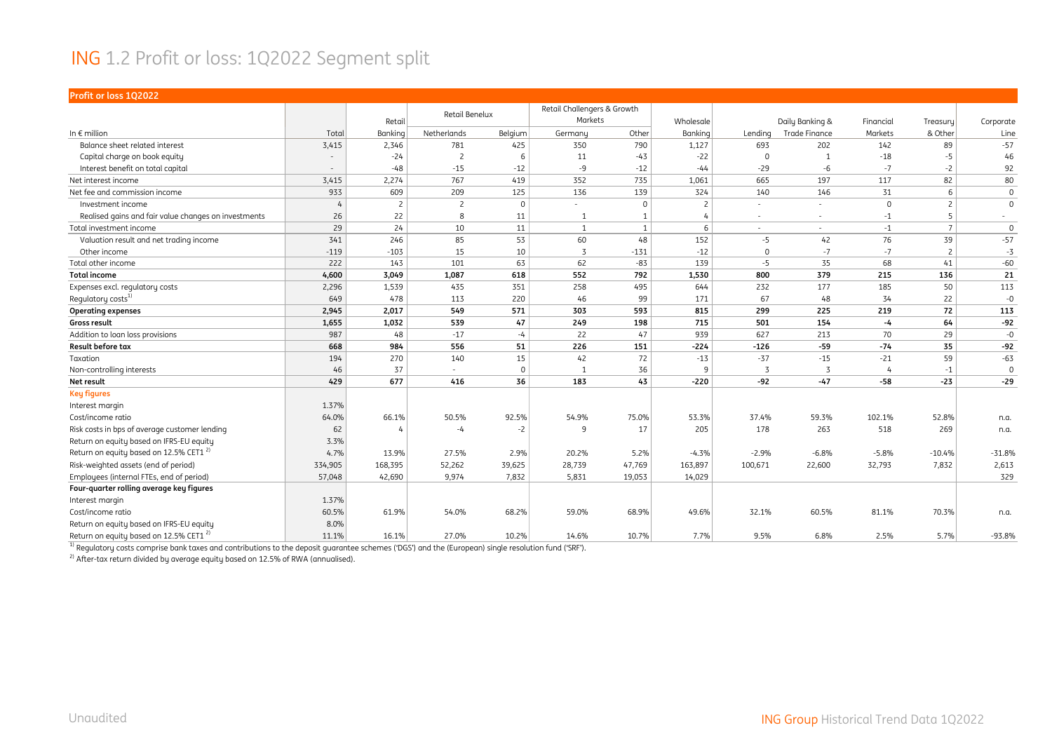# ING 1.2 Profit or loss: 1Q2022 Segment split

**Profit or loss 1Q2022**

| In € million | Total | Retail Banking | Retail Benelux | | Retail Challengers & Growth Markets | | Wholesale Banking | Lending | Daily Banking & Trade Finance | Financial Markets | Treasury & Other | Corporate Line |
|---|---|---|---|---|---|---|---|---|---|---|---|---|
| | | | Netherlands | Belgium | Germany | Other | | | | | | |
| Balance sheet related interest | 3,415 | 2,346 | 781 | 425 | 350 | 790 | 1,127 | 693 | 202 | 142 | 89 | -57 |
| Capital charge on book equity | - | -24 | 2 | 6 | 11 | -43 | -22 | 0 | 1 | -18 | -5 | 46 |
| Interest benefit on total capital | - | -48 | -15 | -12 | -9 | -12 | -44 | -29 | -6 | -7 | -2 | 92 |
| Net interest income | 3,415 | 2,274 | 767 | 419 | 352 | 735 | 1,061 | 665 | 197 | 117 | 82 | 80 |
| Net fee and commission income | 933 | 609 | 209 | 125 | 136 | 139 | 324 | 140 | 146 | 31 | 6 | 0 |
| Investment income | 4 | 2 | 2 | 0 | - | 0 | 2 | - | - | 0 | 2 | 0 |
| Realised gains and fair value changes on investments | 26 | 22 | 8 | 11 | 1 | 1 | 4 | - | - | -1 | 5 | - |
| Total investment income | 29 | 24 | 10 | 11 | 1 | 1 | 6 | - | - | -1 | 7 | 0 |
| Valuation result and net trading income | 341 | 246 | 85 | 53 | 60 | 48 | 152 | -5 | 42 | 76 | 39 | -57 |
| Other income | -119 | -103 | 15 | 10 | 3 | -131 | -12 | 0 | -7 | -7 | 2 | -3 |
| Total other income | 222 | 143 | 101 | 63 | 62 | -83 | 139 | -5 | 35 | 68 | 41 | -60 |
| **Total income** | **4,600** | **3,049** | **1,087** | **618** | **552** | **792** | **1,530** | **800** | **379** | **215** | **136** | **21** |
| Expenses excl. regulatory costs | 2,296 | 1,539 | 435 | 351 | 258 | 495 | 644 | 232 | 177 | 185 | 50 | 113 |
| Regulatory costs[1] | 649 | 478 | 113 | 220 | 46 | 99 | 171 | 67 | 48 | 34 | 22 | -0 |
| **Operating expenses** | **2,945** | **2,017** | **549** | **571** | **303** | **593** | **815** | **299** | **225** | **219** | **72** | **113** |
| **Gross result** | **1,655** | **1,032** | **539** | **47** | **249** | **198** | **715** | **501** | **154** | **-4** | **64** | **-92** |
| Addition to loan loss provisions | 987 | 48 | -17 | -4 | 22 | 47 | 939 | 627 | 213 | 70 | 29 | -0 |
| **Result before tax** | **668** | **984** | **556** | **51** | **226** | **151** | **-224** | **-126** | **-59** | **-74** | **35** | **-92** |
| Taxation | 194 | 270 | 140 | 15 | 42 | 72 | -13 | -37 | -15 | -21 | 59 | -63 |
| Non-controlling interests | 46 | 37 | - | 0 | 1 | 36 | 9 | 3 | 3 | 4 | -1 | 0 |
| **Net result** | **429** | **677** | **416** | **36** | **183** | **43** | **-220** | **-92** | **-47** | **-58** | **-23** | **-29** |
| **Key figures** | | | | | | | | | | | | |
| Interest margin | 1.37% | | | | | | | | | | | |
| Cost/income ratio | 64.0% | 66.1% | 50.5% | 92.5% | 54.9% | 75.0% | 53.3% | 37.4% | 59.3% | 102.1% | 52.8% | n.a. |
| Risk costs in bps of average customer lending | 62 | 4 | -4 | -2 | 9 | 17 | 205 | 178 | 263 | 518 | 269 | n.a. |
| Return on equity based on IFRS-EU equity | 3.3% | | | | | | | | | | | |
| Return on equity based on 12.5% CET1 [2] | 4.7% | 13.9% | 27.5% | 2.9% | 20.2% | 5.2% | -4.3% | -2.9% | -6.8% | -5.8% | -10.4% | -31.8% |
| Risk-weighted assets (end of period) | 334,905 | 168,395 | 52,262 | 39,625 | 28,739 | 47,769 | 163,897 | 100,671 | 22,600 | 32,793 | 7,832 | 2,613 |
| Employees (internal FTEs, end of period) | 57,048 | 42,690 | 9,974 | 7,832 | 5,831 | 19,053 | 14,029 | | | | | 329 |
| **Four-quarter rolling average key figures** | | | | | | | | | | | | |
| Interest margin | 1.37% | | | | | | | | | | | |
| Cost/income ratio | 60.5% | 61.9% | 54.0% | 68.2% | 59.0% | 68.9% | 49.6% | 32.1% | 60.5% | 81.1% | 70.3% | n.a. |
| Return on equity based on IFRS-EU equity | 8.0% | | | | | | | | | | | |
| Return on equity based on 12.5% CET1 [2] | 11.1% | 16.1% | 27.0% | 10.2% | 14.6% | 10.7% | 7.7% | 9.5% | 6.8% | 2.5% | 5.7% | -93.8% |

[1] Regulatory costs comprise bank taxes and contributions to the deposit guarantee schemes ('DGS') and the (European) single resolution fund ('SRF').

[2] After-tax return divided by average equity based on 12.5% of RWA (annualised).

Unaudited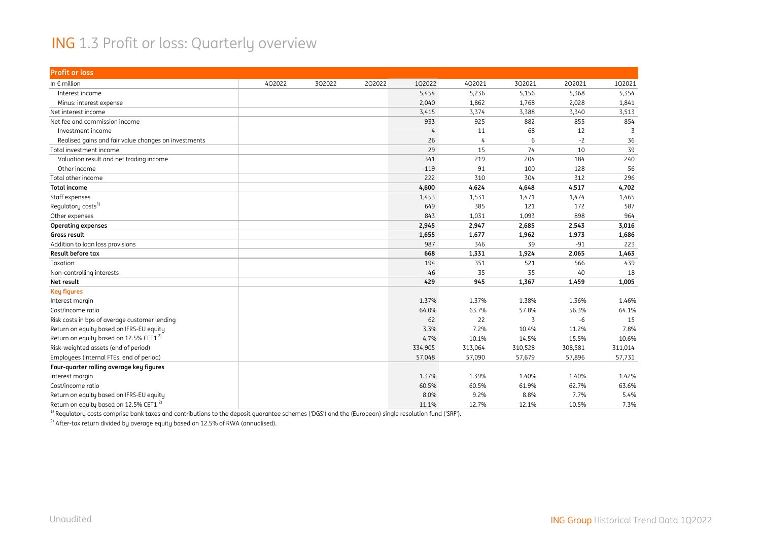# ING 1.3 Profit or loss: Quarterly overview

| Profit or loss | | | | | | | | |
|---|---|---|---|---|---|---|---|---|
| In € million | 4Q2022 | 3Q2022 | 2Q2022 | 1Q2022 | 4Q2021 | 3Q2021 | 2Q2021 | 1Q2021 |
| Interest income | | | | 5,454 | 5,236 | 5,156 | 5,368 | 5,354 |
| Minus: interest expense | | | | 2,040 | 1,862 | 1,768 | 2,028 | 1,841 |
| Net interest income | | | | 3,415 | 3,374 | 3,388 | 3,340 | 3,513 |
| Net fee and commission income | | | | 933 | 925 | 882 | 855 | 854 |
| Investment income | | | | 4 | 11 | 68 | 12 | 3 |
| Realised gains and fair value changes on investments | | | | 26 | 4 | 6 | -2 | 36 |
| Total investment income | | | | 29 | 15 | 74 | 10 | 39 |
| Valuation result and net trading income | | | | 341 | 219 | 204 | 184 | 240 |
| Other income | | | | -119 | 91 | 100 | 128 | 56 |
| Total other income | | | | 222 | 310 | 304 | 312 | 296 |
| **Total income** | | | | **4,600** | **4,624** | **4,648** | **4,517** | **4,702** |
| Staff expenses | | | | 1,453 | 1,531 | 1,471 | 1,474 | 1,465 |
| Regulatory costs[1] | | | | 649 | 385 | 121 | 172 | 587 |
| Other expenses | | | | 843 | 1,031 | 1,093 | 898 | 964 |
| **Operating expenses** | | | | **2,945** | **2,947** | **2,685** | **2,543** | **3,016** |
| **Gross result** | | | | **1,655** | **1,677** | **1,962** | **1,973** | **1,686** |
| Addition to loan loss provisions | | | | 987 | 346 | 39 | -91 | 223 |
| **Result before tax** | | | | **668** | **1,331** | **1,924** | **2,065** | **1,463** |
| Taxation | | | | 194 | 351 | 521 | 566 | 439 |
| Non-controlling interests | | | | 46 | 35 | 35 | 40 | 18 |
| **Net result** | | | | **429** | **945** | **1,367** | **1,459** | **1,005** |
| **Key figures** | | | | | | | | |
| Interest margin | | | | 1.37% | 1.37% | 1.38% | 1.36% | 1.46% |
| Cost/income ratio | | | | 64.0% | 63.7% | 57.8% | 56.3% | 64.1% |
| Risk costs in bps of average customer lending | | | | 62 | 22 | 3 | -6 | 15 |
| Return on equity based on IFRS-EU equity | | | | 3.3% | 7.2% | 10.4% | 11.2% | 7.8% |
| Return on equity based on 12.5% CET1[2] | | | | 4.7% | 10.1% | 14.5% | 15.5% | 10.6% |
| Risk-weighted assets (end of period) | | | | 334,905 | 313,064 | 310,528 | 308,581 | 311,014 |
| Employees (internal FTEs, end of period) | | | | 57,048 | 57,090 | 57,679 | 57,896 | 57,731 |
| **Four-quarter rolling average key figures** | | | | | | | | |
| interest margin | | | | 1.37% | 1.39% | 1.40% | 1.40% | 1.42% |
| Cost/income ratio | | | | 60.5% | 60.5% | 61.9% | 62.7% | 63.6% |
| Return on equity based on IFRS-EU equity | | | | 8.0% | 9.2% | 8.8% | 7.7% | 5.4% |
| Return on equity based on 12.5% CET1[2] | | | | 11.1% | 12.7% | 12.1% | 10.5% | 7.3% |

[1] Regulatory costs comprise bank taxes and contributions to the deposit guarantee schemes ('DGS') and the (European) single resolution fund ('SRF').

[2] After-tax return divided by average equity based on 12.5% of RWA (annualised).

Unaudited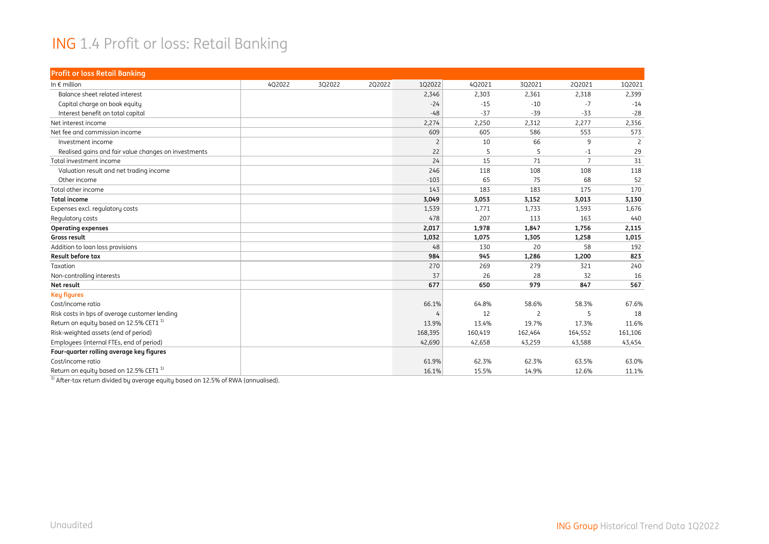# ING 1.4 Profit or loss: Retail Banking

| Profit or loss Retail Banking | | | | | | | | |
|---|---|---|---|---|---|---|---|---|
| In € million | 4Q2022 | 3Q2022 | 2Q2022 | 1Q2022 | 4Q2021 | 3Q2021 | 2Q2021 | 1Q2021 |
| Balance sheet related interest | | | | 2,346 | 2,303 | 2,361 | 2,318 | 2,399 |
| Capital charge on book equity | | | | -24 | -15 | -10 | -7 | -14 |
| Interest benefit on total capital | | | | -48 | -37 | -39 | -33 | -28 |
| Net interest income | | | | 2,274 | 2,250 | 2,312 | 2,277 | 2,356 |
| Net fee and commission income | | | | 609 | 605 | 586 | 553 | 573 |
| Investment income | | | | 2 | 10 | 66 | 9 | 2 |
| Realised gains and fair value changes on investments | | | | 22 | 5 | 5 | -1 | 29 |
| Total investment income | | | | 24 | 15 | 71 | 7 | 31 |
| Valuation result and net trading income | | | | 246 | 118 | 108 | 108 | 118 |
| Other income | | | | -103 | 65 | 75 | 68 | 52 |
| Total other income | | | | 143 | 183 | 183 | 175 | 170 |
| **Total income** | | | | **3,049** | **3,053** | **3,152** | **3,013** | **3,130** |
| Expenses excl. regulatory costs | | | | 1,539 | 1,771 | 1,733 | 1,593 | 1,676 |
| Regulatory costs | | | | 478 | 207 | 113 | 163 | 440 |
| **Operating expenses** | | | | **2,017** | **1,978** | **1,847** | **1,756** | **2,115** |
| **Gross result** | | | | **1,032** | **1,075** | **1,305** | **1,258** | **1,015** |
| Addition to loan loss provisions | | | | 48 | 130 | 20 | 58 | 192 |
| **Result before tax** | | | | **984** | **945** | **1,286** | **1,200** | **823** |
| Taxation | | | | 270 | 269 | 279 | 321 | 240 |
| Non-controlling interests | | | | 37 | 26 | 28 | 32 | 16 |
| **Net result** | | | | **677** | **650** | **979** | **847** | **567** |
| **Key figures** | | | | | | | | |
| Cost/income ratio | | | | 66.1% | 64.8% | 58.6% | 58.3% | 67.6% |
| Risk costs in bps of average customer lending | | | | 4 | 12 | 2 | 5 | 18 |
| Return on equity based on 12.5% CET1 [1] | | | | 13.9% | 13.4% | 19.7% | 17.3% | 11.6% |
| Risk-weighted assets (end of period) | | | | 168,395 | 160,419 | 162,464 | 164,552 | 161,106 |
| Employees (internal FTEs, end of period) | | | | 42,690 | 42,658 | 43,259 | 43,588 | 43,454 |
| **Four-quarter rolling average key figures** | | | | | | | | |
| Cost/income ratio | | | | 61.9% | 62.3% | 62.3% | 63.5% | 63.0% |
| Return on equity based on 12.5% CET1 [1] | | | | 16.1% | 15.5% | 14.9% | 12.6% | 11.1% |

[1] After-tax return divided by average equity based on 12.5% of RWA (annualised).

Unaudited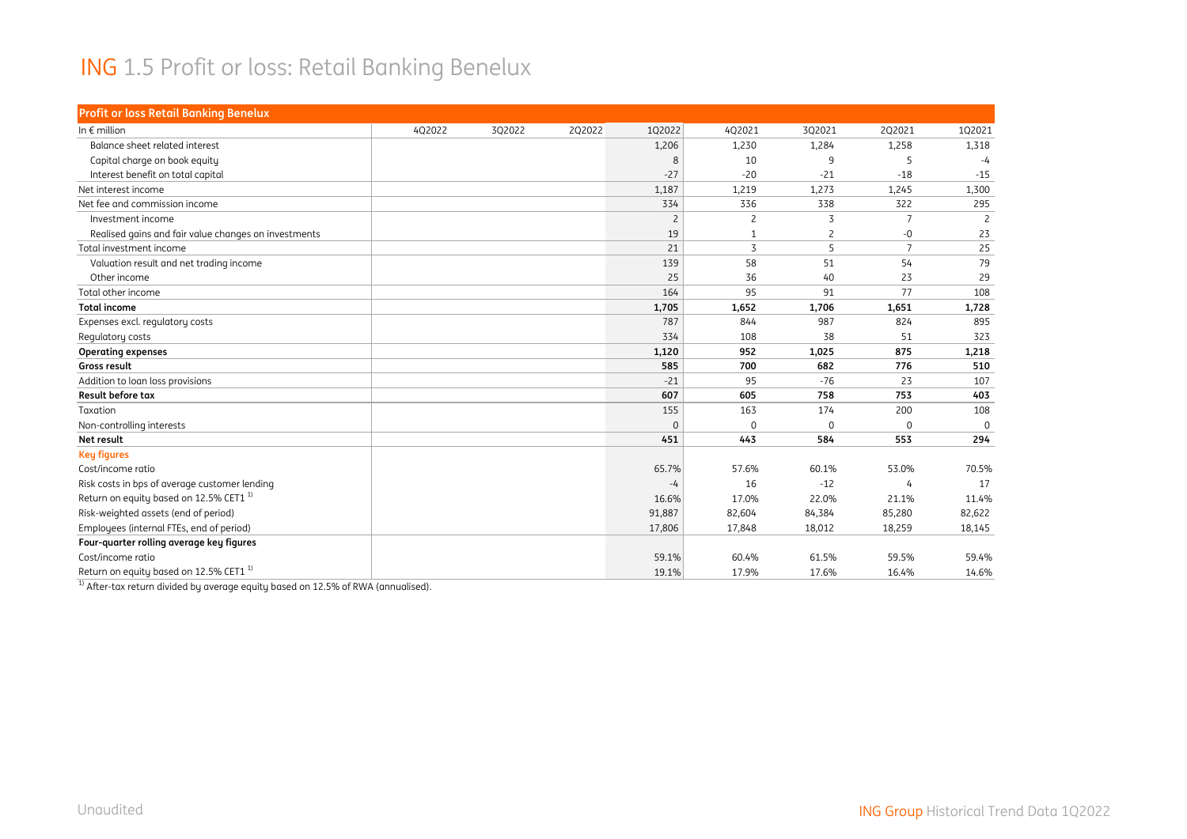# ING 1.5 Profit or loss: Retail Banking Benelux

| Profit or loss Retail Banking Benelux | | | | | | | | |
|---|---|---|---|---|---|---|---|---|
| In € million | 4Q2022 | 3Q2022 | 2Q2022 | 1Q2022 | 4Q2021 | 3Q2021 | 2Q2021 | 1Q2021 |
| Balance sheet related interest | | | | 1,206 | 1,230 | 1,284 | 1,258 | 1,318 |
| Capital charge on book equity | | | | 8 | 10 | 9 | 5 | -4 |
| Interest benefit on total capital | | | | -27 | -20 | -21 | -18 | -15 |
| Net interest income | | | | 1,187 | 1,219 | 1,273 | 1,245 | 1,300 |
| Net fee and commission income | | | | 334 | 336 | 338 | 322 | 295 |
| Investment income | | | | 2 | 2 | 3 | 7 | 2 |
| Realised gains and fair value changes on investments | | | | 19 | 1 | 2 | -0 | 23 |
| Total investment income | | | | 21 | 3 | 5 | 7 | 25 |
| Valuation result and net trading income | | | | 139 | 58 | 51 | 54 | 79 |
| Other income | | | | 25 | 36 | 40 | 23 | 29 |
| Total other income | | | | 164 | 95 | 91 | 77 | 108 |
| **Total income** | | | | **1,705** | **1,652** | **1,706** | **1,651** | **1,728** |
| Expenses excl. regulatory costs | | | | 787 | 844 | 987 | 824 | 895 |
| Regulatory costs | | | | 334 | 108 | 38 | 51 | 323 |
| **Operating expenses** | | | | **1,120** | **952** | **1,025** | **875** | **1,218** |
| **Gross result** | | | | **585** | **700** | **682** | **776** | **510** |
| Addition to loan loss provisions | | | | -21 | 95 | -76 | 23 | 107 |
| **Result before tax** | | | | **607** | **605** | **758** | **753** | **403** |
| Taxation | | | | 155 | 163 | 174 | 200 | 108 |
| Non-controlling interests | | | | 0 | 0 | 0 | 0 | 0 |
| **Net result** | | | | **451** | **443** | **584** | **553** | **294** |
| **Key figures** | | | | | | | | |
| Cost/income ratio | | | | 65.7% | 57.6% | 60.1% | 53.0% | 70.5% |
| Risk costs in bps of average customer lending | | | | -4 | 16 | -12 | 4 | 17 |
| Return on equity based on 12.5% CET1 [1] | | | | 16.6% | 17.0% | 22.0% | 21.1% | 11.4% |
| Risk-weighted assets (end of period) | | | | 91,887 | 82,604 | 84,384 | 85,280 | 82,622 |
| Employees (internal FTEs, end of period) | | | | 17,806 | 17,848 | 18,012 | 18,259 | 18,145 |
| **Four-quarter rolling average key figures** | | | | | | | | |
| Cost/income ratio | | | | 59.1% | 60.4% | 61.5% | 59.5% | 59.4% |
| Return on equity based on 12.5% CET1 [1] | | | | 19.1% | 17.9% | 17.6% | 16.4% | 14.6% |

[1] After-tax return divided by average equity based on 12.5% of RWA (annualised).

Unaudited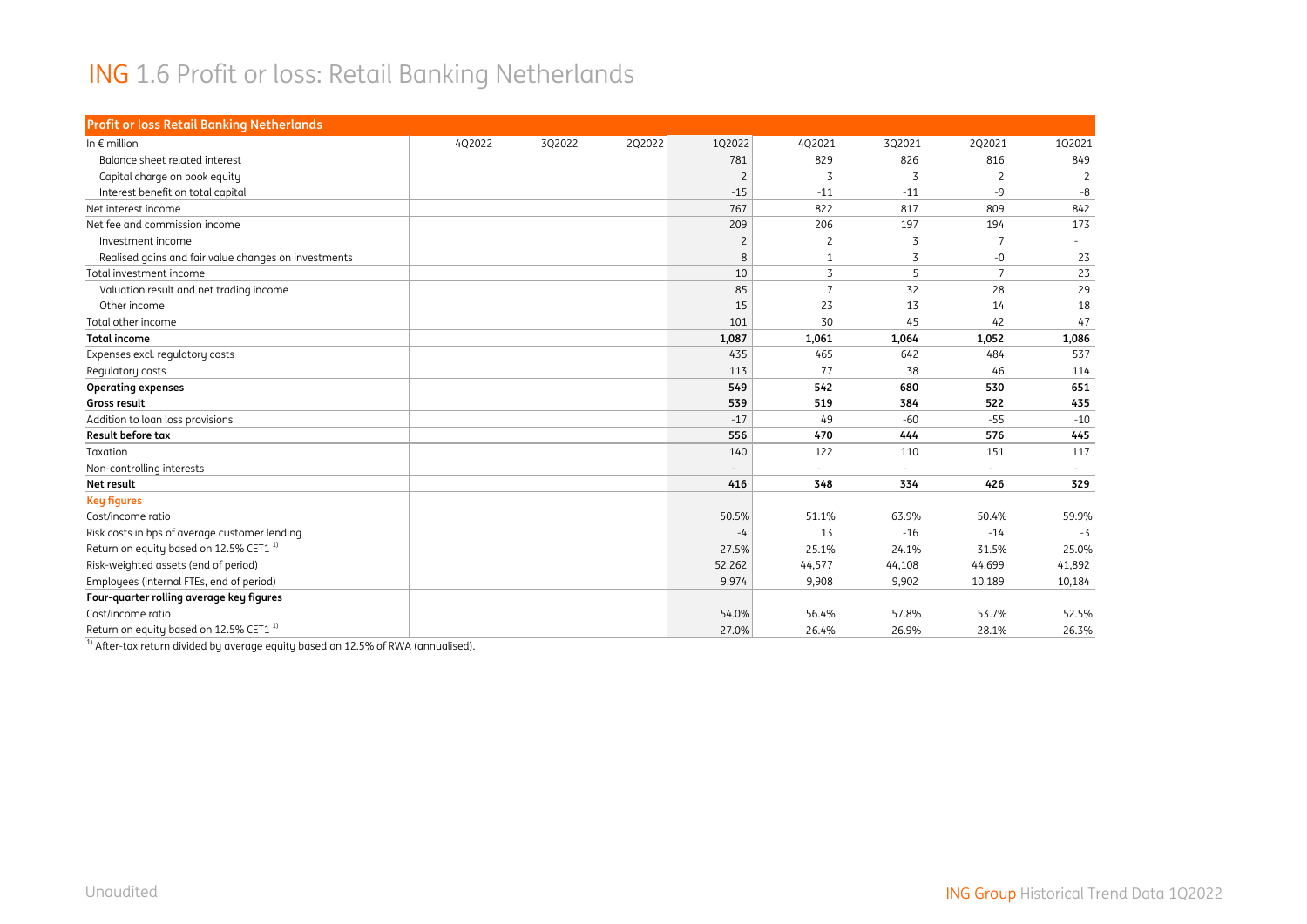# ING 1.6 Profit or loss: Retail Banking Netherlands

| Profit or loss Retail Banking Netherlands | | | | | | | | |
|---|---|---|---|---|---|---|---|---|
| In € million | 4Q2022 | 3Q2022 | 2Q2022 | 1Q2022 | 4Q2021 | 3Q2021 | 2Q2021 | 1Q2021 |
| Balance sheet related interest | | | | 781 | 829 | 826 | 816 | 849 |
| Capital charge on book equity | | | | 2 | 3 | 3 | 2 | 2 |
| Interest benefit on total capital | | | | -15 | -11 | -11 | -9 | -8 |
| Net interest income | | | | 767 | 822 | 817 | 809 | 842 |
| Net fee and commission income | | | | 209 | 206 | 197 | 194 | 173 |
| Investment income | | | | 2 | 2 | 3 | 7 | - |
| Realised gains and fair value changes on investments | | | | 8 | 1 | 3 | -0 | 23 |
| Total investment income | | | | 10 | 3 | 5 | 7 | 23 |
| Valuation result and net trading income | | | | 85 | 7 | 32 | 28 | 29 |
| Other income | | | | 15 | 23 | 13 | 14 | 18 |
| Total other income | | | | 101 | 30 | 45 | 42 | 47 |
| **Total income** | | | | **1,087** | **1,061** | **1,064** | **1,052** | **1,086** |
| Expenses excl. regulatory costs | | | | 435 | 465 | 642 | 484 | 537 |
| Regulatory costs | | | | 113 | 77 | 38 | 46 | 114 |
| **Operating expenses** | | | | **549** | **542** | **680** | **530** | **651** |
| **Gross result** | | | | **539** | **519** | **384** | **522** | **435** |
| Addition to loan loss provisions | | | | -17 | 49 | -60 | -55 | -10 |
| **Result before tax** | | | | **556** | **470** | **444** | **576** | **445** |
| Taxation | | | | 140 | 122 | 110 | 151 | 117 |
| Non-controlling interests | | | | - | - | - | - | - |
| **Net result** | | | | **416** | **348** | **334** | **426** | **329** |
| **Key figures** | | | | | | | | |
| Cost/income ratio | | | | 50.5% | 51.1% | 63.9% | 50.4% | 59.9% |
| Risk costs in bps of average customer lending | | | | -4 | 13 | -16 | -14 | -3 |
| Return on equity based on 12.5% CET1 [1] | | | | 27.5% | 25.1% | 24.1% | 31.5% | 25.0% |
| Risk-weighted assets (end of period) | | | | 52,262 | 44,577 | 44,108 | 44,699 | 41,892 |
| Employees (internal FTEs, end of period) | | | | 9,974 | 9,908 | 9,902 | 10,189 | 10,184 |
| **Four-quarter rolling average key figures** | | | | | | | | |
| Cost/income ratio | | | | 54.0% | 56.4% | 57.8% | 53.7% | 52.5% |
| Return on equity based on 12.5% CET1 [1] | | | | 27.0% | 26.4% | 26.9% | 28.1% | 26.3% |

[1] After-tax return divided by average equity based on 12.5% of RWA (annualised).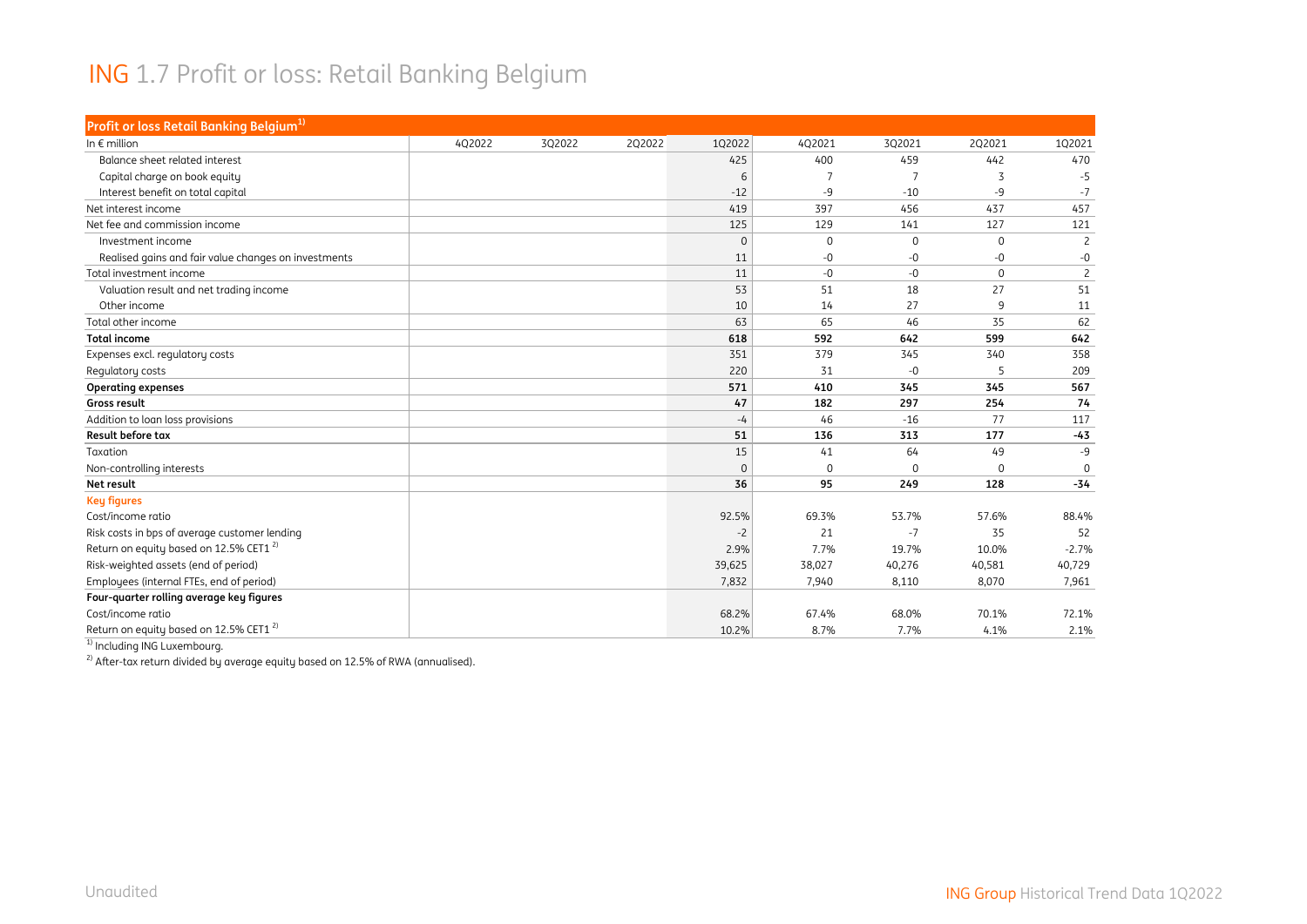# ING 1.7 Profit or loss: Retail Banking Belgium

| Profit or loss Retail Banking Belgium[1) | | | | | | | | |
|---|---|---|---|---|---|---|---|---|
| In € million | 4Q2022 | 3Q2022 | 2Q2022 | 1Q2022 | 4Q2021 | 3Q2021 | 2Q2021 | 1Q2021 |
| Balance sheet related interest | | | | 425 | 400 | 459 | 442 | 470 |
| Capital charge on book equity | | | | 6 | 7 | 7 | 3 | -5 |
| Interest benefit on total capital | | | | -12 | -9 | -10 | -9 | -7 |
| Net interest income | | | | 419 | 397 | 456 | 437 | 457 |
| Net fee and commission income | | | | 125 | 129 | 141 | 127 | 121 |
| Investment income | | | | 0 | 0 | 0 | 0 | 2 |
| Realised gains and fair value changes on investments | | | | 11 | -0 | -0 | -0 | -0 |
| Total investment income | | | | 11 | -0 | -0 | 0 | 2 |
| Valuation result and net trading income | | | | 53 | 51 | 18 | 27 | 51 |
| Other income | | | | 10 | 14 | 27 | 9 | 11 |
| Total other income | | | | 63 | 65 | 46 | 35 | 62 |
| **Total income** | | | | **618** | **592** | **642** | **599** | **642** |
| Expenses excl. regulatory costs | | | | 351 | 379 | 345 | 340 | 358 |
| Regulatory costs | | | | 220 | 31 | -0 | 5 | 209 |
| **Operating expenses** | | | | **571** | **410** | **345** | **345** | **567** |
| **Gross result** | | | | **47** | **182** | **297** | **254** | **74** |
| Addition to loan loss provisions | | | | -4 | 46 | -16 | 77 | 117 |
| **Result before tax** | | | | **51** | **136** | **313** | **177** | **-43** |
| Taxation | | | | 15 | 41 | 64 | 49 | -9 |
| Non-controlling interests | | | | 0 | 0 | 0 | 0 | 0 |
| **Net result** | | | | **36** | **95** | **249** | **128** | **-34** |
| **Key figures** | | | | | | | | |
| Cost/income ratio | | | | 92.5% | 69.3% | 53.7% | 57.6% | 88.4% |
| Risk costs in bps of average customer lending | | | | -2 | 21 | -7 | 35 | 52 |
| Return on equity based on 12.5% CET1 [2) | | | | 2.9% | 7.7% | 19.7% | 10.0% | -2.7% |
| Risk-weighted assets (end of period) | | | | 39,625 | 38,027 | 40,276 | 40,581 | 40,729 |
| Employees (internal FTEs, end of period) | | | | 7,832 | 7,940 | 8,110 | 8,070 | 7,961 |
| **Four-quarter rolling average key figures** | | | | | | | | |
| Cost/income ratio | | | | 68.2% | 67.4% | 68.0% | 70.1% | 72.1% |
| Return on equity based on 12.5% CET1 [2) | | | | 10.2% | 8.7% | 7.7% | 4.1% | 2.1% |

[1) Including ING Luxembourg.

[2) After-tax return divided by average equity based on 12.5% of RWA (annualised).

Unaudited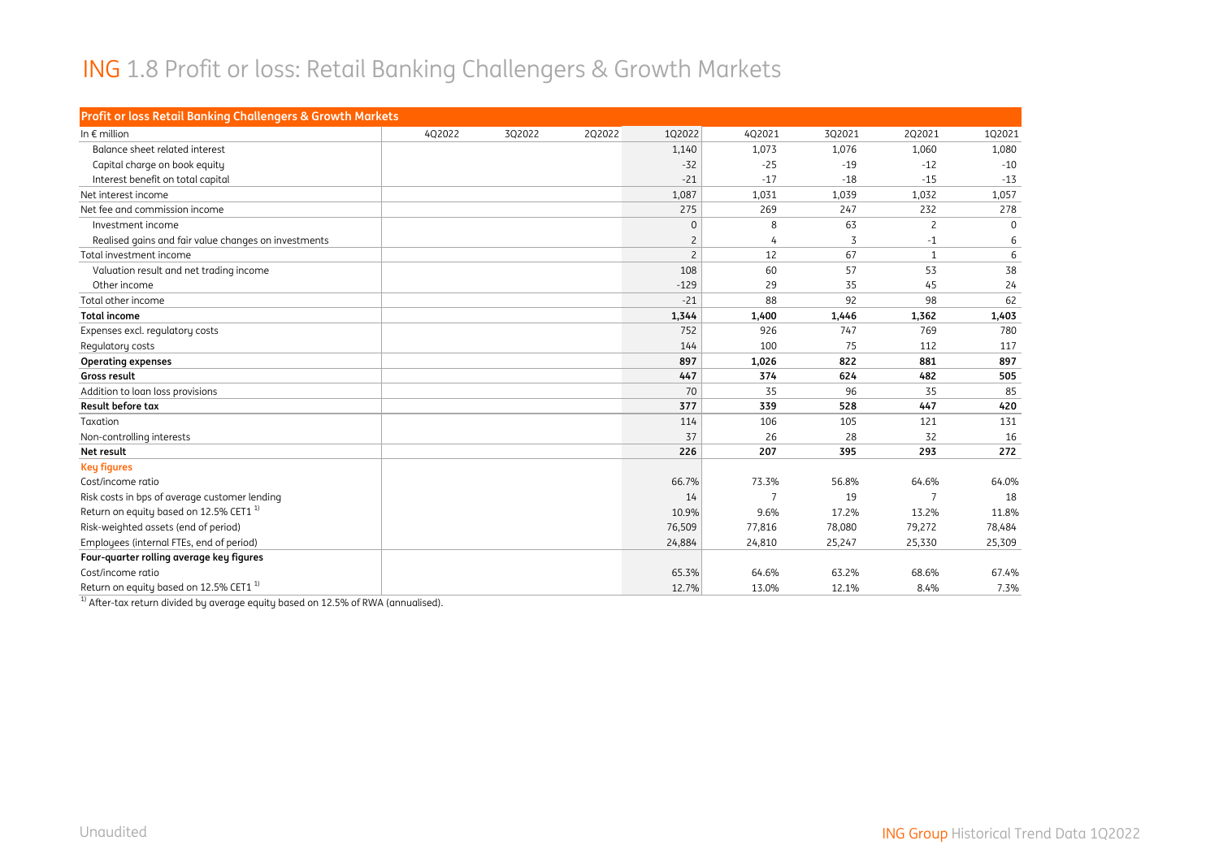# ING 1.8 Profit or loss: Retail Banking Challengers & Growth Markets

| Profit or loss Retail Banking Challengers & Growth Markets | | | | | | | | |
|---|---|---|---|---|---|---|---|---|
| In € million | 4Q2022 | 3Q2022 | 2Q2022 | 1Q2022 | 4Q2021 | 3Q2021 | 2Q2021 | 1Q2021 |
| Balance sheet related interest | | | | 1,140 | 1,073 | 1,076 | 1,060 | 1,080 |
| Capital charge on book equity | | | | -32 | -25 | -19 | -12 | -10 |
| Interest benefit on total capital | | | | -21 | -17 | -18 | -15 | -13 |
| Net interest income | | | | 1,087 | 1,031 | 1,039 | 1,032 | 1,057 |
| Net fee and commission income | | | | 275 | 269 | 247 | 232 | 278 |
| Investment income | | | | 0 | 8 | 63 | 2 | 0 |
| Realised gains and fair value changes on investments | | | | 2 | 4 | 3 | -1 | 6 |
| Total investment income | | | | 2 | 12 | 67 | 1 | 6 |
| Valuation result and net trading income | | | | 108 | 60 | 57 | 53 | 38 |
| Other income | | | | -129 | 29 | 35 | 45 | 24 |
| Total other income | | | | -21 | 88 | 92 | 98 | 62 |
| **Total income** | | | | **1,344** | **1,400** | **1,446** | **1,362** | **1,403** |
| Expenses excl. regulatory costs | | | | 752 | 926 | 747 | 769 | 780 |
| Regulatory costs | | | | 144 | 100 | 75 | 112 | 117 |
| **Operating expenses** | | | | **897** | **1,026** | **822** | **881** | **897** |
| **Gross result** | | | | **447** | **374** | **624** | **482** | **505** |
| Addition to loan loss provisions | | | | 70 | 35 | 96 | 35 | 85 |
| **Result before tax** | | | | **377** | **339** | **528** | **447** | **420** |
| Taxation | | | | 114 | 106 | 105 | 121 | 131 |
| Non-controlling interests | | | | 37 | 26 | 28 | 32 | 16 |
| **Net result** | | | | **226** | **207** | **395** | **293** | **272** |
| **Key figures** | | | | | | | | |
| Cost/income ratio | | | | 66.7% | 73.3% | 56.8% | 64.6% | 64.0% |
| Risk costs in bps of average customer lending | | | | 14 | 7 | 19 | 7 | 18 |
| Return on equity based on 12.5% CET1 [1] | | | | 10.9% | 9.6% | 17.2% | 13.2% | 11.8% |
| Risk-weighted assets (end of period) | | | | 76,509 | 77,816 | 78,080 | 79,272 | 78,484 |
| Employees (internal FTEs, end of period) | | | | 24,884 | 24,810 | 25,247 | 25,330 | 25,309 |
| **Four-quarter rolling average key figures** | | | | | | | | |
| Cost/income ratio | | | | 65.3% | 64.6% | 63.2% | 68.6% | 67.4% |
| Return on equity based on 12.5% CET1 [1] | | | | 12.7% | 13.0% | 12.1% | 8.4% | 7.3% |

[1] After-tax return divided by average equity based on 12.5% of RWA (annualised).

Unaudited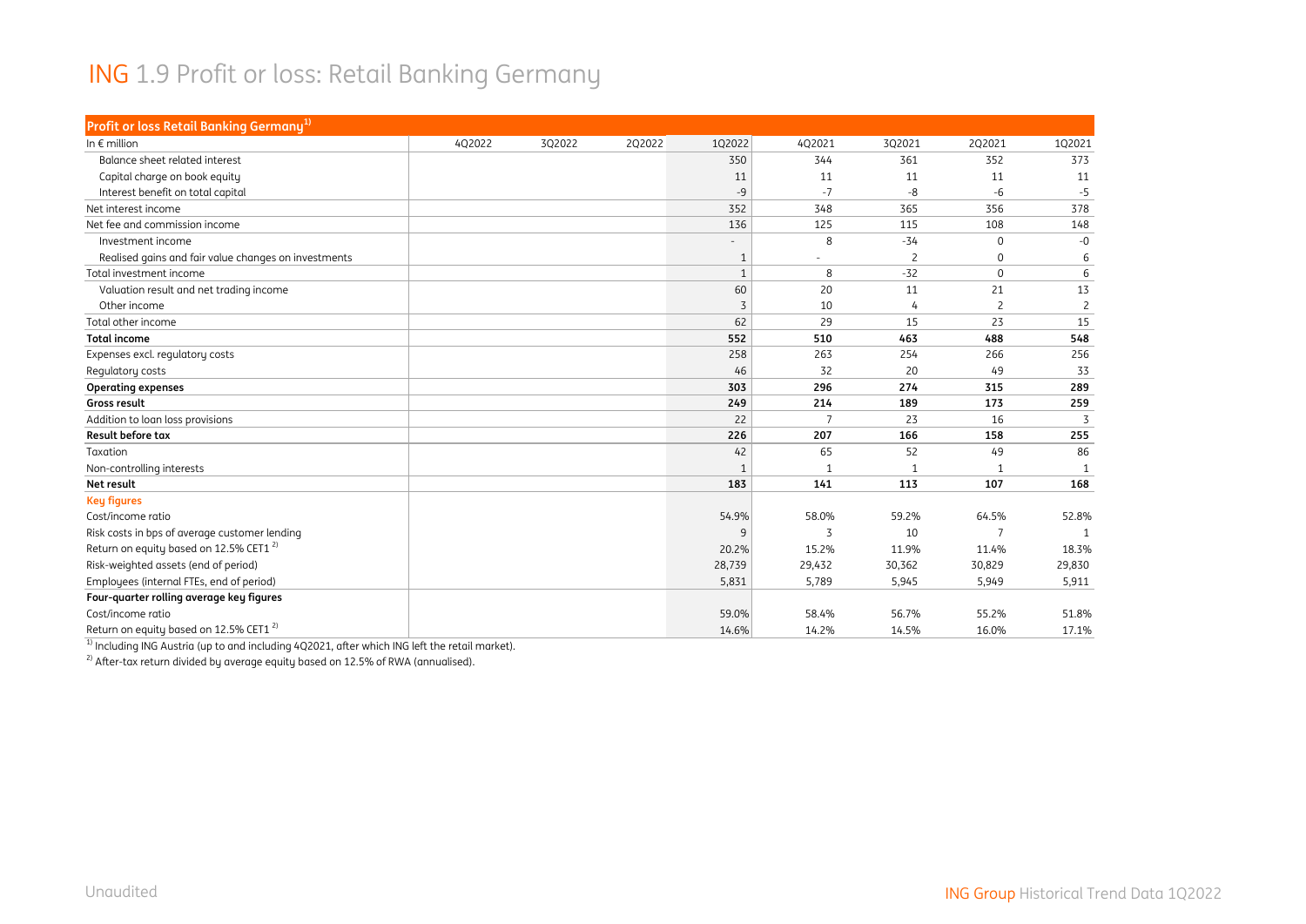# ING 1.9 Profit or loss: Retail Banking Germany

| Profit or loss Retail Banking Germany[1] | | | | | | | | |
|---|---|---|---|---|---|---|---|---|
| In € million | 4Q2022 | 3Q2022 | 2Q2022 | 1Q2022 | 4Q2021 | 3Q2021 | 2Q2021 | 1Q2021 |
| Balance sheet related interest | | | | 350 | 344 | 361 | 352 | 373 |
| Capital charge on book equity | | | | 11 | 11 | 11 | 11 | 11 |
| Interest benefit on total capital | | | | -9 | -7 | -8 | -6 | -5 |
| Net interest income | | | | 352 | 348 | 365 | 356 | 378 |
| Net fee and commission income | | | | 136 | 125 | 115 | 108 | 148 |
| Investment income | | | | - | 8 | -34 | 0 | -0 |
| Realised gains and fair value changes on investments | | | | 1 | - | 2 | 0 | 6 |
| Total investment income | | | | 1 | 8 | -32 | 0 | 6 |
| Valuation result and net trading income | | | | 60 | 20 | 11 | 21 | 13 |
| Other income | | | | 3 | 10 | 4 | 2 | 2 |
| Total other income | | | | 62 | 29 | 15 | 23 | 15 |
| **Total income** | | | | **552** | **510** | **463** | **488** | **548** |
| Expenses excl. regulatory costs | | | | 258 | 263 | 254 | 266 | 256 |
| Regulatory costs | | | | 46 | 32 | 20 | 49 | 33 |
| **Operating expenses** | | | | **303** | **296** | **274** | **315** | **289** |
| **Gross result** | | | | **249** | **214** | **189** | **173** | **259** |
| Addition to loan loss provisions | | | | 22 | 7 | 23 | 16 | 3 |
| **Result before tax** | | | | **226** | **207** | **166** | **158** | **255** |
| Taxation | | | | 42 | 65 | 52 | 49 | 86 |
| Non-controlling interests | | | | 1 | 1 | 1 | 1 | 1 |
| **Net result** | | | | **183** | **141** | **113** | **107** | **168** |
| **Key figures** | | | | | | | | |
| Cost/income ratio | | | | 54.9% | 58.0% | 59.2% | 64.5% | 52.8% |
| Risk costs in bps of average customer lending | | | | 9 | 3 | 10 | 7 | 1 |
| Return on equity based on 12.5% CET1 [2] | | | | 20.2% | 15.2% | 11.9% | 11.4% | 18.3% |
| Risk-weighted assets (end of period) | | | | 28,739 | 29,432 | 30,362 | 30,829 | 29,830 |
| Employees (internal FTEs, end of period) | | | | 5,831 | 5,789 | 5,945 | 5,949 | 5,911 |
| **Four-quarter rolling average key figures** | | | | | | | | |
| Cost/income ratio | | | | 59.0% | 58.4% | 56.7% | 55.2% | 51.8% |
| Return on equity based on 12.5% CET1 [2] | | | | 14.6% | 14.2% | 14.5% | 16.0% | 17.1% |

[1] Including ING Austria (up to and including 4Q2021, after which ING left the retail market).

[2] After-tax return divided by average equity based on 12.5% of RWA (annualised).

Unaudited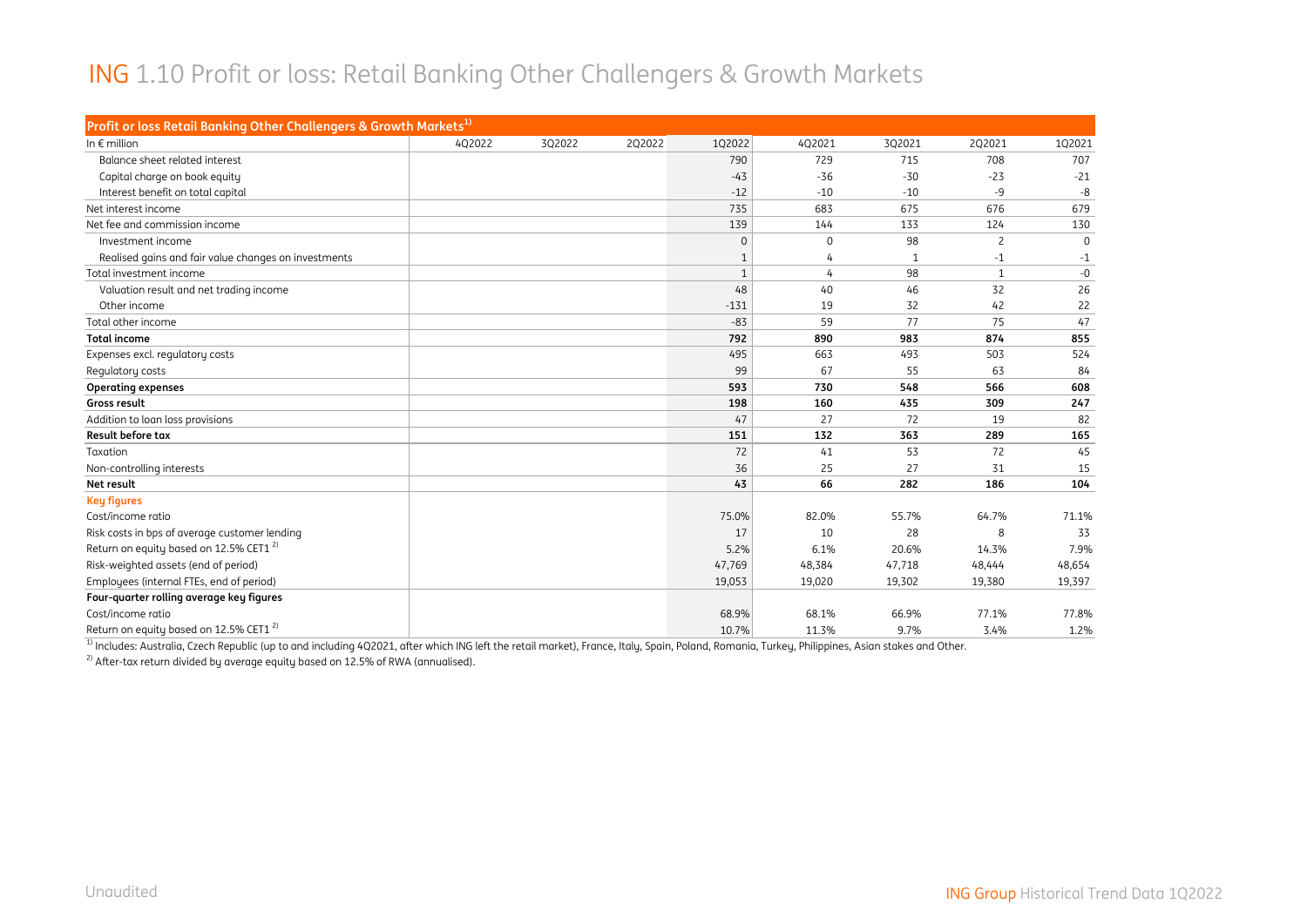# ING 1.10 Profit or loss: Retail Banking Other Challengers & Growth Markets

| Profit or loss Retail Banking Other Challengers & Growth Markets[1] | | | | | | | | |
|---|---|---|---|---|---|---|---|---|
| In € million | 4Q2022 | 3Q2022 | 2Q2022 | 1Q2022 | 4Q2021 | 3Q2021 | 2Q2021 | 1Q2021 |
| Balance sheet related interest | | | | 790 | 729 | 715 | 708 | 707 |
| Capital charge on book equity | | | | -43 | -36 | -30 | -23 | -21 |
| Interest benefit on total capital | | | | -12 | -10 | -10 | -9 | -8 |
| Net interest income | | | | 735 | 683 | 675 | 676 | 679 |
| Net fee and commission income | | | | 139 | 144 | 133 | 124 | 130 |
| Investment income | | | | 0 | 0 | 98 | 2 | 0 |
| Realised gains and fair value changes on investments | | | | 1 | 4 | 1 | -1 | -1 |
| Total investment income | | | | 1 | 4 | 98 | 1 | -0 |
| Valuation result and net trading income | | | | 48 | 40 | 46 | 32 | 26 |
| Other income | | | | -131 | 19 | 32 | 42 | 22 |
| Total other income | | | | -83 | 59 | 77 | 75 | 47 |
| **Total income** | | | | **792** | **890** | **983** | **874** | **855** |
| Expenses excl. regulatory costs | | | | 495 | 663 | 493 | 503 | 524 |
| Regulatory costs | | | | 99 | 67 | 55 | 63 | 84 |
| **Operating expenses** | | | | **593** | **730** | **548** | **566** | **608** |
| **Gross result** | | | | **198** | **160** | **435** | **309** | **247** |
| Addition to loan loss provisions | | | | 47 | 27 | 72 | 19 | 82 |
| **Result before tax** | | | | **151** | **132** | **363** | **289** | **165** |
| Taxation | | | | 72 | 41 | 53 | 72 | 45 |
| Non-controlling interests | | | | 36 | 25 | 27 | 31 | 15 |
| **Net result** | | | | **43** | **66** | **282** | **186** | **104** |
| **Key figures** | | | | | | | | |
| Cost/income ratio | | | | 75.0% | 82.0% | 55.7% | 64.7% | 71.1% |
| Risk costs in bps of average customer lending | | | | 17 | 10 | 28 | 8 | 33 |
| Return on equity based on 12.5% CET1 [2] | | | | 5.2% | 6.1% | 20.6% | 14.3% | 7.9% |
| Risk-weighted assets (end of period) | | | | 47,769 | 48,384 | 47,718 | 48,444 | 48,654 |
| Employees (internal FTEs, end of period) | | | | 19,053 | 19,020 | 19,302 | 19,380 | 19,397 |
| **Four-quarter rolling average key figures** | | | | | | | | |
| Cost/income ratio | | | | 68.9% | 68.1% | 66.9% | 77.1% | 77.8% |
| Return on equity based on 12.5% CET1 [2] | | | | 10.7% | 11.3% | 9.7% | 3.4% | 1.2% |

[1] Includes: Australia, Czech Republic (up to and including 4Q2021, after which ING left the retail market), France, Italy, Spain, Poland, Romania, Turkey, Philippines, Asian stakes and Other.

[2] After-tax return divided by average equity based on 12.5% of RWA (annualised).

Unaudited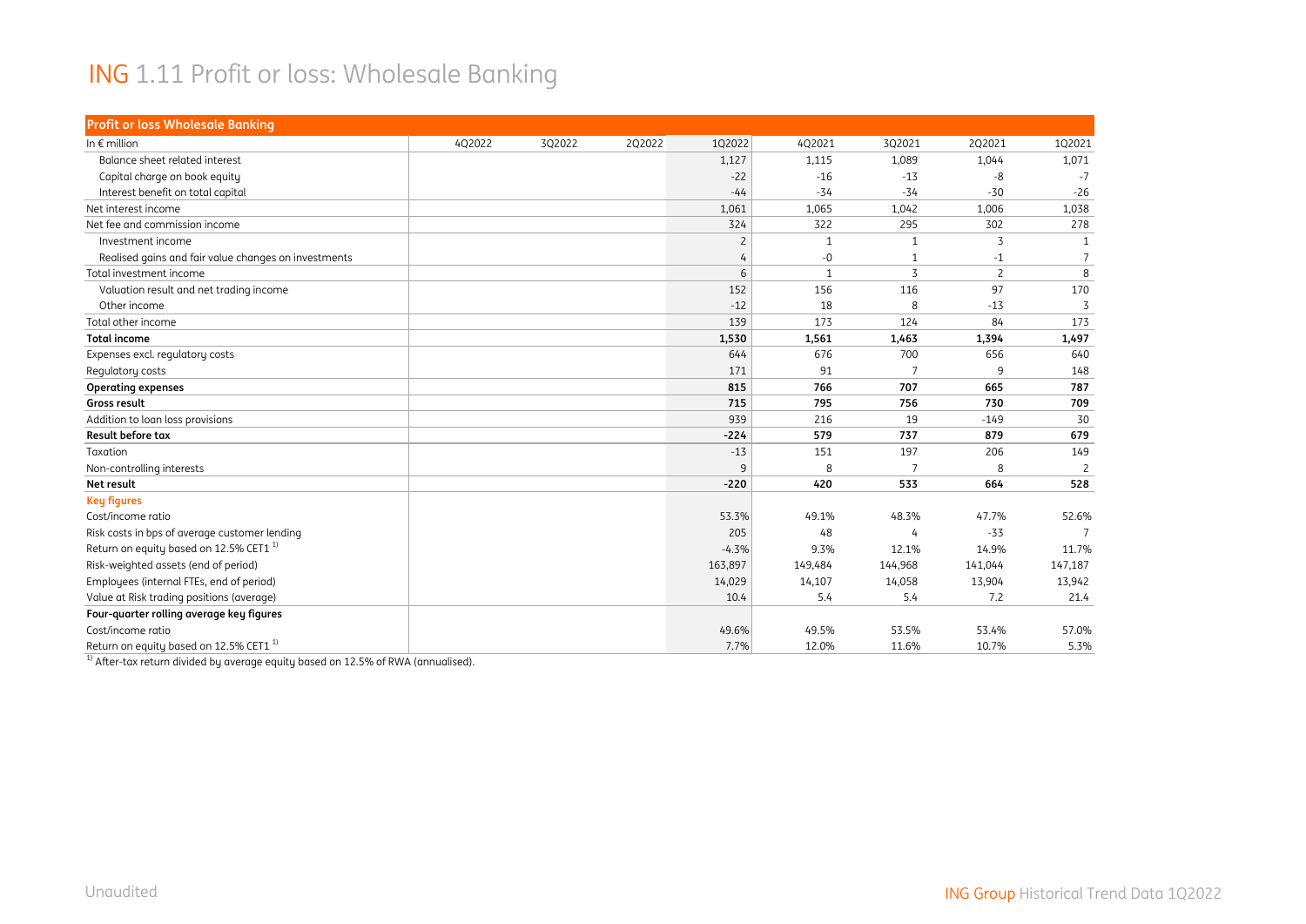# ING 1.11 Profit or loss: Wholesale Banking

| Profit or loss Wholesale Banking | | | | | | | | |
|---|---|---|---|---|---|---|---|---|
| In € million | 4Q2022 | 3Q2022 | 2Q2022 | 1Q2022 | 4Q2021 | 3Q2021 | 2Q2021 | 1Q2021 |
| Balance sheet related interest | | | | 1,127 | 1,115 | 1,089 | 1,044 | 1,071 |
| Capital charge on book equity | | | | -22 | -16 | -13 | -8 | -7 |
| Interest benefit on total capital | | | | -44 | -34 | -34 | -30 | -26 |
| Net interest income | | | | 1,061 | 1,065 | 1,042 | 1,006 | 1,038 |
| Net fee and commission income | | | | 324 | 322 | 295 | 302 | 278 |
| Investment income | | | | 2 | 1 | 1 | 3 | 1 |
| Realised gains and fair value changes on investments | | | | 4 | -0 | 1 | -1 | 7 |
| Total investment income | | | | 6 | 1 | 3 | 2 | 8 |
| Valuation result and net trading income | | | | 152 | 156 | 116 | 97 | 170 |
| Other income | | | | -12 | 18 | 8 | -13 | 3 |
| Total other income | | | | 139 | 173 | 124 | 84 | 173 |
| **Total income** | | | | **1,530** | **1,561** | **1,463** | **1,394** | **1,497** |
| Expenses excl. regulatory costs | | | | 644 | 676 | 700 | 656 | 640 |
| Regulatory costs | | | | 171 | 91 | 7 | 9 | 148 |
| **Operating expenses** | | | | **815** | **766** | **707** | **665** | **787** |
| **Gross result** | | | | **715** | **795** | **756** | **730** | **709** |
| Addition to loan loss provisions | | | | 939 | 216 | 19 | -149 | 30 |
| **Result before tax** | | | | **-224** | **579** | **737** | **879** | **679** |
| Taxation | | | | -13 | 151 | 197 | 206 | 149 |
| Non-controlling interests | | | | 9 | 8 | 7 | 8 | 2 |
| **Net result** | | | | **-220** | **420** | **533** | **664** | **528** |
| **Key figures** | | | | | | | | |
| Cost/income ratio | | | | 53.3% | 49.1% | 48.3% | 47.7% | 52.6% |
| Risk costs in bps of average customer lending | | | | 205 | 48 | 4 | -33 | 7 |
| Return on equity based on 12.5% CET1 [1] | | | | -4.3% | 9.3% | 12.1% | 14.9% | 11.7% |
| Risk-weighted assets (end of period) | | | | 163,897 | 149,484 | 144,968 | 141,044 | 147,187 |
| Employees (internal FTEs, end of period) | | | | 14,029 | 14,107 | 14,058 | 13,904 | 13,942 |
| Value at Risk trading positions (average) | | | | 10.4 | 5.4 | 5.4 | 7.2 | 21.4 |
| **Four-quarter rolling average key figures** | | | | | | | | |
| Cost/income ratio | | | | 49.6% | 49.5% | 53.5% | 53.4% | 57.0% |
| Return on equity based on 12.5% CET1 [1] | | | | 7.7% | 12.0% | 11.6% | 10.7% | 5.3% |

[1] After-tax return divided by average equity based on 12.5% of RWA (annualised).

Unaudited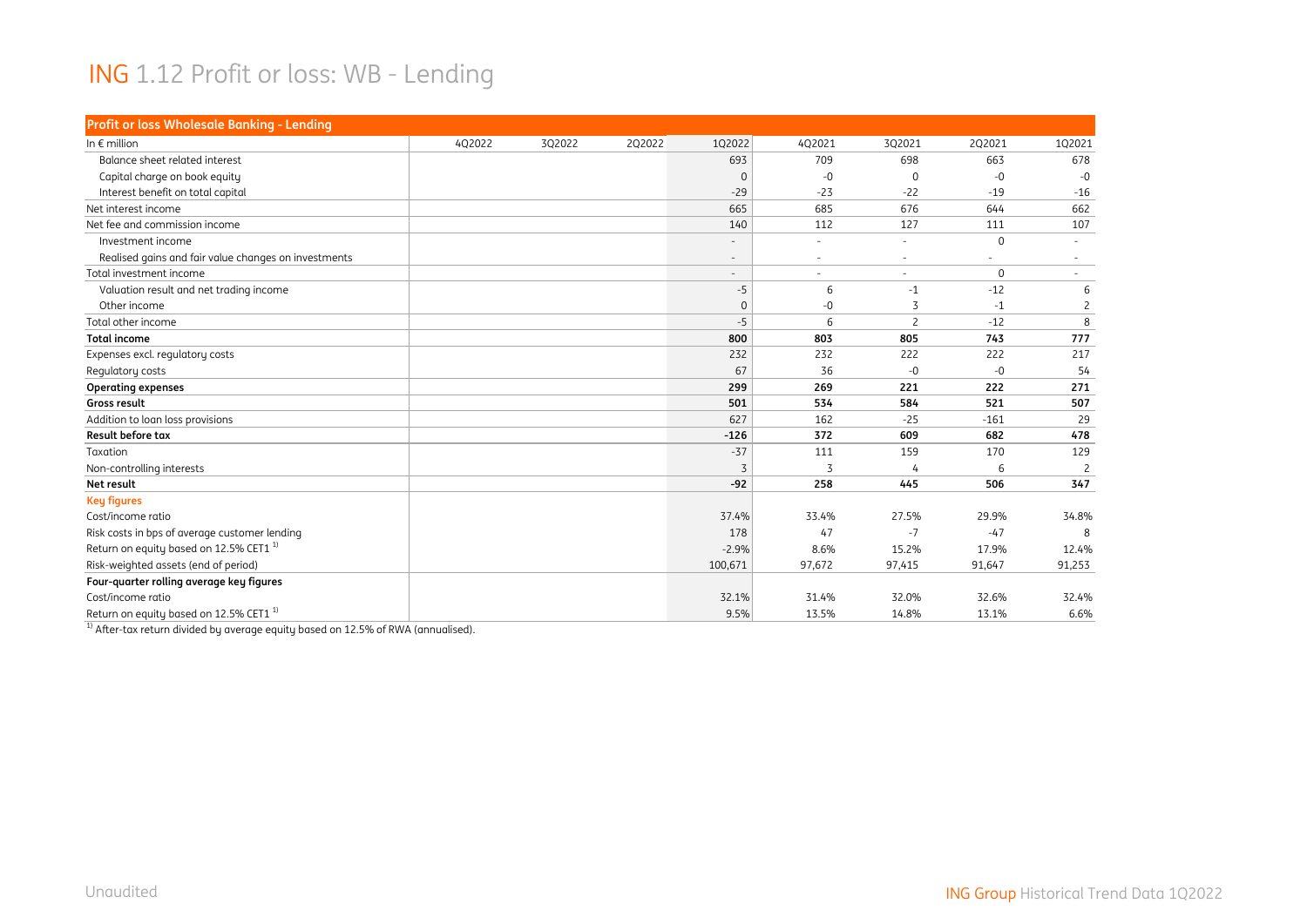# ING 1.12 Profit or loss: WB - Lending

| Profit or loss Wholesale Banking - Lending | | | | | | | | |
|---|---|---|---|---|---|---|---|---|
| In € million | 4Q2022 | 3Q2022 | 2Q2022 | 1Q2022 | 4Q2021 | 3Q2021 | 2Q2021 | 1Q2021 |
| Balance sheet related interest | | | | 693 | 709 | 698 | 663 | 678 |
| Capital charge on book equity | | | | 0 | -0 | 0 | -0 | -0 |
| Interest benefit on total capital | | | | -29 | -23 | -22 | -19 | -16 |
| Net interest income | | | | 665 | 685 | 676 | 644 | 662 |
| Net fee and commission income | | | | 140 | 112 | 127 | 111 | 107 |
| Investment income | | | | - | - | - | 0 | - |
| Realised gains and fair value changes on investments | | | | - | - | - | - | - |
| Total investment income | | | | - | - | - | 0 | - |
| Valuation result and net trading income | | | | -5 | 6 | -1 | -12 | 6 |
| Other income | | | | 0 | -0 | 3 | -1 | 2 |
| Total other income | | | | -5 | 6 | 2 | -12 | 8 |
| **Total income** | | | | **800** | **803** | **805** | **743** | **777** |
| Expenses excl. regulatory costs | | | | 232 | 232 | 222 | 222 | 217 |
| Regulatory costs | | | | 67 | 36 | -0 | -0 | 54 |
| **Operating expenses** | | | | **299** | **269** | **221** | **222** | **271** |
| **Gross result** | | | | **501** | **534** | **584** | **521** | **507** |
| Addition to loan loss provisions | | | | 627 | 162 | -25 | -161 | 29 |
| **Result before tax** | | | | **-126** | **372** | **609** | **682** | **478** |
| Taxation | | | | -37 | 111 | 159 | 170 | 129 |
| Non-controlling interests | | | | 3 | 3 | 4 | 6 | 2 |
| **Net result** | | | | **-92** | **258** | **445** | **506** | **347** |
| **Key figures** | | | | | | | | |
| Cost/income ratio | | | | 37.4% | 33.4% | 27.5% | 29.9% | 34.8% |
| Risk costs in bps of average customer lending | | | | 178 | 47 | -7 | -47 | 8 |
| Return on equity based on 12.5% CET1 [1] | | | | -2.9% | 8.6% | 15.2% | 17.9% | 12.4% |
| Risk-weighted assets (end of period) | | | | 100,671 | 97,672 | 97,415 | 91,647 | 91,253 |
| **Four-quarter rolling average key figures** | | | | | | | | |
| Cost/income ratio | | | | 32.1% | 31.4% | 32.0% | 32.6% | 32.4% |
| Return on equity based on 12.5% CET1 [1] | | | | 9.5% | 13.5% | 14.8% | 13.1% | 6.6% |

[1] After-tax return divided by average equity based on 12.5% of RWA (annualised).

Unaudited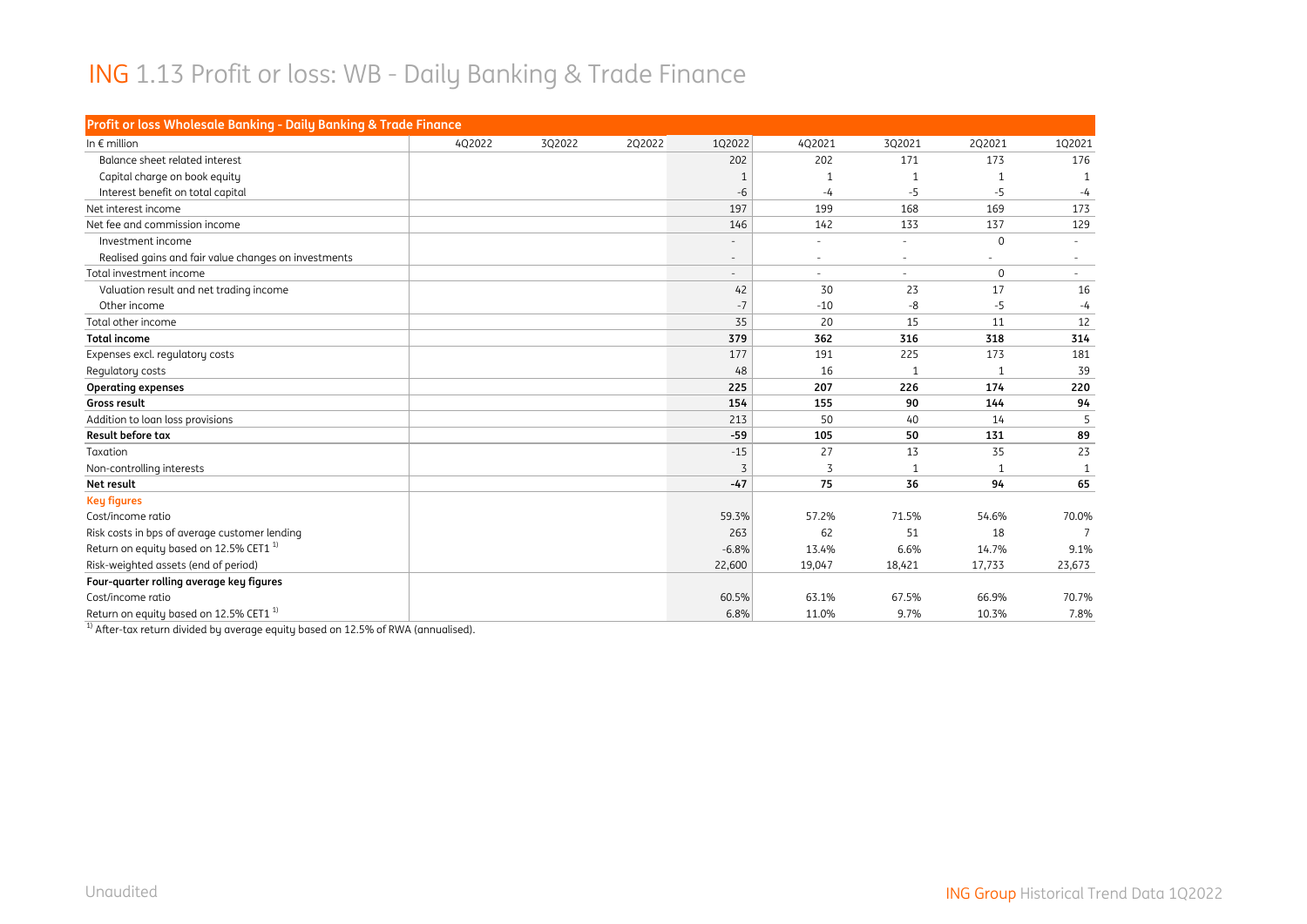# ING 1.13 Profit or loss: WB - Daily Banking & Trade Finance

| Profit or loss Wholesale Banking - Daily Banking & Trade Finance | | | | | | | | |
|---|---|---|---|---|---|---|---|---|
| In € million | 4Q2022 | 3Q2022 | 2Q2022 | 1Q2022 | 4Q2021 | 3Q2021 | 2Q2021 | 1Q2021 |
| Balance sheet related interest | | | | 202 | 202 | 171 | 173 | 176 |
| Capital charge on book equity | | | | 1 | 1 | 1 | 1 | 1 |
| Interest benefit on total capital | | | | -6 | -4 | -5 | -5 | -4 |
| Net interest income | | | | 197 | 199 | 168 | 169 | 173 |
| Net fee and commission income | | | | 146 | 142 | 133 | 137 | 129 |
| Investment income | | | | - | - | - | 0 | - |
| Realised gains and fair value changes on investments | | | | - | - | - | - | - |
| Total investment income | | | | - | - | - | 0 | - |
| Valuation result and net trading income | | | | 42 | 30 | 23 | 17 | 16 |
| Other income | | | | -7 | -10 | -8 | -5 | -4 |
| Total other income | | | | 35 | 20 | 15 | 11 | 12 |
| **Total income** | | | | **379** | **362** | **316** | **318** | **314** |
| Expenses excl. regulatory costs | | | | 177 | 191 | 225 | 173 | 181 |
| Regulatory costs | | | | 48 | 16 | 1 | 1 | 39 |
| **Operating expenses** | | | | **225** | **207** | **226** | **174** | **220** |
| **Gross result** | | | | **154** | **155** | **90** | **144** | **94** |
| Addition to loan loss provisions | | | | 213 | 50 | 40 | 14 | 5 |
| **Result before tax** | | | | **-59** | **105** | **50** | **131** | **89** |
| Taxation | | | | -15 | 27 | 13 | 35 | 23 |
| Non-controlling interests | | | | 3 | 3 | 1 | 1 | 1 |
| **Net result** | | | | **-47** | **75** | **36** | **94** | **65** |
| **Key figures** | | | | | | | | |
| Cost/income ratio | | | | 59.3% | 57.2% | 71.5% | 54.6% | 70.0% |
| Risk costs in bps of average customer lending | | | | 263 | 62 | 51 | 18 | 7 |
| Return on equity based on 12.5% CET1 [1] | | | | -6.8% | 13.4% | 6.6% | 14.7% | 9.1% |
| Risk-weighted assets (end of period) | | | | 22,600 | 19,047 | 18,421 | 17,733 | 23,673 |
| **Four-quarter rolling average key figures** | | | | | | | | |
| Cost/income ratio | | | | 60.5% | 63.1% | 67.5% | 66.9% | 70.7% |
| Return on equity based on 12.5% CET1 [1] | | | | 6.8% | 11.0% | 9.7% | 10.3% | 7.8% |

[1] After-tax return divided by average equity based on 12.5% of RWA (annualised).

Unaudited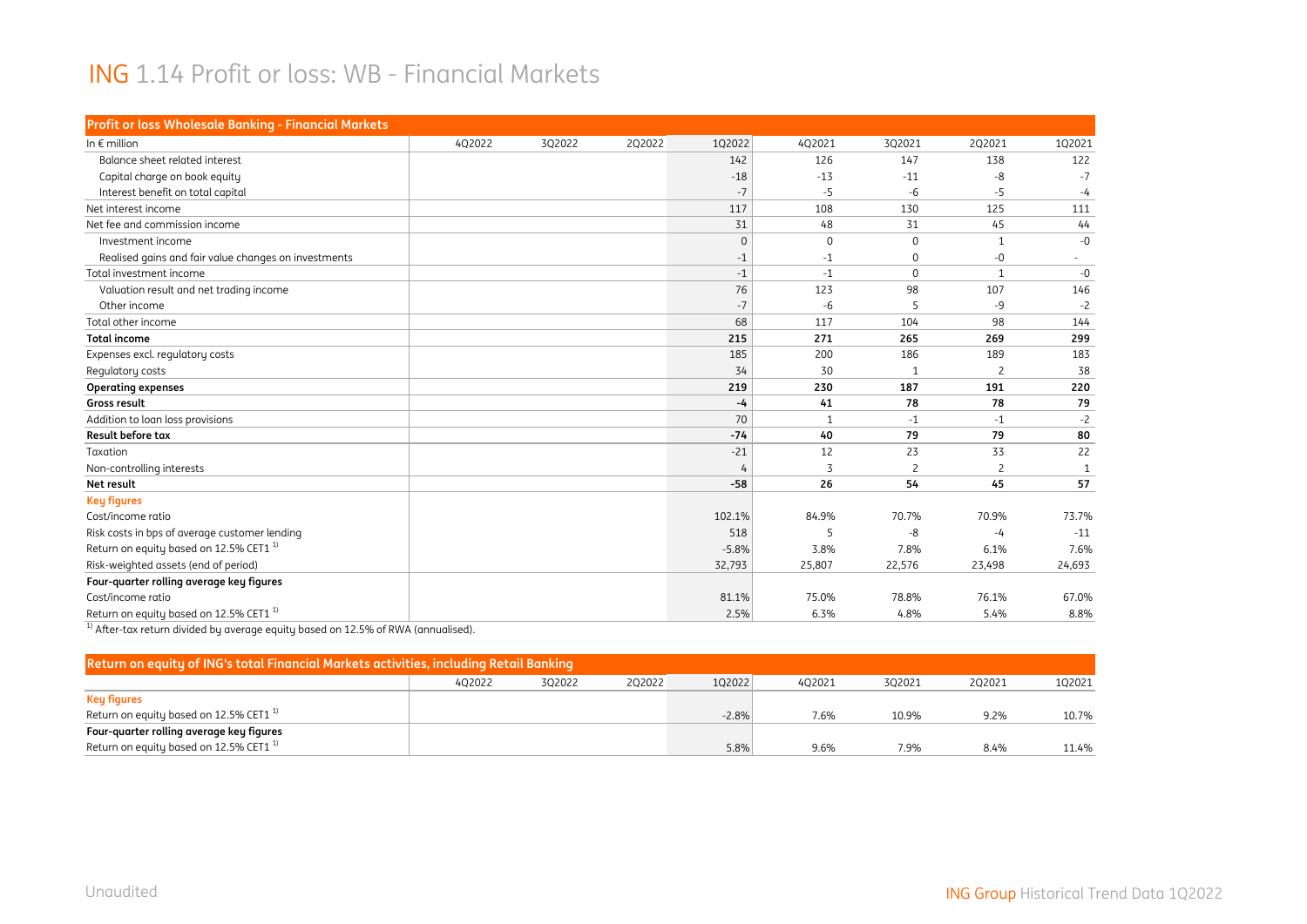# ING 1.14 Profit or loss: WB - Financial Markets

| Profit or loss Wholesale Banking - Financial Markets | | | | | | | | |
|---|---|---|---|---|---|---|---|---|
| In € million | 4Q2022 | 3Q2022 | 2Q2022 | 1Q2022 | 4Q2021 | 3Q2021 | 2Q2021 | 1Q2021 |
| Balance sheet related interest | | | | 142 | 126 | 147 | 138 | 122 |
| Capital charge on book equity | | | | -18 | -13 | -11 | -8 | -7 |
| Interest benefit on total capital | | | | -7 | -5 | -6 | -5 | -4 |
| Net interest income | | | | 117 | 108 | 130 | 125 | 111 |
| Net fee and commission income | | | | 31 | 48 | 31 | 45 | 44 |
| Investment income | | | | 0 | 0 | 0 | 1 | -0 |
| Realised gains and fair value changes on investments | | | | -1 | -1 | 0 | -0 | - |
| Total investment income | | | | -1 | -1 | 0 | 1 | -0 |
| Valuation result and net trading income | | | | 76 | 123 | 98 | 107 | 146 |
| Other income | | | | -7 | -6 | 5 | -9 | -2 |
| Total other income | | | | 68 | 117 | 104 | 98 | 144 |
| **Total income** | | | | **215** | **271** | **265** | **269** | **299** |
| Expenses excl. regulatory costs | | | | 185 | 200 | 186 | 189 | 183 |
| Regulatory costs | | | | 34 | 30 | 1 | 2 | 38 |
| **Operating expenses** | | | | **219** | **230** | **187** | **191** | **220** |
| **Gross result** | | | | **-4** | **41** | **78** | **78** | **79** |
| Addition to loan loss provisions | | | | 70 | 1 | -1 | -1 | -2 |
| **Result before tax** | | | | **-74** | **40** | **79** | **79** | **80** |
| Taxation | | | | -21 | 12 | 23 | 33 | 22 |
| Non-controlling interests | | | | 4 | 3 | 2 | 2 | 1 |
| **Net result** | | | | **-58** | **26** | **54** | **45** | **57** |
| **Key figures** | | | | | | | | |
| Cost/income ratio | | | | 102.1% | 84.9% | 70.7% | 70.9% | 73.7% |
| Risk costs in bps of average customer lending | | | | 518 | 5 | -8 | -4 | -11 |
| Return on equity based on 12.5% CET1 [1] | | | | -5.8% | 3.8% | 7.8% | 6.1% | 7.6% |
| Risk-weighted assets (end of period) | | | | 32,793 | 25,807 | 22,576 | 23,498 | 24,693 |
| **Four-quarter rolling average key figures** | | | | | | | | |
| Cost/income ratio | | | | 81.1% | 75.0% | 78.8% | 76.1% | 67.0% |
| Return on equity based on 12.5% CET1 [1] | | | | 2.5% | 6.3% | 4.8% | 5.4% | 8.8% |

[1] After-tax return divided by average equity based on 12.5% of RWA (annualised).

| Return on equity of ING's total Financial Markets activities, including Retail Banking | | | | | | | | |
|---|---|---|---|---|---|---|---|---|
| | 4Q2022 | 3Q2022 | 2Q2022 | 1Q2022 | 4Q2021 | 3Q2021 | 2Q2021 | 1Q2021 |
| **Key figures** | | | | | | | | |
| Return on equity based on 12.5% CET1 [1] | | | | -2.8% | 7.6% | 10.9% | 9.2% | 10.7% |
| **Four-quarter rolling average key figures** | | | | | | | | |
| Return on equity based on 12.5% CET1 [1] | | | | 5.8% | 9.6% | 7.9% | 8.4% | 11.4% |

Unaudited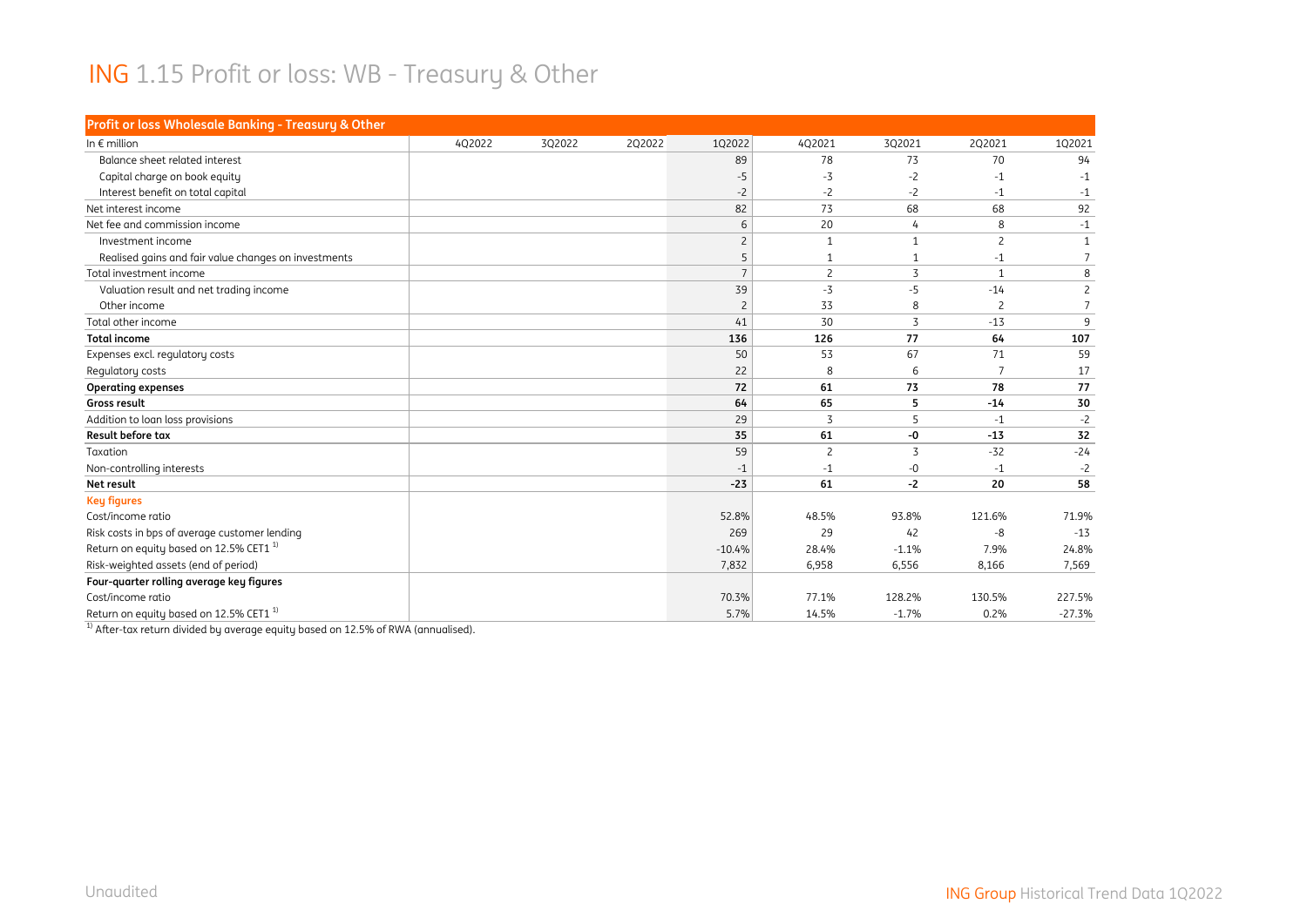# ING 1.15 Profit or loss: WB - Treasury & Other

| Profit or loss Wholesale Banking - Treasury & Other | | | | | | | | |
|---|---|---|---|---|---|---|---|---|
| In € million | 4Q2022 | 3Q2022 | 2Q2022 | 1Q2022 | 4Q2021 | 3Q2021 | 2Q2021 | 1Q2021 |
| Balance sheet related interest | | | | 89 | 78 | 73 | 70 | 94 |
| Capital charge on book equity | | | | -5 | -3 | -2 | -1 | -1 |
| Interest benefit on total capital | | | | -2 | -2 | -2 | -1 | -1 |
| Net interest income | | | | 82 | 73 | 68 | 68 | 92 |
| Net fee and commission income | | | | 6 | 20 | 4 | 8 | -1 |
| Investment income | | | | 2 | 1 | 1 | 2 | 1 |
| Realised gains and fair value changes on investments | | | | 5 | 1 | 1 | -1 | 7 |
| Total investment income | | | | 7 | 2 | 3 | 1 | 8 |
| Valuation result and net trading income | | | | 39 | -3 | -5 | -14 | 2 |
| Other income | | | | 2 | 33 | 8 | 2 | 7 |
| Total other income | | | | 41 | 30 | 3 | -13 | 9 |
| **Total income** | | | | **136** | **126** | **77** | **64** | **107** |
| Expenses excl. regulatory costs | | | | 50 | 53 | 67 | 71 | 59 |
| Regulatory costs | | | | 22 | 8 | 6 | 7 | 17 |
| **Operating expenses** | | | | **72** | **61** | **73** | **78** | **77** |
| **Gross result** | | | | **64** | **65** | **5** | **-14** | **30** |
| Addition to loan loss provisions | | | | 29 | 3 | 5 | -1 | -2 |
| **Result before tax** | | | | **35** | **61** | **-0** | **-13** | **32** |
| Taxation | | | | 59 | 2 | 3 | -32 | -24 |
| Non-controlling interests | | | | -1 | -1 | -0 | -1 | -2 |
| **Net result** | | | | **-23** | **61** | **-2** | **20** | **58** |
| **Key figures** | | | | | | | | |
| Cost/income ratio | | | | 52.8% | 48.5% | 93.8% | 121.6% | 71.9% |
| Risk costs in bps of average customer lending | | | | 269 | 29 | 42 | -8 | -13 |
| Return on equity based on 12.5% CET1 [1] | | | | -10.4% | 28.4% | -1.1% | 7.9% | 24.8% |
| Risk-weighted assets (end of period) | | | | 7,832 | 6,958 | 6,556 | 8,166 | 7,569 |
| **Four-quarter rolling average key figures** | | | | | | | | |
| Cost/income ratio | | | | 70.3% | 77.1% | 128.2% | 130.5% | 227.5% |
| Return on equity based on 12.5% CET1 [1] | | | | 5.7% | 14.5% | -1.7% | 0.2% | -27.3% |

[1] After-tax return divided by average equity based on 12.5% of RWA (annualised).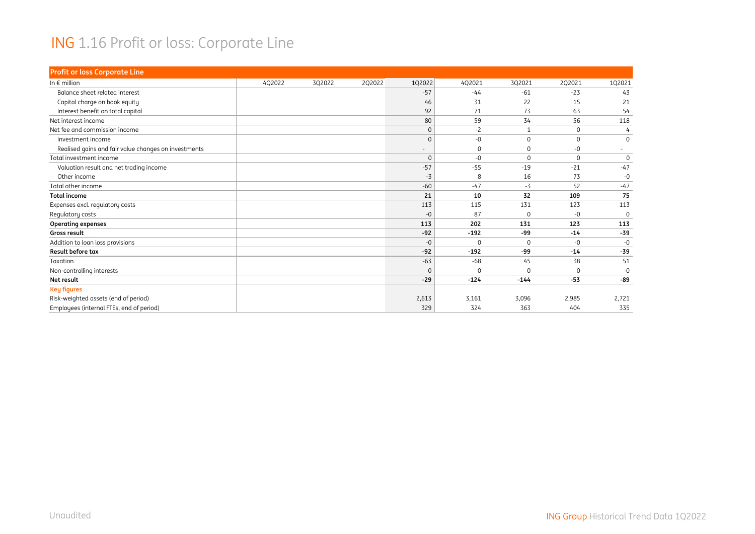# ING 1.16 Profit or loss: Corporate Line

| Profit or loss Corporate Line | | | | | | | | |
|---|---|---|---|---|---|---|---|---|
| In € million | 4Q2022 | 3Q2022 | 2Q2022 | 1Q2022 | 4Q2021 | 3Q2021 | 2Q2021 | 1Q2021 |
| Balance sheet related interest | | | | -57 | -44 | -61 | -23 | 43 |
| Capital charge on book equity | | | | 46 | 31 | 22 | 15 | 21 |
| Interest benefit on total capital | | | | 92 | 71 | 73 | 63 | 54 |
| Net interest income | | | | 80 | 59 | 34 | 56 | 118 |
| Net fee and commission income | | | | 0 | -2 | 1 | 0 | 4 |
| Investment income | | | | 0 | -0 | 0 | 0 | 0 |
| Realised gains and fair value changes on investments | | | | - | 0 | 0 | -0 | - |
| Total investment income | | | | 0 | -0 | 0 | 0 | 0 |
| Valuation result and net trading income | | | | -57 | -55 | -19 | -21 | -47 |
| Other income | | | | -3 | 8 | 16 | 73 | -0 |
| Total other income | | | | -60 | -47 | -3 | 52 | -47 |
| **Total income** | | | | **21** | **10** | **32** | **109** | **75** |
| Expenses excl. regulatory costs | | | | 113 | 115 | 131 | 123 | 113 |
| Regulatory costs | | | | -0 | 87 | 0 | -0 | 0 |
| **Operating expenses** | | | | **113** | **202** | **131** | **123** | **113** |
| **Gross result** | | | | **-92** | **-192** | **-99** | **-14** | **-39** |
| Addition to loan loss provisions | | | | -0 | 0 | 0 | -0 | -0 |
| **Result before tax** | | | | **-92** | **-192** | **-99** | **-14** | **-39** |
| Taxation | | | | -63 | -68 | 45 | 38 | 51 |
| Non-controlling interests | | | | 0 | 0 | 0 | 0 | -0 |
| **Net result** | | | | **-29** | **-124** | **-144** | **-53** | **-89** |
| **Key figures** | | | | | | | | |
| Risk-weighted assets (end of period) | | | | 2,613 | 3,161 | 3,096 | 2,985 | 2,721 |
| Employees (internal FTEs, end of period) | | | | 329 | 324 | 363 | 404 | 335 |

Unaudited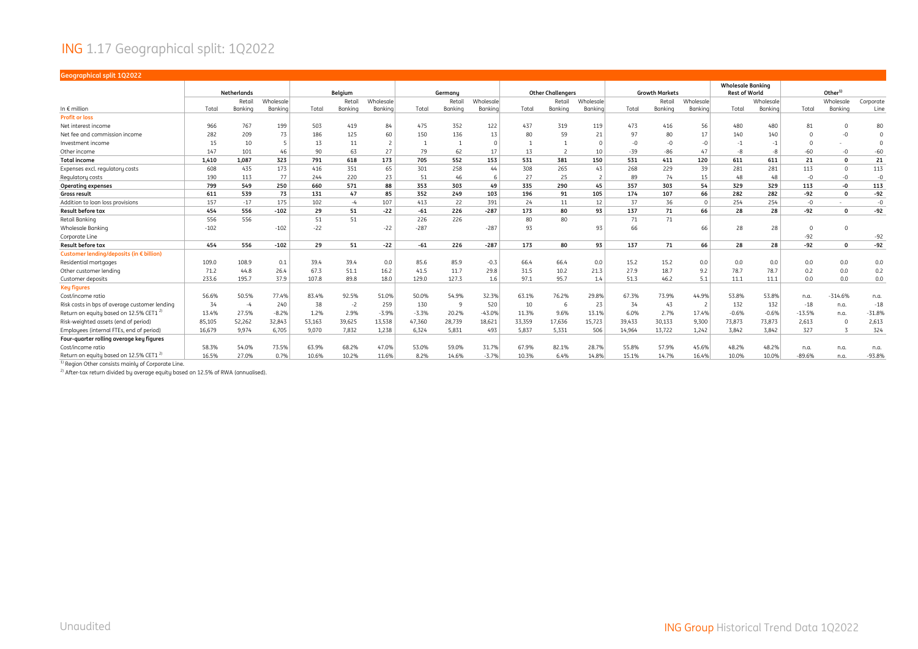# ING 1.17 Geographical split: 1Q2022

**Geographical split 1Q2022**

| In € million | Netherlands | | | Belgium | | | Germany | | | Other Challengers | | | Growth Markets | | | Wholesale Banking Rest of World | | Other[1] | | |
|---|---|---|---|---|---|---|---|---|---|---|---|---|---|---|---|---|---|---|---|---|
| | Total | Retail Banking | Wholesale Banking | Total | Retail Banking | Wholesale Banking | Total | Retail Banking | Wholesale Banking | Total | Retail Banking | Wholesale Banking | Total | Retail Banking | Wholesale Banking | Total | Wholesale Banking | Total | Wholesale Banking | Corporate Line |
| **Profit or loss** | | | | | | | | | | | | | | | | | | | | |
| Net interest income | 966 | 767 | 199 | 503 | 419 | 84 | 475 | 352 | 122 | 437 | 319 | 119 | 473 | 416 | 56 | 480 | 480 | 81 | 0 | 80 |
| Net fee and commission income | 282 | 209 | 73 | 186 | 125 | 60 | 150 | 136 | 13 | 80 | 59 | 21 | 97 | 80 | 17 | 140 | 140 | 0 | -0 | 0 |
| Investment income | 15 | 10 | 5 | 13 | 11 | 2 | 1 | 1 | 0 | 1 | 1 | 0 | -0 | -0 | -0 | -1 | -1 | 0 | - | 0 |
| Other income | 147 | 101 | 46 | 90 | 63 | 27 | 79 | 62 | 17 | 13 | 2 | 10 | -39 | -86 | 47 | -8 | -8 | -60 | -0 | -60 |
| **Total income** | **1,410** | **1,087** | **323** | **791** | **618** | **173** | **705** | **552** | **153** | **531** | **381** | **150** | **531** | **411** | **120** | **611** | **611** | **21** | **0** | **21** |
| Expenses excl. regulatory costs | 608 | 435 | 173 | 416 | 351 | 65 | 301 | 258 | 44 | 308 | 265 | 43 | 268 | 229 | 39 | 281 | 281 | 113 | 0 | 113 |
| Regulatory costs | 190 | 113 | 77 | 244 | 220 | 23 | 51 | 46 | 6 | 27 | 25 | 2 | 89 | 74 | 15 | 48 | 48 | -0 | -0 | -0 |
| **Operating expenses** | **799** | **549** | **250** | **660** | **571** | **88** | **353** | **303** | **49** | **335** | **290** | **45** | **357** | **303** | **54** | **329** | **329** | **113** | **-0** | **113** |
| **Gross result** | **611** | **539** | **73** | **131** | **47** | **85** | **352** | **249** | **103** | **196** | **91** | **105** | **174** | **107** | **66** | **282** | **282** | **-92** | **0** | **-92** |
| Addition to loan loss provisions | 157 | -17 | 175 | 102 | -4 | 107 | 413 | 22 | 391 | 24 | 11 | 12 | 37 | 36 | 0 | 254 | 254 | -0 | - | -0 |
| **Result before tax** | **454** | **556** | **-102** | **29** | **51** | **-22** | **-61** | **226** | **-287** | **173** | **80** | **93** | **137** | **71** | **66** | **28** | **28** | **-92** | **0** | **-92** |
| Retail Banking | 556 | 556 | | 51 | 51 | | 226 | 226 | | 80 | 80 | | 71 | 71 | | | | | | |
| Wholesale Banking | -102 | | -102 | -22 | | -22 | -287 | | -287 | 93 | | 93 | 66 | | 66 | 28 | 28 | 0 | 0 | |
| Corporate Line | | | | | | | | | | | | | | | | | | -92 | | -92 |
| **Result before tax** | **454** | **556** | **-102** | **29** | **51** | **-22** | **-61** | **226** | **-287** | **173** | **80** | **93** | **137** | **71** | **66** | **28** | **28** | **-92** | **0** | **-92** |
| **Customer lending/deposits (in € billion)** | | | | | | | | | | | | | | | | | | | | |
| Residential mortgages | 109.0 | 108.9 | 0.1 | 39.4 | 39.4 | 0.0 | 85.6 | 85.9 | -0.3 | 66.4 | 66.4 | 0.0 | 15.2 | 15.2 | 0.0 | 0.0 | 0.0 | 0.0 | 0.0 | 0.0 |
| Other customer lending | 71.2 | 44.8 | 26.4 | 67.3 | 51.1 | 16.2 | 41.5 | 11.7 | 29.8 | 31.5 | 10.2 | 21.3 | 27.9 | 18.7 | 9.2 | 78.7 | 78.7 | 0.2 | 0.0 | 0.2 |
| Customer deposits | 233.6 | 195.7 | 37.9 | 107.8 | 89.8 | 18.0 | 129.0 | 127.3 | 1.6 | 97.1 | 95.7 | 1.4 | 51.3 | 46.2 | 5.1 | 11.1 | 11.1 | 0.0 | 0.0 | 0.0 |
| **Key figures** | | | | | | | | | | | | | | | | | | | | |
| Cost/income ratio | 56.6% | 50.5% | 77.4% | 83.4% | 92.5% | 51.0% | 50.0% | 54.9% | 32.3% | 63.1% | 76.2% | 29.8% | 67.3% | 73.9% | 44.9% | 53.8% | 53.8% | n.a. | -314.6% | n.a. |
| Risk costs in bps of average customer lending | 34 | -4 | 240 | 38 | -2 | 259 | 130 | 9 | 520 | 10 | 6 | 23 | 34 | 43 | 2 | 132 | 132 | -18 | n.a. | -18 |
| Return on equity based on 12.5% CET1 [2] | 13.4% | 27.5% | -8.2% | 1.2% | 2.9% | -3.9% | -3.3% | 20.2% | -43.0% | 11.3% | 9.6% | 13.1% | 6.0% | 2.7% | 17.4% | -0.6% | -0.6% | -13.5% | n.a. | -31.8% |
| Risk-weighted assets (end of period) | 85,105 | 52,262 | 32,843 | 53,163 | 39,625 | 13,538 | 47,360 | 28,739 | 18,621 | 33,359 | 17,636 | 15,723 | 39,433 | 30,133 | 9,300 | 73,873 | 73,873 | 2,613 | 0 | 2,613 |
| Employees (internal FTEs, end of period) | 16,679 | 9,974 | 6,705 | 9,070 | 7,832 | 1,238 | 6,324 | 5,831 | 493 | 5,837 | 5,331 | 506 | 14,964 | 13,722 | 1,242 | 3,842 | 3,842 | 327 | 3 | 324 |
| **Four-quarter rolling average key figures** | | | | | | | | | | | | | | | | | | | | |
| Cost/income ratio | 58.3% | 54.0% | 73.5% | 63.9% | 68.2% | 47.0% | 53.0% | 59.0% | 31.7% | 67.9% | 82.1% | 28.7% | 55.8% | 57.9% | 45.6% | 48.2% | 48.2% | n.a. | n.a. | n.a. |
| Return on equity based on 12.5% CET1 [2] | 16.5% | 27.0% | 0.7% | 10.6% | 10.2% | 11.6% | 8.2% | 14.6% | -3.7% | 10.3% | 6.4% | 14.8% | 15.1% | 14.7% | 16.4% | 10.0% | 10.0% | -89.6% | n.a. | -93.8% |

[1] Region Other consists mainly of Corporate Line.

[2] After-tax return divided by average equity based on 12.5% of RWA (annualised).

Unaudited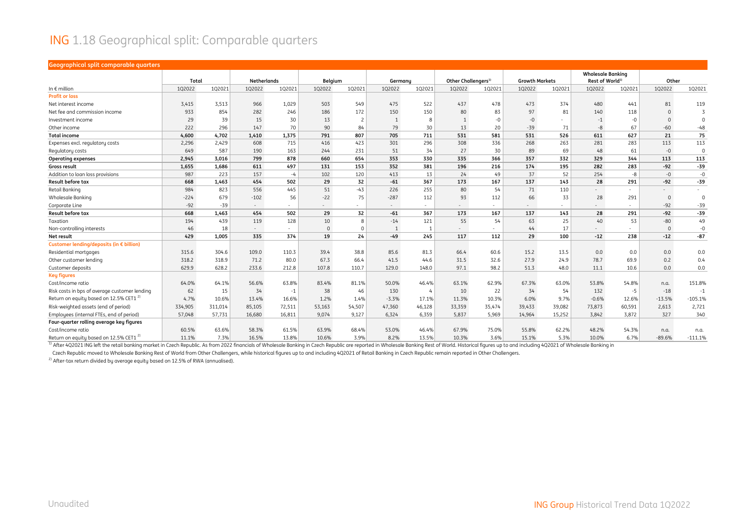# ING 1.18 Geographical split: Comparable quarters

**Geographical split comparable quarters**

| In € million | Total | | Netherlands | | Belgium | | Germany | | Other Challengers[1] | | Growth Markets | | Wholesale Banking Rest of World[1] | | Other | |
|---|---|---|---|---|---|---|---|---|---|---|---|---|---|---|---|---|
| | 1Q2022 | 1Q2021 | 1Q2022 | 1Q2021 | 1Q2022 | 1Q2021 | 1Q2022 | 1Q2021 | 1Q2022 | 1Q2021 | 1Q2022 | 1Q2021 | 1Q2022 | 1Q2021 | 1Q2022 | 1Q2021 |
| **Profit or loss** | | | | | | | | | | | | | | | | |
| Net interest income | 3,415 | 3,513 | 966 | 1,029 | 503 | 549 | 475 | 522 | 437 | 478 | 473 | 374 | 480 | 441 | 81 | 119 |
| Net fee and commission income | 933 | 854 | 282 | 246 | 186 | 172 | 150 | 150 | 80 | 83 | 97 | 81 | 140 | 118 | 0 | 3 |
| Investment income | 29 | 39 | 15 | 30 | 13 | 2 | 1 | 8 | 1 | -0 | -0 | - | -1 | -0 | 0 | 0 |
| Other income | 222 | 296 | 147 | 70 | 90 | 84 | 79 | 30 | 13 | 20 | -39 | 71 | -8 | 67 | -60 | -48 |
| **Total income** | **4,600** | **4,702** | **1,410** | **1,375** | **791** | **807** | **705** | **711** | **531** | **581** | **531** | **526** | **611** | **627** | **21** | **75** |
| Expenses excl. regulatory costs | 2,296 | 2,429 | 608 | 715 | 416 | 423 | 301 | 296 | 308 | 336 | 268 | 263 | 281 | 283 | 113 | 113 |
| Regulatory costs | 649 | 587 | 190 | 163 | 244 | 231 | 51 | 34 | 27 | 30 | 89 | 69 | 48 | 61 | -0 | 0 |
| **Operating expenses** | **2,945** | **3,016** | **799** | **878** | **660** | **654** | **353** | **330** | **335** | **366** | **357** | **332** | **329** | **344** | **113** | **113** |
| **Gross result** | **1,655** | **1,686** | **611** | **497** | **131** | **153** | **352** | **381** | **196** | **216** | **174** | **195** | **282** | **283** | **-92** | **-39** |
| Addition to loan loss provisions | 987 | 223 | 157 | -4 | 102 | 120 | 413 | 13 | 24 | 49 | 37 | 52 | 254 | -8 | -0 | -0 |
| **Result before tax** | **668** | **1,463** | **454** | **502** | **29** | **32** | **-61** | **367** | **173** | **167** | **137** | **143** | **28** | **291** | **-92** | **-39** |
| Retail Banking | 984 | 823 | 556 | 445 | 51 | -43 | 226 | 255 | 80 | 54 | 71 | 110 | - | - | - | - |
| Wholesale Banking | -224 | 679 | -102 | 56 | -22 | 75 | -287 | 112 | 93 | 112 | 66 | 33 | 28 | 291 | 0 | 0 |
| Corporate Line | -92 | -39 | - | - | - | - | - | - | - | - | - | - | - | - | -92 | -39 |
| **Result before tax** | **668** | **1,463** | **454** | **502** | **29** | **32** | **-61** | **367** | **173** | **167** | **137** | **143** | **28** | **291** | **-92** | **-39** |
| Taxation | 194 | 439 | 119 | 128 | 10 | 8 | -14 | 121 | 55 | 54 | 63 | 25 | 40 | 53 | -80 | 49 |
| Non-controlling interests | 46 | 18 | - | - | 0 | 0 | 1 | 1 | - | - | 44 | 17 | - | - | 0 | -0 |
| **Net result** | **429** | **1,005** | **335** | **374** | **19** | **24** | **-49** | **245** | **117** | **112** | **29** | **100** | **-12** | **238** | **-12** | **-87** |
| **Customer lending/deposits (in € billion)** | | | | | | | | | | | | | | | | |
| Residential mortgages | 315.6 | 304.6 | 109.0 | 110.3 | 39.4 | 38.8 | 85.6 | 81.3 | 66.4 | 60.6 | 15.2 | 13.5 | 0.0 | 0.0 | 0.0 | 0.0 |
| Other customer lending | 318.2 | 318.9 | 71.2 | 80.0 | 67.3 | 66.4 | 41.5 | 44.6 | 31.5 | 32.6 | 27.9 | 24.9 | 78.7 | 69.9 | 0.2 | 0.4 |
| Customer deposits | 629.9 | 628.2 | 233.6 | 212.8 | 107.8 | 110.7 | 129.0 | 148.0 | 97.1 | 98.2 | 51.3 | 48.0 | 11.1 | 10.6 | 0.0 | 0.0 |
| **Key figures** | | | | | | | | | | | | | | | | |
| Cost/income ratio | 64.0% | 64.1% | 56.6% | 63.8% | 83.4% | 81.1% | 50.0% | 46.4% | 63.1% | 62.9% | 67.3% | 63.0% | 53.8% | 54.8% | n.a. | 151.8% |
| Risk costs in bps of average customer lending | 62 | 15 | 34 | -1 | 38 | 46 | 130 | 4 | 10 | 22 | 34 | 54 | 132 | -5 | -18 | -1 |
| Return on equity based on 12.5% CET1 [2] | 4.7% | 10.6% | 13.4% | 16.6% | 1.2% | 1.4% | -3.3% | 17.1% | 11.3% | 10.3% | 6.0% | 9.7% | -0.6% | 12.6% | -13.5% | -105.1% |
| Risk-weighted assets (end of period) | 334,905 | 311,014 | 85,105 | 72,511 | 53,163 | 54,507 | 47,360 | 46,128 | 33,359 | 35,474 | 39,433 | 39,082 | 73,873 | 60,591 | 2,613 | 2,721 |
| Employees (internal FTEs, end of period) | 57,048 | 57,731 | 16,680 | 16,811 | 9,074 | 9,127 | 6,324 | 6,359 | 5,837 | 5,969 | 14,964 | 15,252 | 3,842 | 3,872 | 327 | 340 |
| **Four-quarter rolling average key figures** | | | | | | | | | | | | | | | | |
| Cost/income ratio | 60.5% | 63.6% | 58.3% | 61.5% | 63.9% | 68.4% | 53.0% | 46.4% | 67.9% | 75.0% | 55.8% | 62.2% | 48.2% | 54.3% | n.a. | n.a. |
| Return on equity based on 12.5% CET1 [2] | 11.1% | 7.3% | 16.5% | 13.8% | 10.6% | 3.9% | 8.2% | 13.5% | 10.3% | 3.6% | 15.1% | 5.3% | 10.0% | 6.7% | -89.6% | -111.1% |

[1] After 4Q2021 ING left the retail banking market in Czech Republic. As from 2022 financials of Wholesale Banking in Czech Republic are reported in Wholesale Banking Rest of World. Historical figures up to and including 4Q2021 of Wholesale Banking in Czech Republic moved to Wholesale Banking Rest of World from Other Challengers, while historical figures up to and including 4Q2021 of Retail Banking in Czech Republic remain reported in Other Challengers.

[2] After-tax return divided by average equity based on 12.5% of RWA (annualised).

Unaudited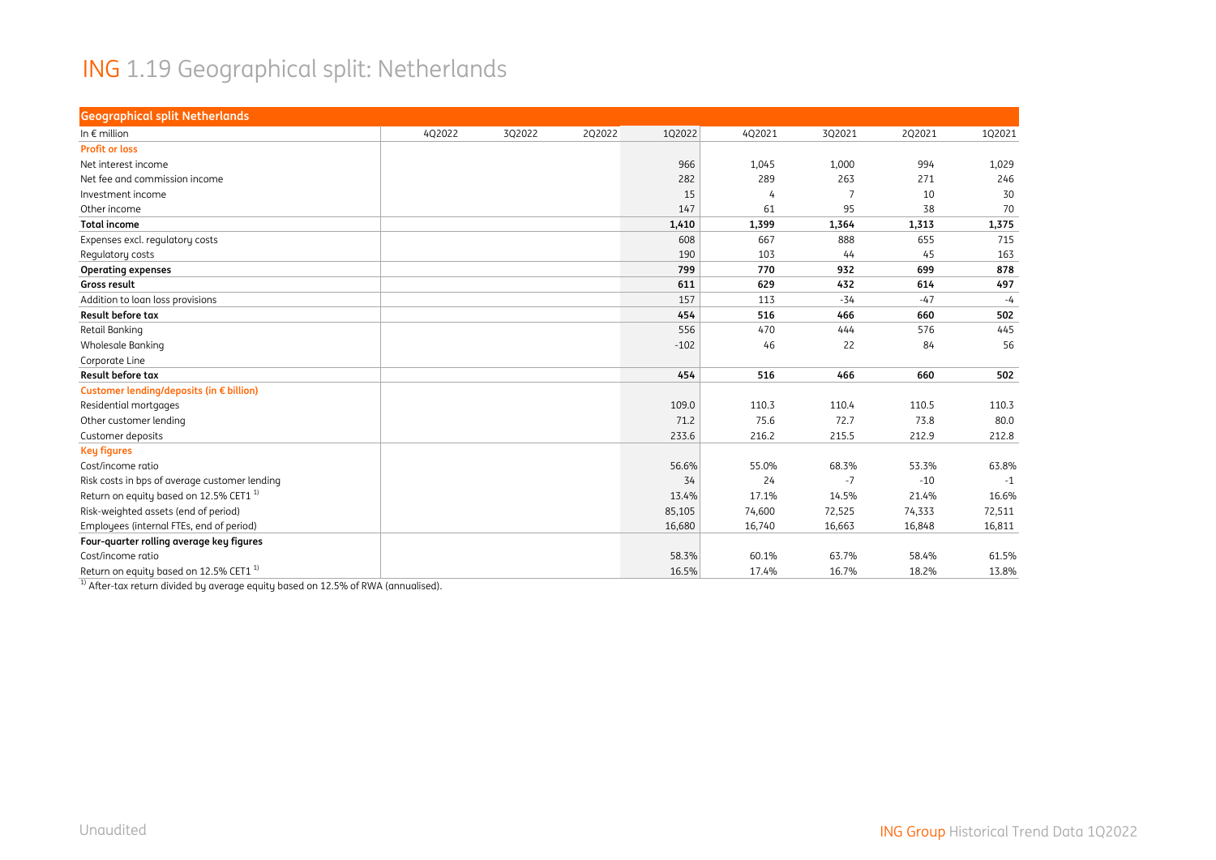# ING 1.19 Geographical split: Netherlands

| Geographical split Netherlands | | | | | | | | |
|---|---|---|---|---|---|---|---|---|
| In € million | 4Q2022 | 3Q2022 | 2Q2022 | 1Q2022 | 4Q2021 | 3Q2021 | 2Q2021 | 1Q2021 |
| **Profit or loss** | | | | | | | | |
| Net interest income | | | | 966 | 1,045 | 1,000 | 994 | 1,029 |
| Net fee and commission income | | | | 282 | 289 | 263 | 271 | 246 |
| Investment income | | | | 15 | 4 | 7 | 10 | 30 |
| Other income | | | | 147 | 61 | 95 | 38 | 70 |
| **Total income** | | | | **1,410** | **1,399** | **1,364** | **1,313** | **1,375** |
| Expenses excl. regulatory costs | | | | 608 | 667 | 888 | 655 | 715 |
| Regulatory costs | | | | 190 | 103 | 44 | 45 | 163 |
| **Operating expenses** | | | | **799** | **770** | **932** | **699** | **878** |
| **Gross result** | | | | **611** | **629** | **432** | **614** | **497** |
| Addition to loan loss provisions | | | | 157 | 113 | -34 | -47 | -4 |
| **Result before tax** | | | | **454** | **516** | **466** | **660** | **502** |
| Retail Banking | | | | 556 | 470 | 444 | 576 | 445 |
| Wholesale Banking | | | | -102 | 46 | 22 | 84 | 56 |
| Corporate Line | | | | | | | | |
| **Result before tax** | | | | **454** | **516** | **466** | **660** | **502** |
| **Customer lending/deposits (in € billion)** | | | | | | | | |
| Residential mortgages | | | | 109.0 | 110.3 | 110.4 | 110.5 | 110.3 |
| Other customer lending | | | | 71.2 | 75.6 | 72.7 | 73.8 | 80.0 |
| Customer deposits | | | | 233.6 | 216.2 | 215.5 | 212.9 | 212.8 |
| **Key figures** | | | | | | | | |
| Cost/income ratio | | | | 56.6% | 55.0% | 68.3% | 53.3% | 63.8% |
| Risk costs in bps of average customer lending | | | | 34 | 24 | -7 | -10 | -1 |
| Return on equity based on 12.5% CET1 [1] | | | | 13.4% | 17.1% | 14.5% | 21.4% | 16.6% |
| Risk-weighted assets (end of period) | | | | 85,105 | 74,600 | 72,525 | 74,333 | 72,511 |
| Employees (internal FTEs, end of period) | | | | 16,680 | 16,740 | 16,663 | 16,848 | 16,811 |
| **Four-quarter rolling average key figures** | | | | | | | | |
| Cost/income ratio | | | | 58.3% | 60.1% | 63.7% | 58.4% | 61.5% |
| Return on equity based on 12.5% CET1 [1] | | | | 16.5% | 17.4% | 16.7% | 18.2% | 13.8% |

[1] After-tax return divided by average equity based on 12.5% of RWA (annualised).

Unaudited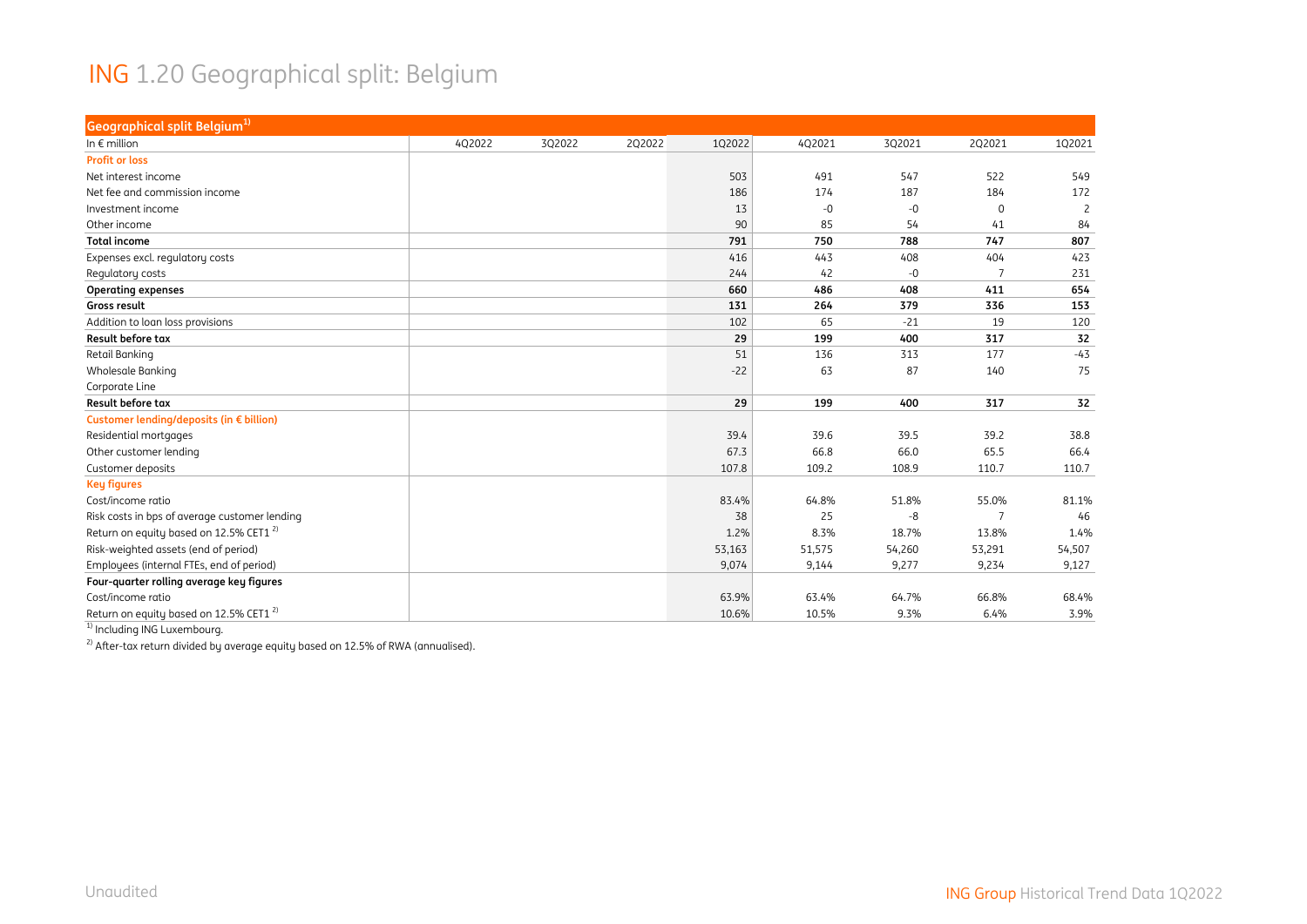# ING 1.20 Geographical split: Belgium

| Geographical split Belgium[1] | | | | | | | | |
|---|---|---|---|---|---|---|---|---|
| In € million | 4Q2022 | 3Q2022 | 2Q2022 | 1Q2022 | 4Q2021 | 3Q2021 | 2Q2021 | 1Q2021 |
| **Profit or loss** | | | | | | | | |
| Net interest income | | | | 503 | 491 | 547 | 522 | 549 |
| Net fee and commission income | | | | 186 | 174 | 187 | 184 | 172 |
| Investment income | | | | 13 | -0 | -0 | 0 | 2 |
| Other income | | | | 90 | 85 | 54 | 41 | 84 |
| **Total income** | | | | **791** | **750** | **788** | **747** | **807** |
| Expenses excl. regulatory costs | | | | 416 | 443 | 408 | 404 | 423 |
| Regulatory costs | | | | 244 | 42 | -0 | 7 | 231 |
| **Operating expenses** | | | | **660** | **486** | **408** | **411** | **654** |
| **Gross result** | | | | **131** | **264** | **379** | **336** | **153** |
| Addition to loan loss provisions | | | | 102 | 65 | -21 | 19 | 120 |
| **Result before tax** | | | | **29** | **199** | **400** | **317** | **32** |
| Retail Banking | | | | 51 | 136 | 313 | 177 | -43 |
| Wholesale Banking | | | | -22 | 63 | 87 | 140 | 75 |
| Corporate Line | | | | | | | | |
| **Result before tax** | | | | **29** | **199** | **400** | **317** | **32** |
| **Customer lending/deposits (in € billion)** | | | | | | | | |
| Residential mortgages | | | | 39.4 | 39.6 | 39.5 | 39.2 | 38.8 |
| Other customer lending | | | | 67.3 | 66.8 | 66.0 | 65.5 | 66.4 |
| Customer deposits | | | | 107.8 | 109.2 | 108.9 | 110.7 | 110.7 |
| **Key figures** | | | | | | | | |
| Cost/income ratio | | | | 83.4% | 64.8% | 51.8% | 55.0% | 81.1% |
| Risk costs in bps of average customer lending | | | | 38 | 25 | -8 | 7 | 46 |
| Return on equity based on 12.5% CET1 [2] | | | | 1.2% | 8.3% | 18.7% | 13.8% | 1.4% |
| Risk-weighted assets (end of period) | | | | 53,163 | 51,575 | 54,260 | 53,291 | 54,507 |
| Employees (internal FTEs, end of period) | | | | 9,074 | 9,144 | 9,277 | 9,234 | 9,127 |
| **Four-quarter rolling average key figures** | | | | | | | | |
| Cost/income ratio | | | | 63.9% | 63.4% | 64.7% | 66.8% | 68.4% |
| Return on equity based on 12.5% CET1 [2] | | | | 10.6% | 10.5% | 9.3% | 6.4% | 3.9% |

[1] Including ING Luxembourg.

[2] After-tax return divided by average equity based on 12.5% of RWA (annualised).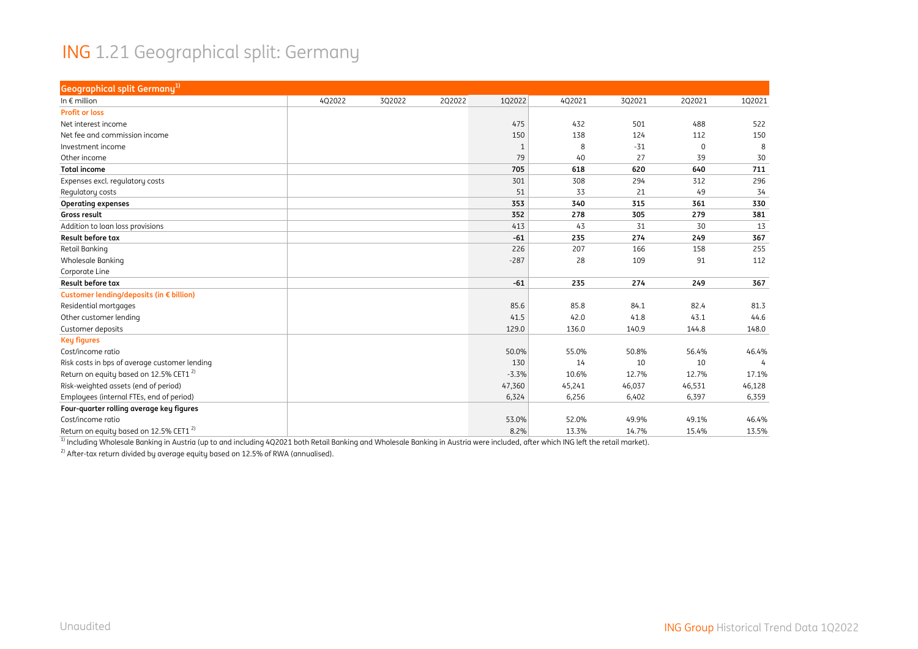# ING 1.21 Geographical split: Germany

| Geographical split Germany[1] | | | | | | | | |
|---|---|---|---|---|---|---|---|---|
| In € million | 4Q2022 | 3Q2022 | 2Q2022 | 1Q2022 | 4Q2021 | 3Q2021 | 2Q2021 | 1Q2021 |
| **Profit or loss** | | | | | | | | |
| Net interest income | | | | 475 | 432 | 501 | 488 | 522 |
| Net fee and commission income | | | | 150 | 138 | 124 | 112 | 150 |
| Investment income | | | | 1 | 8 | -31 | 0 | 8 |
| Other income | | | | 79 | 40 | 27 | 39 | 30 |
| **Total income** | | | | **705** | **618** | **620** | **640** | **711** |
| Expenses excl. regulatory costs | | | | 301 | 308 | 294 | 312 | 296 |
| Regulatory costs | | | | 51 | 33 | 21 | 49 | 34 |
| **Operating expenses** | | | | **353** | **340** | **315** | **361** | **330** |
| **Gross result** | | | | **352** | **278** | **305** | **279** | **381** |
| Addition to loan loss provisions | | | | 413 | 43 | 31 | 30 | 13 |
| **Result before tax** | | | | **-61** | **235** | **274** | **249** | **367** |
| Retail Banking | | | | 226 | 207 | 166 | 158 | 255 |
| Wholesale Banking | | | | -287 | 28 | 109 | 91 | 112 |
| Corporate Line | | | | | | | | |
| **Result before tax** | | | | **-61** | **235** | **274** | **249** | **367** |
| **Customer lending/deposits (in € billion)** | | | | | | | | |
| Residential mortgages | | | | 85.6 | 85.8 | 84.1 | 82.4 | 81.3 |
| Other customer lending | | | | 41.5 | 42.0 | 41.8 | 43.1 | 44.6 |
| Customer deposits | | | | 129.0 | 136.0 | 140.9 | 144.8 | 148.0 |
| **Key figures** | | | | | | | | |
| Cost/income ratio | | | | 50.0% | 55.0% | 50.8% | 56.4% | 46.4% |
| Risk costs in bps of average customer lending | | | | 130 | 14 | 10 | 10 | 4 |
| Return on equity based on 12.5% CET1 [2] | | | | -3.3% | 10.6% | 12.7% | 12.7% | 17.1% |
| Risk-weighted assets (end of period) | | | | 47,360 | 45,241 | 46,037 | 46,531 | 46,128 |
| Employees (internal FTEs, end of period) | | | | 6,324 | 6,256 | 6,402 | 6,397 | 6,359 |
| **Four-quarter rolling average key figures** | | | | | | | | |
| Cost/income ratio | | | | 53.0% | 52.0% | 49.9% | 49.1% | 46.4% |
| Return on equity based on 12.5% CET1 [2] | | | | 8.2% | 13.3% | 14.7% | 15.4% | 13.5% |

[1] Including Wholesale Banking in Austria (up to and including 4Q2021 both Retail Banking and Wholesale Banking in Austria were included, after which ING left the retail market).

[2] After-tax return divided by average equity based on 12.5% of RWA (annualised).

Unaudited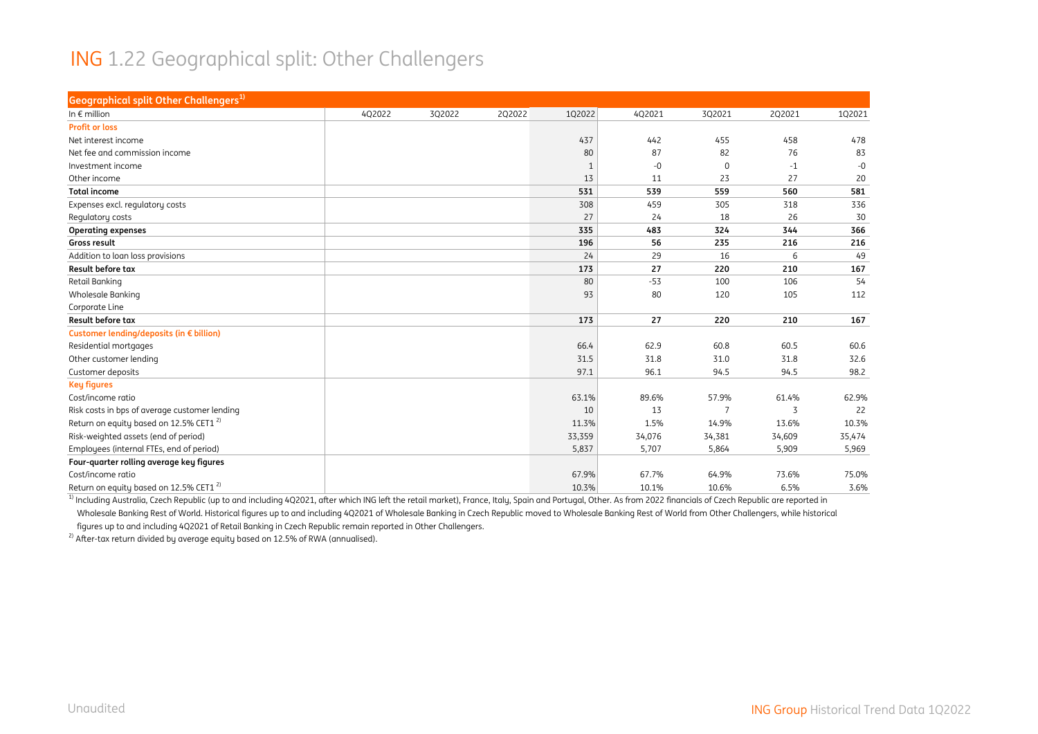# ING 1.22 Geographical split: Other Challengers

| Geographical split Other Challengers[1] | | | | | | | | |
|---|---|---|---|---|---|---|---|---|
| In € million | 4Q2022 | 3Q2022 | 2Q2022 | 1Q2022 | 4Q2021 | 3Q2021 | 2Q2021 | 1Q2021 |
| **Profit or loss** | | | | | | | | |
| Net interest income | | | | 437 | 442 | 455 | 458 | 478 |
| Net fee and commission income | | | | 80 | 87 | 82 | 76 | 83 |
| Investment income | | | | 1 | -0 | 0 | -1 | -0 |
| Other income | | | | 13 | 11 | 23 | 27 | 20 |
| **Total income** | | | | **531** | **539** | **559** | **560** | **581** |
| Expenses excl. regulatory costs | | | | 308 | 459 | 305 | 318 | 336 |
| Regulatory costs | | | | 27 | 24 | 18 | 26 | 30 |
| **Operating expenses** | | | | **335** | **483** | **324** | **344** | **366** |
| **Gross result** | | | | **196** | **56** | **235** | **216** | **216** |
| Addition to loan loss provisions | | | | 24 | 29 | 16 | 6 | 49 |
| **Result before tax** | | | | **173** | **27** | **220** | **210** | **167** |
| Retail Banking | | | | 80 | -53 | 100 | 106 | 54 |
| Wholesale Banking | | | | 93 | 80 | 120 | 105 | 112 |
| Corporate Line | | | | | | | | |
| **Result before tax** | | | | **173** | **27** | **220** | **210** | **167** |
| **Customer lending/deposits (in € billion)** | | | | | | | | |
| Residential mortgages | | | | 66.4 | 62.9 | 60.8 | 60.5 | 60.6 |
| Other customer lending | | | | 31.5 | 31.8 | 31.0 | 31.8 | 32.6 |
| Customer deposits | | | | 97.1 | 96.1 | 94.5 | 94.5 | 98.2 |
| **Key figures** | | | | | | | | |
| Cost/income ratio | | | | 63.1% | 89.6% | 57.9% | 61.4% | 62.9% |
| Risk costs in bps of average customer lending | | | | 10 | 13 | 7 | 3 | 22 |
| Return on equity based on 12.5% CET1 [2] | | | | 11.3% | 1.5% | 14.9% | 13.6% | 10.3% |
| Risk-weighted assets (end of period) | | | | 33,359 | 34,076 | 34,381 | 34,609 | 35,474 |
| Employees (internal FTEs, end of period) | | | | 5,837 | 5,707 | 5,864 | 5,909 | 5,969 |
| **Four-quarter rolling average key figures** | | | | | | | | |
| Cost/income ratio | | | | 67.9% | 67.7% | 64.9% | 73.6% | 75.0% |
| Return on equity based on 12.5% CET1 [2] | | | | 10.3% | 10.1% | 10.6% | 6.5% | 3.6% |

[1] Including Australia, Czech Republic (up to and including 4Q2021, after which ING left the retail market), France, Italy, Spain and Portugal, Other. As from 2022 financials of Czech Republic are reported in Wholesale Banking Rest of World. Historical figures up to and including 4Q2021 of Wholesale Banking in Czech Republic moved to Wholesale Banking Rest of World from Other Challengers, while historical figures up to and including 4Q2021 of Retail Banking in Czech Republic remain reported in Other Challengers.

[2] After-tax return divided by average equity based on 12.5% of RWA (annualised).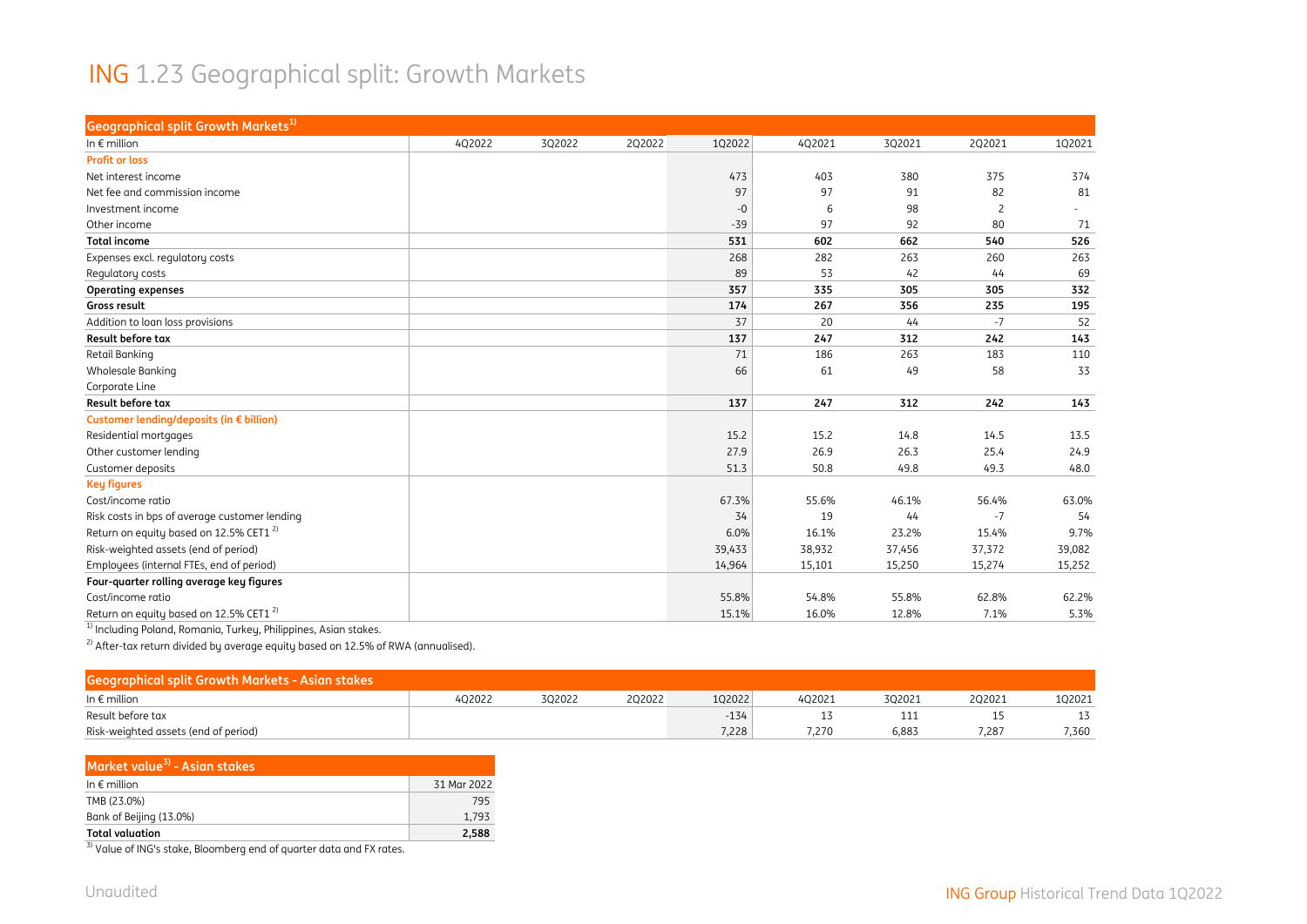# ING 1.23 Geographical split: Growth Markets

| Geographical split Growth Markets[1] | | | | | | | | |
|---|---|---|---|---|---|---|---|---|
| In € million | 4Q2022 | 3Q2022 | 2Q2022 | 1Q2022 | 4Q2021 | 3Q2021 | 2Q2021 | 1Q2021 |
| **Profit or loss** | | | | | | | | |
| Net interest income | | | | 473 | 403 | 380 | 375 | 374 |
| Net fee and commission income | | | | 97 | 97 | 91 | 82 | 81 |
| Investment income | | | | -0 | 6 | 98 | 2 | - |
| Other income | | | | -39 | 97 | 92 | 80 | 71 |
| **Total income** | | | | **531** | **602** | **662** | **540** | **526** |
| Expenses excl. regulatory costs | | | | 268 | 282 | 263 | 260 | 263 |
| Regulatory costs | | | | 89 | 53 | 42 | 44 | 69 |
| **Operating expenses** | | | | **357** | **335** | **305** | **305** | **332** |
| **Gross result** | | | | **174** | **267** | **356** | **235** | **195** |
| Addition to loan loss provisions | | | | 37 | 20 | 44 | -7 | 52 |
| **Result before tax** | | | | **137** | **247** | **312** | **242** | **143** |
| Retail Banking | | | | 71 | 186 | 263 | 183 | 110 |
| Wholesale Banking | | | | 66 | 61 | 49 | 58 | 33 |
| Corporate Line | | | | | | | | |
| **Result before tax** | | | | **137** | **247** | **312** | **242** | **143** |
| **Customer lending/deposits (in € billion)** | | | | | | | | |
| Residential mortgages | | | | 15.2 | 15.2 | 14.8 | 14.5 | 13.5 |
| Other customer lending | | | | 27.9 | 26.9 | 26.3 | 25.4 | 24.9 |
| Customer deposits | | | | 51.3 | 50.8 | 49.8 | 49.3 | 48.0 |
| **Key figures** | | | | | | | | |
| Cost/income ratio | | | | 67.3% | 55.6% | 46.1% | 56.4% | 63.0% |
| Risk costs in bps of average customer lending | | | | 34 | 19 | 44 | -7 | 54 |
| Return on equity based on 12.5% CET1 [2] | | | | 6.0% | 16.1% | 23.2% | 15.4% | 9.7% |
| Risk-weighted assets (end of period) | | | | 39,433 | 38,932 | 37,456 | 37,372 | 39,082 |
| Employees (internal FTEs, end of period) | | | | 14,964 | 15,101 | 15,250 | 15,274 | 15,252 |
| **Four-quarter rolling average key figures** | | | | | | | | |
| Cost/income ratio | | | | 55.8% | 54.8% | 55.8% | 62.8% | 62.2% |
| Return on equity based on 12.5% CET1 [2] | | | | 15.1% | 16.0% | 12.8% | 7.1% | 5.3% |

[1] Including Poland, Romania, Turkey, Philippines, Asian stakes.

[2] After-tax return divided by average equity based on 12.5% of RWA (annualised).

| Geographical split Growth Markets - Asian stakes | | | | | | | | |
|---|---|---|---|---|---|---|---|---|
| In € million | 4Q2022 | 3Q2022 | 2Q2022 | 1Q2022 | 4Q2021 | 3Q2021 | 2Q2021 | 1Q2021 |
| Result before tax | | | | -134 | 13 | 111 | 15 | 13 |
| Risk-weighted assets (end of period) | | | | 7,228 | 7,270 | 6,883 | 7,287 | 7,360 |

| Market value[3] - Asian stakes | |
|---|---|
| In € million | 31 Mar 2022 |
| TMB (23.0%) | 795 |
| Bank of Beijing (13.0%) | 1,793 |
| **Total valuation** | **2,588** |

[3] Value of ING's stake, Bloomberg end of quarter data and FX rates.

Unaudited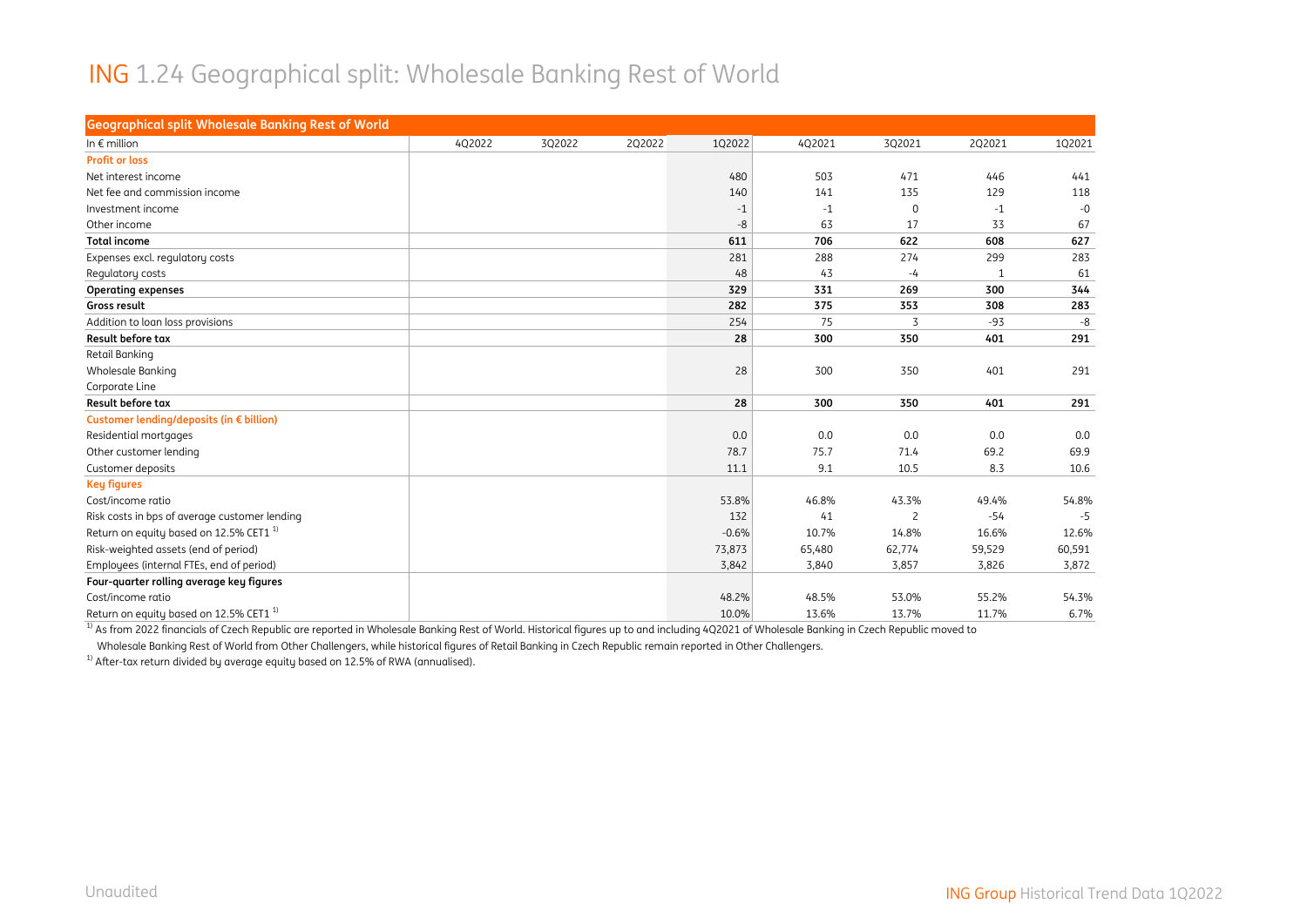# ING 1.24 Geographical split: Wholesale Banking Rest of World

| Geographical split Wholesale Banking Rest of World | | | | | | | | |
|---|---|---|---|---|---|---|---|---|
| In € million | 4Q2022 | 3Q2022 | 2Q2022 | 1Q2022 | 4Q2021 | 3Q2021 | 2Q2021 | 1Q2021 |
| **Profit or loss** | | | | | | | | |
| Net interest income | | | | 480 | 503 | 471 | 446 | 441 |
| Net fee and commission income | | | | 140 | 141 | 135 | 129 | 118 |
| Investment income | | | | -1 | -1 | 0 | -1 | -0 |
| Other income | | | | -8 | 63 | 17 | 33 | 67 |
| **Total income** | | | | **611** | **706** | **622** | **608** | **627** |
| Expenses excl. regulatory costs | | | | 281 | 288 | 274 | 299 | 283 |
| Regulatory costs | | | | 48 | 43 | -4 | 1 | 61 |
| **Operating expenses** | | | | **329** | **331** | **269** | **300** | **344** |
| **Gross result** | | | | **282** | **375** | **353** | **308** | **283** |
| Addition to loan loss provisions | | | | 254 | 75 | 3 | -93 | -8 |
| **Result before tax** | | | | **28** | **300** | **350** | **401** | **291** |
| Retail Banking | | | | | | | | |
| Wholesale Banking | | | | 28 | 300 | 350 | 401 | 291 |
| Corporate Line | | | | | | | | |
| **Result before tax** | | | | **28** | **300** | **350** | **401** | **291** |
| **Customer lending/deposits (in € billion)** | | | | | | | | |
| Residential mortgages | | | | 0.0 | 0.0 | 0.0 | 0.0 | 0.0 |
| Other customer lending | | | | 78.7 | 75.7 | 71.4 | 69.2 | 69.9 |
| Customer deposits | | | | 11.1 | 9.1 | 10.5 | 8.3 | 10.6 |
| **Key figures** | | | | | | | | |
| Cost/income ratio | | | | 53.8% | 46.8% | 43.3% | 49.4% | 54.8% |
| Risk costs in bps of average customer lending | | | | 132 | 41 | 2 | -54 | -5 |
| Return on equity based on 12.5% CET1 [1] | | | | -0.6% | 10.7% | 14.8% | 16.6% | 12.6% |
| Risk-weighted assets (end of period) | | | | 73,873 | 65,480 | 62,774 | 59,529 | 60,591 |
| Employees (internal FTEs, end of period) | | | | 3,842 | 3,840 | 3,857 | 3,826 | 3,872 |
| **Four-quarter rolling average key figures** | | | | | | | | |
| Cost/income ratio | | | | 48.2% | 48.5% | 53.0% | 55.2% | 54.3% |
| Return on equity based on 12.5% CET1 [1] | | | | 10.0% | 13.6% | 13.7% | 11.7% | 6.7% |

[1] As from 2022 financials of Czech Republic are reported in Wholesale Banking Rest of World. Historical figures up to and including 4Q2021 of Wholesale Banking in Czech Republic moved to Wholesale Banking Rest of World from Other Challengers, while historical figures of Retail Banking in Czech Republic remain reported in Other Challengers.

[1] After-tax return divided by average equity based on 12.5% of RWA (annualised).

Unaudited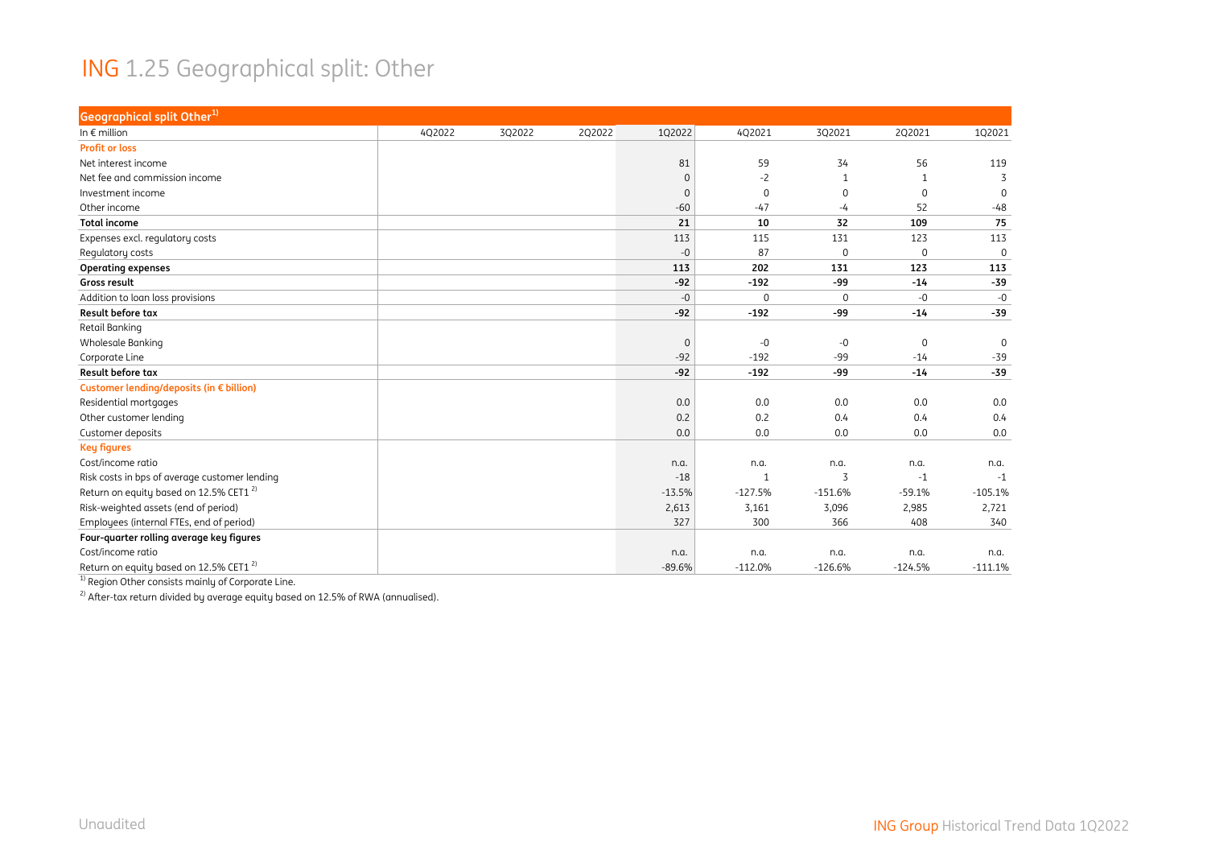# ING 1.25 Geographical split: Other

| Geographical split Other[1] | | | | | | | | |
|---|---|---|---|---|---|---|---|---|
| In € million | 4Q2022 | 3Q2022 | 2Q2022 | 1Q2022 | 4Q2021 | 3Q2021 | 2Q2021 | 1Q2021 |
| **Profit or loss** | | | | | | | | |
| Net interest income | | | | 81 | 59 | 34 | 56 | 119 |
| Net fee and commission income | | | | 0 | -2 | 1 | 1 | 3 |
| Investment income | | | | 0 | 0 | 0 | 0 | 0 |
| Other income | | | | -60 | -47 | -4 | 52 | -48 |
| **Total income** | | | | **21** | **10** | **32** | **109** | **75** |
| Expenses excl. regulatory costs | | | | 113 | 115 | 131 | 123 | 113 |
| Regulatory costs | | | | -0 | 87 | 0 | 0 | 0 |
| **Operating expenses** | | | | **113** | **202** | **131** | **123** | **113** |
| **Gross result** | | | | **-92** | **-192** | **-99** | **-14** | **-39** |
| Addition to loan loss provisions | | | | -0 | 0 | 0 | -0 | -0 |
| **Result before tax** | | | | **-92** | **-192** | **-99** | **-14** | **-39** |
| Retail Banking | | | | | | | | |
| Wholesale Banking | | | | 0 | -0 | -0 | 0 | 0 |
| Corporate Line | | | | -92 | -192 | -99 | -14 | -39 |
| **Result before tax** | | | | **-92** | **-192** | **-99** | **-14** | **-39** |
| **Customer lending/deposits (in € billion)** | | | | | | | | |
| Residential mortgages | | | | 0.0 | 0.0 | 0.0 | 0.0 | 0.0 |
| Other customer lending | | | | 0.2 | 0.2 | 0.4 | 0.4 | 0.4 |
| Customer deposits | | | | 0.0 | 0.0 | 0.0 | 0.0 | 0.0 |
| **Key figures** | | | | | | | | |
| Cost/income ratio | | | | n.a. | n.a. | n.a. | n.a. | n.a. |
| Risk costs in bps of average customer lending | | | | -18 | 1 | 3 | -1 | -1 |
| Return on equity based on 12.5% CET1 [2] | | | | -13.5% | -127.5% | -151.6% | -59.1% | -105.1% |
| Risk-weighted assets (end of period) | | | | 2,613 | 3,161 | 3,096 | 2,985 | 2,721 |
| Employees (internal FTEs, end of period) | | | | 327 | 300 | 366 | 408 | 340 |
| **Four-quarter rolling average key figures** | | | | | | | | |
| Cost/income ratio | | | | n.a. | n.a. | n.a. | n.a. | n.a. |
| Return on equity based on 12.5% CET1 [2] | | | | -89.6% | -112.0% | -126.6% | -124.5% | -111.1% |

[1] Region Other consists mainly of Corporate Line.

[2] After-tax return divided by average equity based on 12.5% of RWA (annualised).

Unaudited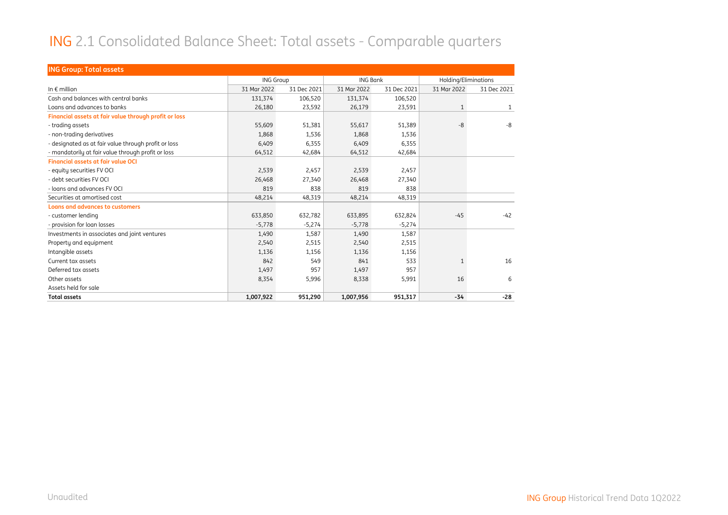# ING 2.1 Consolidated Balance Sheet: Total assets - Comparable quarters

| ING Group: Total assets | ING Group | | ING Bank | | Holding/Eliminations | |
|---|---|---|---|---|---|---|
| In € million | 31 Mar 2022 | 31 Dec 2021 | 31 Mar 2022 | 31 Dec 2021 | 31 Mar 2022 | 31 Dec 2021 |
| Cash and balances with central banks | 131,374 | 106,520 | 131,374 | 106,520 | | |
| Loans and advances to banks | 26,180 | 23,592 | 26,179 | 23,591 | 1 | 1 |
| **Financial assets at fair value through profit or loss** | | | | | | |
| - trading assets | 55,609 | 51,381 | 55,617 | 51,389 | -8 | -8 |
| - non-trading derivatives | 1,868 | 1,536 | 1,868 | 1,536 | | |
| - designated as at fair value through profit or loss | 6,409 | 6,355 | 6,409 | 6,355 | | |
| - mandatorily at fair value through profit or loss | 64,512 | 42,684 | 64,512 | 42,684 | | |
| **Financial assets at fair value OCI** | | | | | | |
| - equity securities FV OCI | 2,539 | 2,457 | 2,539 | 2,457 | | |
| - debt securities FV OCI | 26,468 | 27,340 | 26,468 | 27,340 | | |
| - loans and advances FV OCI | 819 | 838 | 819 | 838 | | |
| Securities at amortised cost | 48,214 | 48,319 | 48,214 | 48,319 | | |
| **Loans and advances to customers** | | | | | | |
| - customer lending | 633,850 | 632,782 | 633,895 | 632,824 | -45 | -42 |
| - provision for loan losses | -5,778 | -5,274 | -5,778 | -5,274 | | |
| Investments in associates and joint ventures | 1,490 | 1,587 | 1,490 | 1,587 | | |
| Property and equipment | 2,540 | 2,515 | 2,540 | 2,515 | | |
| Intangible assets | 1,136 | 1,156 | 1,136 | 1,156 | | |
| Current tax assets | 842 | 549 | 841 | 533 | 1 | 16 |
| Deferred tax assets | 1,497 | 957 | 1,497 | 957 | | |
| Other assets | 8,354 | 5,996 | 8,338 | 5,991 | 16 | 6 |
| Assets held for sale | | | | | | |
| **Total assets** | **1,007,922** | **951,290** | **1,007,956** | **951,317** | **-34** | **-28** |

Unaudited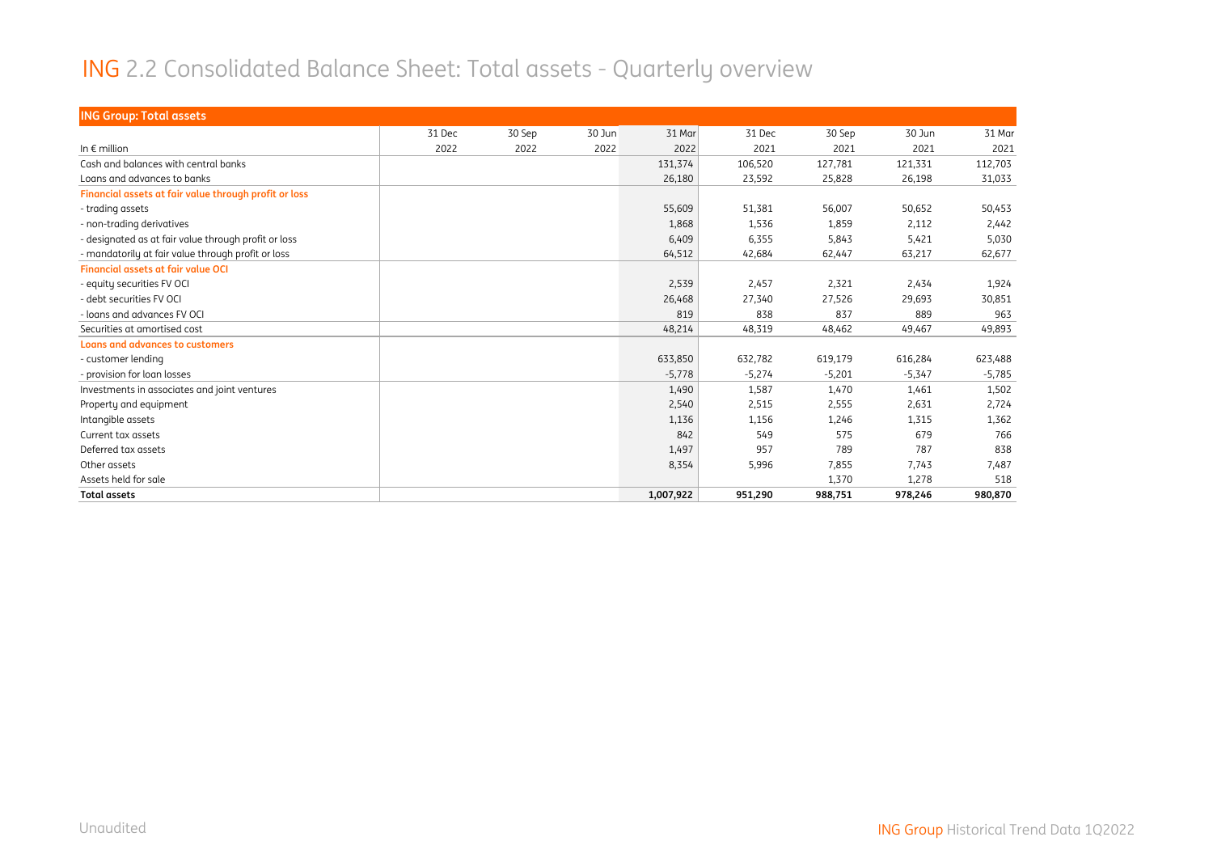# ING 2.2 Consolidated Balance Sheet: Total assets - Quarterly overview

| ING Group: Total assets | | | | | | | | |
|---|---|---|---|---|---|---|---|---|
| | 31 Dec | 30 Sep | 30 Jun | 31 Mar | 31 Dec | 30 Sep | 30 Jun | 31 Mar |
| In € million | 2022 | 2022 | 2022 | 2022 | 2021 | 2021 | 2021 | 2021 |
| Cash and balances with central banks | | | | 131,374 | 106,520 | 127,781 | 121,331 | 112,703 |
| Loans and advances to banks | | | | 26,180 | 23,592 | 25,828 | 26,198 | 31,033 |
| **Financial assets at fair value through profit or loss** | | | | | | | | |
| - trading assets | | | | 55,609 | 51,381 | 56,007 | 50,652 | 50,453 |
| - non-trading derivatives | | | | 1,868 | 1,536 | 1,859 | 2,112 | 2,442 |
| - designated as at fair value through profit or loss | | | | 6,409 | 6,355 | 5,843 | 5,421 | 5,030 |
| - mandatorily at fair value through profit or loss | | | | 64,512 | 42,684 | 62,447 | 63,217 | 62,677 |
| **Financial assets at fair value OCI** | | | | | | | | |
| - equity securities FV OCI | | | | 2,539 | 2,457 | 2,321 | 2,434 | 1,924 |
| - debt securities FV OCI | | | | 26,468 | 27,340 | 27,526 | 29,693 | 30,851 |
| - loans and advances FV OCI | | | | 819 | 838 | 837 | 889 | 963 |
| Securities at amortised cost | | | | 48,214 | 48,319 | 48,462 | 49,467 | 49,893 |
| **Loans and advances to customers** | | | | | | | | |
| - customer lending | | | | 633,850 | 632,782 | 619,179 | 616,284 | 623,488 |
| - provision for loan losses | | | | -5,778 | -5,274 | -5,201 | -5,347 | -5,785 |
| Investments in associates and joint ventures | | | | 1,490 | 1,587 | 1,470 | 1,461 | 1,502 |
| Property and equipment | | | | 2,540 | 2,515 | 2,555 | 2,631 | 2,724 |
| Intangible assets | | | | 1,136 | 1,156 | 1,246 | 1,315 | 1,362 |
| Current tax assets | | | | 842 | 549 | 575 | 679 | 766 |
| Deferred tax assets | | | | 1,497 | 957 | 789 | 787 | 838 |
| Other assets | | | | 8,354 | 5,996 | 7,855 | 7,743 | 7,487 |
| Assets held for sale | | | | | | 1,370 | 1,278 | 518 |
| **Total assets** | | | | **1,007,922** | **951,290** | **988,751** | **978,246** | **980,870** |

Unaudited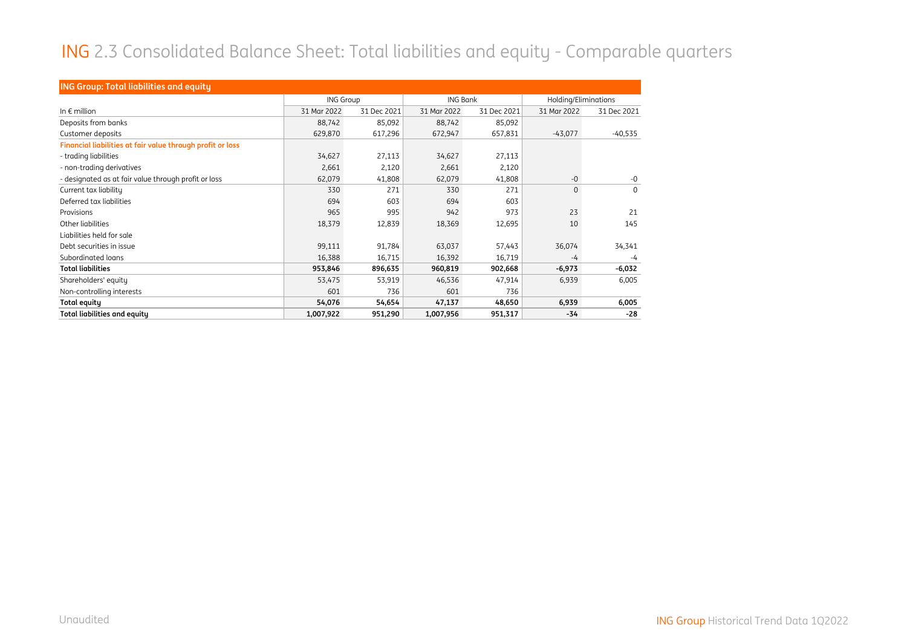# ING 2.3 Consolidated Balance Sheet: Total liabilities and equity - Comparable quarters

| ING Group: Total liabilities and equity | | | | | | |
|---|---|---|---|---|---|---|
| | ING Group | | ING Bank | | Holding/Eliminations | |
| In € million | 31 Mar 2022 | 31 Dec 2021 | 31 Mar 2022 | 31 Dec 2021 | 31 Mar 2022 | 31 Dec 2021 |
| Deposits from banks | 88,742 | 85,092 | 88,742 | 85,092 | | |
| Customer deposits | 629,870 | 617,296 | 672,947 | 657,831 | -43,077 | -40,535 |
| **Financial liabilities at fair value through profit or loss** | | | | | | |
| - trading liabilities | 34,627 | 27,113 | 34,627 | 27,113 | | |
| - non-trading derivatives | 2,661 | 2,120 | 2,661 | 2,120 | | |
| - designated as at fair value through profit or loss | 62,079 | 41,808 | 62,079 | 41,808 | -0 | -0 |
| Current tax liability | 330 | 271 | 330 | 271 | 0 | 0 |
| Deferred tax liabilities | 694 | 603 | 694 | 603 | | |
| Provisions | 965 | 995 | 942 | 973 | 23 | 21 |
| Other liabilities | 18,379 | 12,839 | 18,369 | 12,695 | 10 | 145 |
| Liabilities held for sale | | | | | | |
| Debt securities in issue | 99,111 | 91,784 | 63,037 | 57,443 | 36,074 | 34,341 |
| Subordinated loans | 16,388 | 16,715 | 16,392 | 16,719 | -4 | -4 |
| **Total liabilities** | **953,846** | **896,635** | **960,819** | **902,668** | **-6,973** | **-6,032** |
| Shareholders' equity | 53,475 | 53,919 | 46,536 | 47,914 | 6,939 | 6,005 |
| Non-controlling interests | 601 | 736 | 601 | 736 | | |
| **Total equity** | **54,076** | **54,654** | **47,137** | **48,650** | **6,939** | **6,005** |
| **Total liabilities and equity** | **1,007,922** | **951,290** | **1,007,956** | **951,317** | **-34** | **-28** |

Unaudited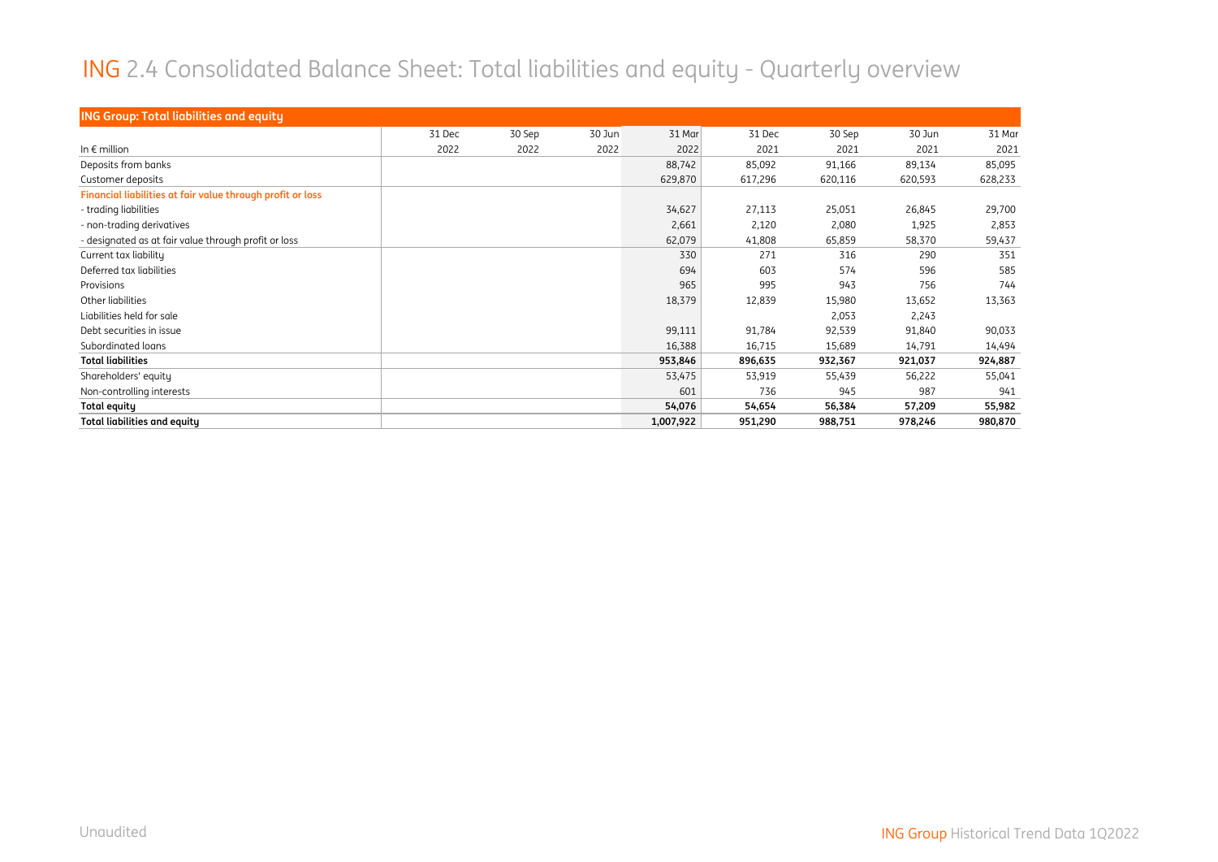# ING 2.4 Consolidated Balance Sheet: Total liabilities and equity - Quarterly overview

| ING Group: Total liabilities and equity | | | | | | | | |
|---|---|---|---|---|---|---|---|---|
| | 31 Dec | 30 Sep | 30 Jun | 31 Mar | 31 Dec | 30 Sep | 30 Jun | 31 Mar |
| In € million | 2022 | 2022 | 2022 | 2022 | 2021 | 2021 | 2021 | 2021 |
| Deposits from banks | | | | 88,742 | 85,092 | 91,166 | 89,134 | 85,095 |
| Customer deposits | | | | 629,870 | 617,296 | 620,116 | 620,593 | 628,233 |
| **Financial liabilities at fair value through profit or loss** | | | | | | | | |
| - trading liabilities | | | | 34,627 | 27,113 | 25,051 | 26,845 | 29,700 |
| - non-trading derivatives | | | | 2,661 | 2,120 | 2,080 | 1,925 | 2,853 |
| - designated as at fair value through profit or loss | | | | 62,079 | 41,808 | 65,859 | 58,370 | 59,437 |
| Current tax liability | | | | 330 | 271 | 316 | 290 | 351 |
| Deferred tax liabilities | | | | 694 | 603 | 574 | 596 | 585 |
| Provisions | | | | 965 | 995 | 943 | 756 | 744 |
| Other liabilities | | | | 18,379 | 12,839 | 15,980 | 13,652 | 13,363 |
| Liabilities held for sale | | | | | | 2,053 | 2,243 | |
| Debt securities in issue | | | | 99,111 | 91,784 | 92,539 | 91,840 | 90,033 |
| Subordinated loans | | | | 16,388 | 16,715 | 15,689 | 14,791 | 14,494 |
| **Total liabilities** | | | | **953,846** | **896,635** | **932,367** | **921,037** | **924,887** |
| Shareholders' equity | | | | 53,475 | 53,919 | 55,439 | 56,222 | 55,041 |
| Non-controlling interests | | | | 601 | 736 | 945 | 987 | 941 |
| **Total equity** | | | | **54,076** | **54,654** | **56,384** | **57,209** | **55,982** |
| **Total liabilities and equity** | | | | **1,007,922** | **951,290** | **988,751** | **978,246** | **980,870** |

Unaudited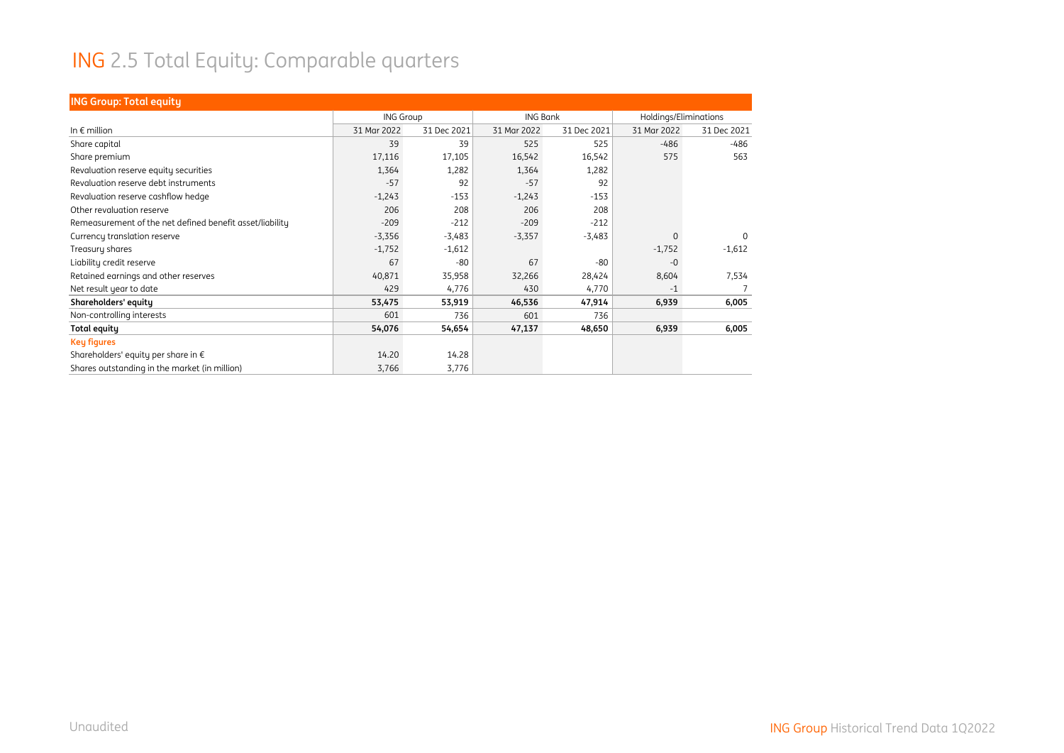# ING 2.5 Total Equity: Comparable quarters

| ING Group: Total equity | | | | | | |
|---|---|---|---|---|---|---|
| | ING Group | | ING Bank | | Holdings/Eliminations | |
| In € million | 31 Mar 2022 | 31 Dec 2021 | 31 Mar 2022 | 31 Dec 2021 | 31 Mar 2022 | 31 Dec 2021 |
| Share capital | 39 | 39 | 525 | 525 | -486 | -486 |
| Share premium | 17,116 | 17,105 | 16,542 | 16,542 | 575 | 563 |
| Revaluation reserve equity securities | 1,364 | 1,282 | 1,364 | 1,282 | | |
| Revaluation reserve debt instruments | -57 | 92 | -57 | 92 | | |
| Revaluation reserve cashflow hedge | -1,243 | -153 | -1,243 | -153 | | |
| Other revaluation reserve | 206 | 208 | 206 | 208 | | |
| Remeasurement of the net defined benefit asset/liability | -209 | -212 | -209 | -212 | | |
| Currency translation reserve | -3,356 | -3,483 | -3,357 | -3,483 | 0 | 0 |
| Treasury shares | -1,752 | -1,612 | | | -1,752 | -1,612 |
| Liability credit reserve | 67 | -80 | 67 | -80 | -0 | |
| Retained earnings and other reserves | 40,871 | 35,958 | 32,266 | 28,424 | 8,604 | 7,534 |
| Net result year to date | 429 | 4,776 | 430 | 4,770 | -1 | 7 |
| **Shareholders' equity** | **53,475** | **53,919** | **46,536** | **47,914** | **6,939** | **6,005** |
| Non-controlling interests | 601 | 736 | 601 | 736 | | |
| **Total equity** | **54,076** | **54,654** | **47,137** | **48,650** | **6,939** | **6,005** |
| **Key figures** | | | | | | |
| Shareholders' equity per share in € | 14.20 | 14.28 | | | | |
| Shares outstanding in the market (in million) | 3,766 | 3,776 | | | | |

Unaudited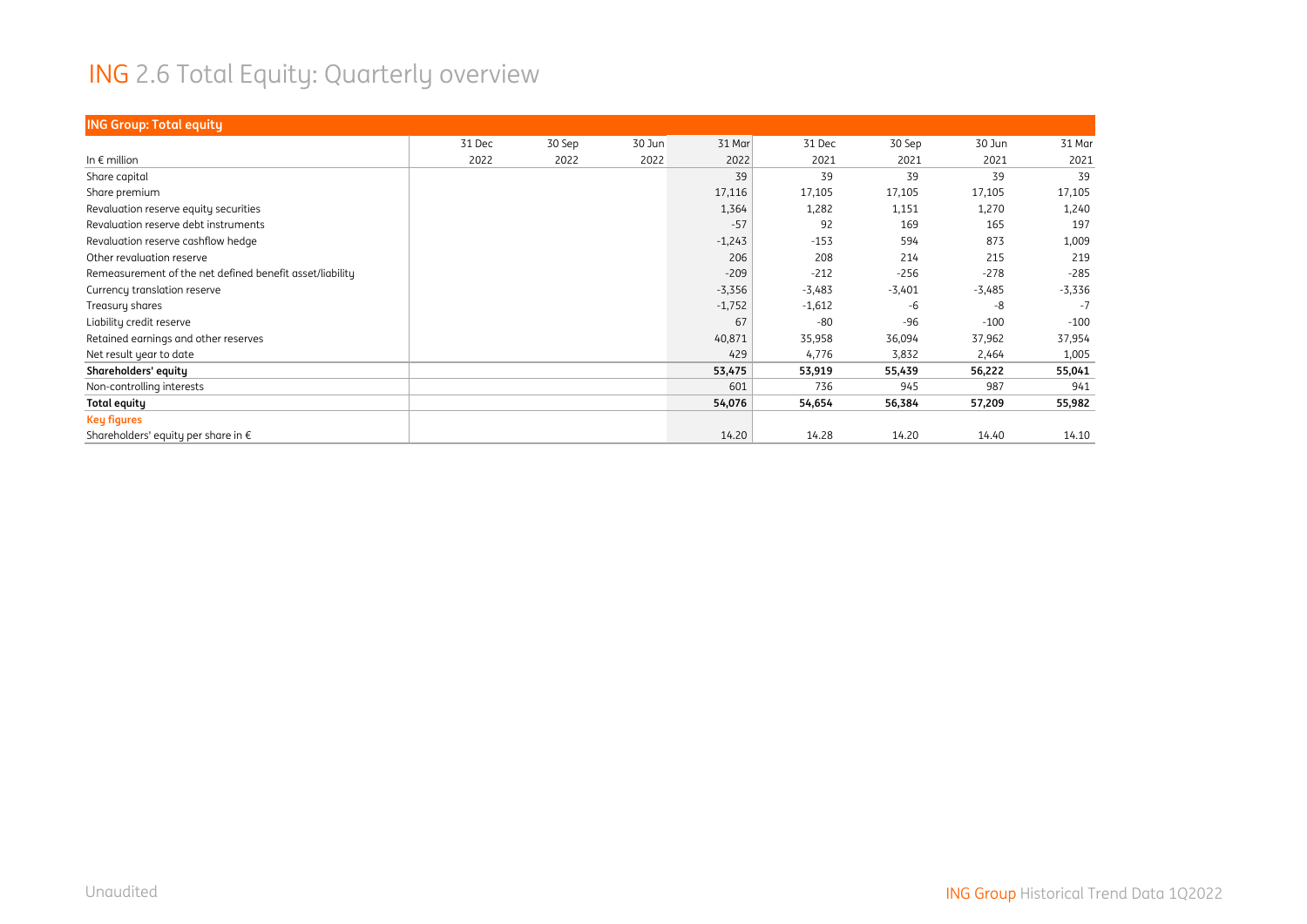# ING 2.6 Total Equity: Quarterly overview

| ING Group: Total equity | | | | | | | | |
|---|---|---|---|---|---|---|---|---|
| | 31 Dec | 30 Sep | 30 Jun | 31 Mar | 31 Dec | 30 Sep | 30 Jun | 31 Mar |
| In € million | 2022 | 2022 | 2022 | 2022 | 2021 | 2021 | 2021 | 2021 |
| Share capital | | | | 39 | 39 | 39 | 39 | 39 |
| Share premium | | | | 17,116 | 17,105 | 17,105 | 17,105 | 17,105 |
| Revaluation reserve equity securities | | | | 1,364 | 1,282 | 1,151 | 1,270 | 1,240 |
| Revaluation reserve debt instruments | | | | -57 | 92 | 169 | 165 | 197 |
| Revaluation reserve cashflow hedge | | | | -1,243 | -153 | 594 | 873 | 1,009 |
| Other revaluation reserve | | | | 206 | 208 | 214 | 215 | 219 |
| Remeasurement of the net defined benefit asset/liability | | | | -209 | -212 | -256 | -278 | -285 |
| Currency translation reserve | | | | -3,356 | -3,483 | -3,401 | -3,485 | -3,336 |
| Treasury shares | | | | -1,752 | -1,612 | -6 | -8 | -7 |
| Liability credit reserve | | | | 67 | -80 | -96 | -100 | -100 |
| Retained earnings and other reserves | | | | 40,871 | 35,958 | 36,094 | 37,962 | 37,954 |
| Net result year to date | | | | 429 | 4,776 | 3,832 | 2,464 | 1,005 |
| **Shareholders' equity** | | | | **53,475** | **53,919** | **55,439** | **56,222** | **55,041** |
| Non-controlling interests | | | | 601 | 736 | 945 | 987 | 941 |
| **Total equity** | | | | **54,076** | **54,654** | **56,384** | **57,209** | **55,982** |
| **Key figures** | | | | | | | | |
| Shareholders' equity per share in € | | | | 14.20 | 14.28 | 14.20 | 14.40 | 14.10 |

Unaudited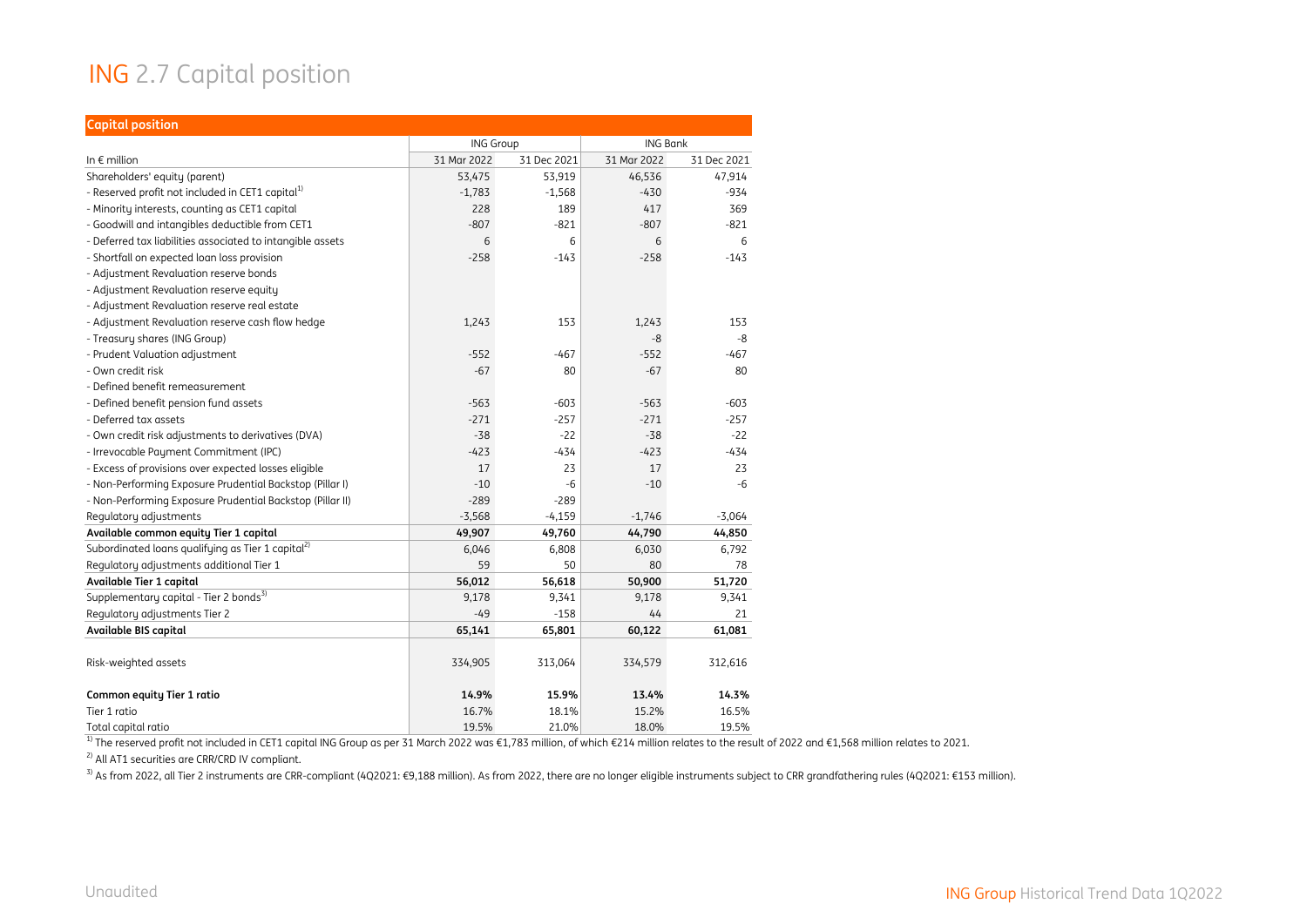# ING 2.7 Capital position

| Capital position | | | | |
|---|---|---|---|---|
| | ING Group | | ING Bank | |
| In € million | 31 Mar 2022 | 31 Dec 2021 | 31 Mar 2022 | 31 Dec 2021 |
| Shareholders' equity (parent) | 53,475 | 53,919 | 46,536 | 47,914 |
| - Reserved profit not included in CET1 capital[1] | -1,783 | -1,568 | -430 | -934 |
| - Minority interests, counting as CET1 capital | 228 | 189 | 417 | 369 |
| - Goodwill and intangibles deductible from CET1 | -807 | -821 | -807 | -821 |
| - Deferred tax liabilities associated to intangible assets | 6 | 6 | 6 | 6 |
| - Shortfall on expected loan loss provision | -258 | -143 | -258 | -143 |
| - Adjustment Revaluation reserve bonds | | | | |
| - Adjustment Revaluation reserve equity | | | | |
| - Adjustment Revaluation reserve real estate | | | | |
| - Adjustment Revaluation reserve cash flow hedge | 1,243 | 153 | 1,243 | 153 |
| - Treasury shares (ING Group) | | | -8 | -8 |
| - Prudent Valuation adjustment | -552 | -467 | -552 | -467 |
| - Own credit risk | -67 | 80 | -67 | 80 |
| - Defined benefit remeasurement | | | | |
| - Defined benefit pension fund assets | -563 | -603 | -563 | -603 |
| - Deferred tax assets | -271 | -257 | -271 | -257 |
| - Own credit risk adjustments to derivatives (DVA) | -38 | -22 | -38 | -22 |
| - Irrevocable Payment Commitment (IPC) | -423 | -434 | -423 | -434 |
| - Excess of provisions over expected losses eligible | 17 | 23 | 17 | 23 |
| - Non-Performing Exposure Prudential Backstop (Pillar I) | -10 | -6 | -10 | -6 |
| - Non-Performing Exposure Prudential Backstop (Pillar II) | -289 | -289 | | |
| Regulatory adjustments | -3,568 | -4,159 | -1,746 | -3,064 |
| **Available common equity Tier 1 capital** | **49,907** | **49,760** | **44,790** | **44,850** |
| Subordinated loans qualifying as Tier 1 capital[2] | 6,046 | 6,808 | 6,030 | 6,792 |
| Regulatory adjustments additional Tier 1 | 59 | 50 | 80 | 78 |
| **Available Tier 1 capital** | **56,012** | **56,618** | **50,900** | **51,720** |
| Supplementary capital - Tier 2 bonds[3] | 9,178 | 9,341 | 9,178 | 9,341 |
| Regulatory adjustments Tier 2 | -49 | -158 | 44 | 21 |
| **Available BIS capital** | **65,141** | **65,801** | **60,122** | **61,081** |
| Risk-weighted assets | 334,905 | 313,064 | 334,579 | 312,616 |
| **Common equity Tier 1 ratio** | **14.9%** | **15.9%** | **13.4%** | **14.3%** |
| Tier 1 ratio | 16.7% | 18.1% | 15.2% | 16.5% |
| Total capital ratio | 19.5% | 21.0% | 18.0% | 19.5% |

[1] The reserved profit not included in CET1 capital ING Group as per 31 March 2022 was €1,783 million, of which €214 million relates to the result of 2022 and €1,568 million relates to 2021.

[2] All AT1 securities are CRR/CRD IV compliant.

[3] As from 2022, all Tier 2 instruments are CRR-compliant (4Q2021: €9,188 million). As from 2022, there are no longer eligible instruments subject to CRR grandfathering rules (4Q2021: €153 million).

Unaudited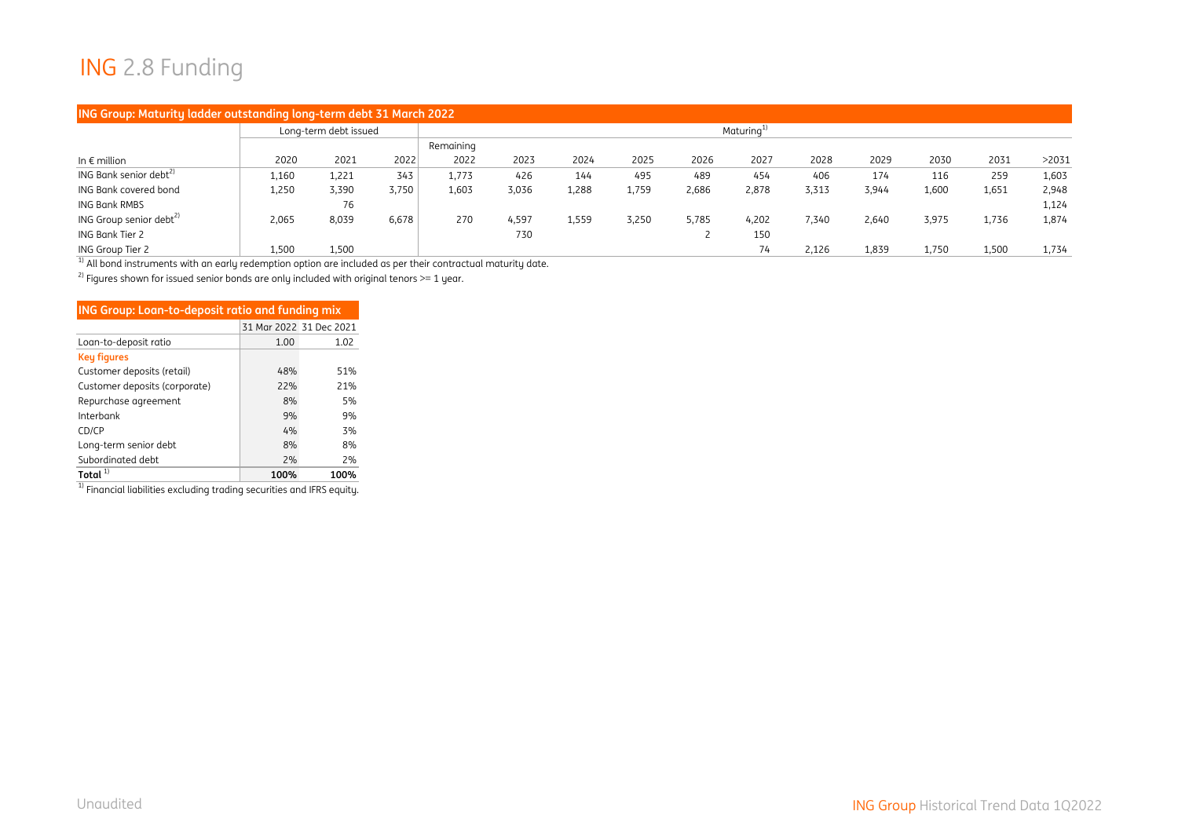# ING 2.8 Funding

**ING Group: Maturity ladder outstanding long-term debt 31 March 2022**

| | Long-term debt issued | | | Maturing[1] | | | | | | | | | | |
|---|---|---|---|---|---|---|---|---|---|---|---|---|---|---|
| In € million | 2020 | 2021 | 2022 | Remaining 2022 | 2023 | 2024 | 2025 | 2026 | 2027 | 2028 | 2029 | 2030 | 2031 | >2031 |
| ING Bank senior debt[2] | 1,160 | 1,221 | 343 | 1,773 | 426 | 144 | 495 | 489 | 454 | 406 | 174 | 116 | 259 | 1,603 |
| ING Bank covered bond | 1,250 | 3,390 | 3,750 | 1,603 | 3,036 | 1,288 | 1,759 | 2,686 | 2,878 | 3,313 | 3,944 | 1,600 | 1,651 | 2,948 |
| ING Bank RMBS | | 76 | | | | | | | | | | | | 1,124 |
| ING Group senior debt[2] | 2,065 | 8,039 | 6,678 | 270 | 4,597 | 1,559 | 3,250 | 5,785 | 4,202 | 7,340 | 2,640 | 3,975 | 1,736 | 1,874 |
| ING Bank Tier 2 | | | | | 730 | | | 2 | 150 | | | | | |
| ING Group Tier 2 | 1,500 | 1,500 | | | | | | | 74 | 2,126 | 1,839 | 1,750 | 1,500 | 1,734 |

[1] All bond instruments with an early redemption option are included as per their contractual maturity date.

[2] Figures shown for issued senior bonds are only included with original tenors >= 1 year.

**ING Group: Loan-to-deposit ratio and funding mix**

| | 31 Mar 2022 | 31 Dec 2021 |
|---|---|---|
| Loan-to-deposit ratio | 1.00 | 1.02 |
| **Key figures** | | |
| Customer deposits (retail) | 48% | 51% |
| Customer deposits (corporate) | 22% | 21% |
| Repurchase agreement | 8% | 5% |
| Interbank | 9% | 9% |
| CD/CP | 4% | 3% |
| Long-term senior debt | 8% | 8% |
| Subordinated debt | 2% | 2% |
| **Total** [1] | **100%** | **100%** |

[1] Financial liabilities excluding trading securities and IFRS equity.

Unaudited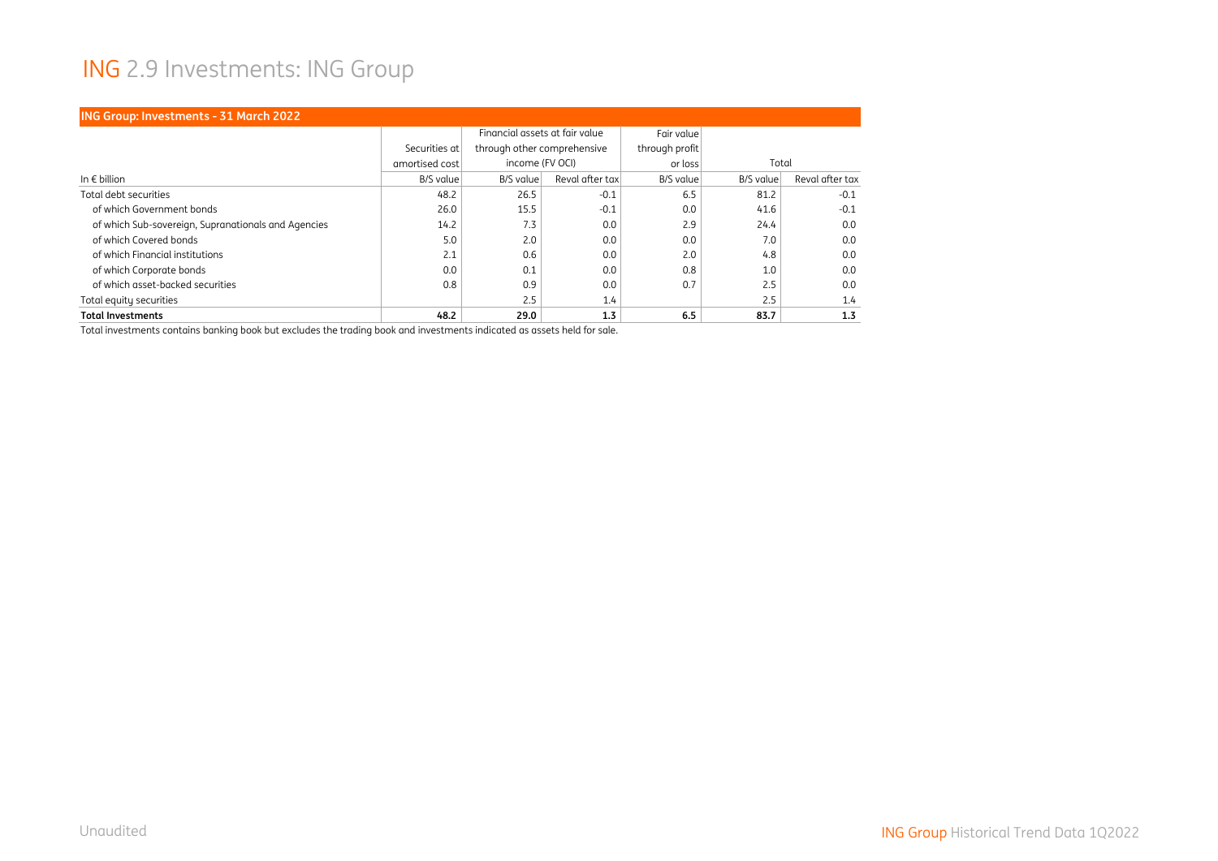# ING 2.9 Investments: ING Group

| ING Group: Investments - 31 March 2022 | | | | | | |
|---|---|---|---|---|---|---|
| | Securities at amortised cost | Financial assets at fair value through other comprehensive income (FV OCI) | | Fair value through profit or loss | Total | |
| In € billion | B/S value | B/S value | Reval after tax | B/S value | B/S value | Reval after tax |
| Total debt securities | 48.2 | 26.5 | -0.1 | 6.5 | 81.2 | -0.1 |
| of which Government bonds | 26.0 | 15.5 | -0.1 | 0.0 | 41.6 | -0.1 |
| of which Sub-sovereign, Supranationals and Agencies | 14.2 | 7.3 | 0.0 | 2.9 | 24.4 | 0.0 |
| of which Covered bonds | 5.0 | 2.0 | 0.0 | 0.0 | 7.0 | 0.0 |
| of which Financial institutions | 2.1 | 0.6 | 0.0 | 2.0 | 4.8 | 0.0 |
| of which Corporate bonds | 0.0 | 0.1 | 0.0 | 0.8 | 1.0 | 0.0 |
| of which asset-backed securities | 0.8 | 0.9 | 0.0 | 0.7 | 2.5 | 0.0 |
| Total equity securities | | 2.5 | 1.4 | | 2.5 | 1.4 |
| **Total Investments** | **48.2** | **29.0** | **1.3** | **6.5** | **83.7** | **1.3** |

Total investments contains banking book but excludes the trading book and investments indicated as assets held for sale.

Unaudited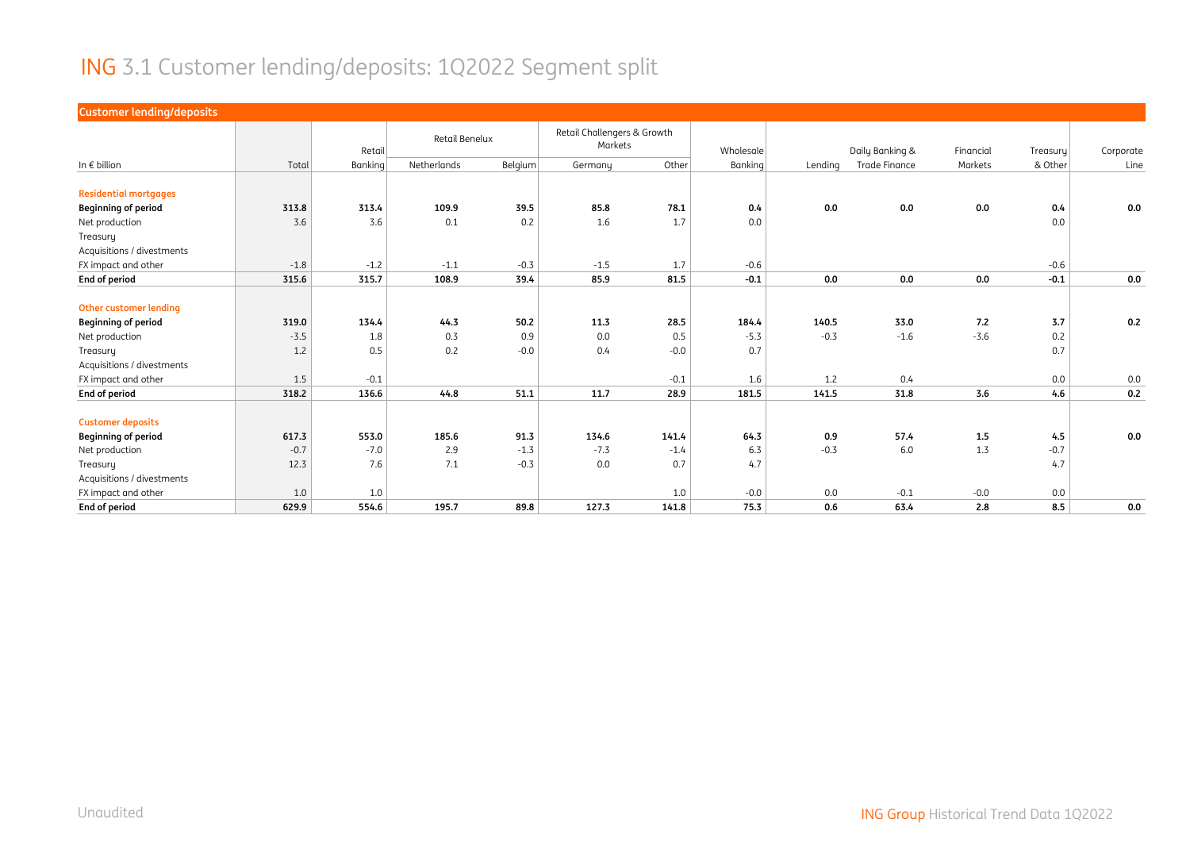# ING 3.1 Customer lending/deposits: 1Q2022 Segment split

**Customer lending/deposits**

| In € billion | Total | Retail Banking | Retail Benelux | | Retail Challengers & Growth Markets | | Wholesale Banking | Lending | Daily Banking & Trade Finance | Financial Markets | Treasury & Other | Corporate Line |
|---|---|---|---|---|---|---|---|---|---|---|---|---|
| | | | Netherlands | Belgium | Germany | Other | | | | | | |
| **Residential mortgages** | | | | | | | | | | | | |
| **Beginning of period** | **313.8** | **313.4** | **109.9** | **39.5** | **85.8** | **78.1** | **0.4** | **0.0** | **0.0** | **0.0** | **0.4** | **0.0** |
| Net production | 3.6 | 3.6 | 0.1 | 0.2 | 1.6 | 1.7 | 0.0 | | | | 0.0 | |
| Treasury | | | | | | | | | | | | |
| Acquisitions / divestments | | | | | | | | | | | | |
| FX impact and other | -1.8 | -1.2 | -1.1 | -0.3 | -1.5 | 1.7 | -0.6 | | | | -0.6 | |
| **End of period** | **315.6** | **315.7** | **108.9** | **39.4** | **85.9** | **81.5** | **-0.1** | **0.0** | **0.0** | **0.0** | **-0.1** | **0.0** |
| **Other customer lending** | | | | | | | | | | | | |
| **Beginning of period** | **319.0** | **134.4** | **44.3** | **50.2** | **11.3** | **28.5** | **184.4** | **140.5** | **33.0** | **7.2** | **3.7** | **0.2** |
| Net production | -3.5 | 1.8 | 0.3 | 0.9 | 0.0 | 0.5 | -5.3 | -0.3 | -1.6 | -3.6 | 0.2 | |
| Treasury | 1.2 | 0.5 | 0.2 | -0.0 | 0.4 | -0.0 | 0.7 | | | | 0.7 | |
| Acquisitions / divestments | | | | | | | | | | | | |
| FX impact and other | 1.5 | -0.1 | | | | -0.1 | 1.6 | 1.2 | 0.4 | | 0.0 | 0.0 |
| **End of period** | **318.2** | **136.6** | **44.8** | **51.1** | **11.7** | **28.9** | **181.5** | **141.5** | **31.8** | **3.6** | **4.6** | **0.2** |
| **Customer deposits** | | | | | | | | | | | | |
| **Beginning of period** | **617.3** | **553.0** | **185.6** | **91.3** | **134.6** | **141.4** | **64.3** | **0.9** | **57.4** | **1.5** | **4.5** | **0.0** |
| Net production | -0.7 | -7.0 | 2.9 | -1.3 | -7.3 | -1.4 | 6.3 | -0.3 | 6.0 | 1.3 | -0.7 | |
| Treasury | 12.3 | 7.6 | 7.1 | -0.3 | 0.0 | 0.7 | 4.7 | | | | 4.7 | |
| Acquisitions / divestments | | | | | | | | | | | | |
| FX impact and other | 1.0 | 1.0 | | | | 1.0 | -0.0 | 0.0 | -0.1 | -0.0 | 0.0 | |
| **End of period** | **629.9** | **554.6** | **195.7** | **89.8** | **127.3** | **141.8** | **75.3** | **0.6** | **63.4** | **2.8** | **8.5** | **0.0** |

Unaudited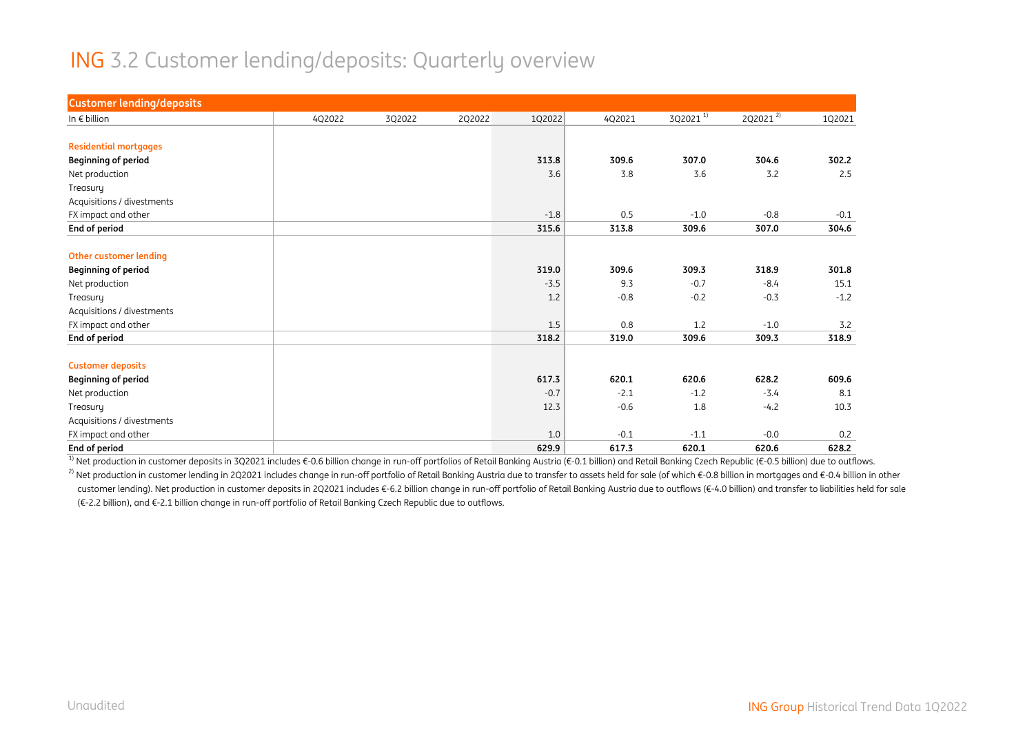# ING 3.2 Customer lending/deposits: Quarterly overview

| Customer lending/deposits | | | | | | | | |
|---|---|---|---|---|---|---|---|---|
| In € billion | 4Q2022 | 3Q2022 | 2Q2022 | 1Q2022 | 4Q2021 | 3Q2021 [1] | 2Q2021 [2] | 1Q2021 |
| **Residential mortgages** | | | | | | | | |
| **Beginning of period** | | | | **313.8** | **309.6** | **307.0** | **304.6** | **302.2** |
| Net production | | | | 3.6 | 3.8 | 3.6 | 3.2 | 2.5 |
| Treasury | | | | | | | | |
| Acquisitions / divestments | | | | | | | | |
| FX impact and other | | | | -1.8 | 0.5 | -1.0 | -0.8 | -0.1 |
| **End of period** | | | | **315.6** | **313.8** | **309.6** | **307.0** | **304.6** |
| **Other customer lending** | | | | | | | | |
| **Beginning of period** | | | | **319.0** | **309.6** | **309.3** | **318.9** | **301.8** |
| Net production | | | | -3.5 | 9.3 | -0.7 | -8.4 | 15.1 |
| Treasury | | | | 1.2 | -0.8 | -0.2 | -0.3 | -1.2 |
| Acquisitions / divestments | | | | | | | | |
| FX impact and other | | | | 1.5 | 0.8 | 1.2 | -1.0 | 3.2 |
| **End of period** | | | | **318.2** | **319.0** | **309.6** | **309.3** | **318.9** |
| **Customer deposits** | | | | | | | | |
| **Beginning of period** | | | | **617.3** | **620.1** | **620.6** | **628.2** | **609.6** |
| Net production | | | | -0.7 | -2.1 | -1.2 | -3.4 | 8.1 |
| Treasury | | | | 12.3 | -0.6 | 1.8 | -4.2 | 10.3 |
| Acquisitions / divestments | | | | | | | | |
| FX impact and other | | | | 1.0 | -0.1 | -1.1 | -0.0 | 0.2 |
| **End of period** | | | | **629.9** | **617.3** | **620.1** | **620.6** | **628.2** |

[1] Net production in customer deposits in 3Q2021 includes €-0.6 billion change in run-off portfolios of Retail Banking Austria (€-0.1 billion) and Retail Banking Czech Republic (€-0.5 billion) due to outflows.

[2] Net production in customer lending in 2Q2021 includes change in run-off portfolio of Retail Banking Austria due to transfer to assets held for sale (of which €-0.8 billion in mortgages and €-0.4 billion in other customer lending). Net production in customer deposits in 2Q2021 includes €-6.2 billion change in run-off portfolio of Retail Banking Austria due to outflows (€-4.0 billion) and transfer to liabilities held for sale (€-2.2 billion), and €-2.1 billion change in run-off portfolio of Retail Banking Czech Republic due to outflows.

Unaudited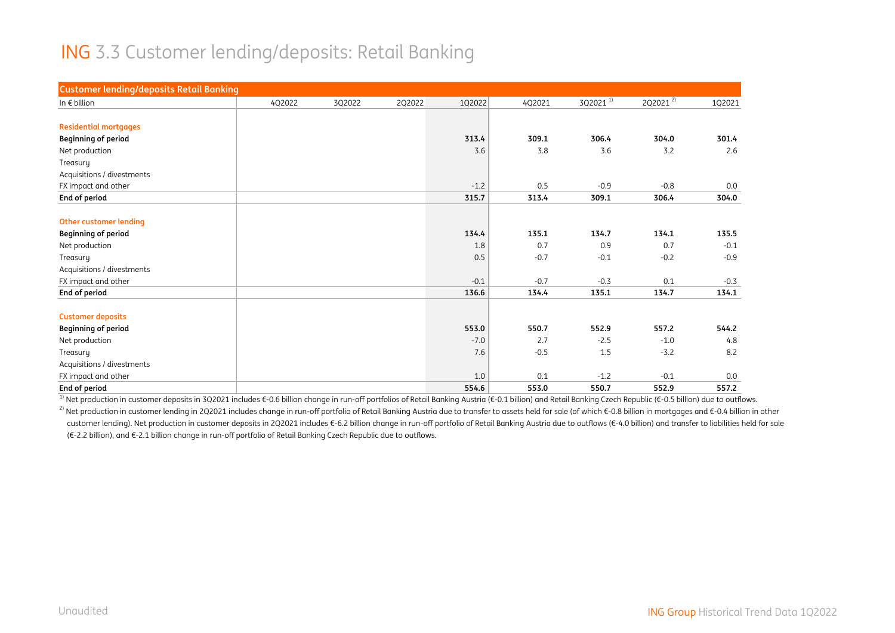# ING 3.3 Customer lending/deposits: Retail Banking

| Customer lending/deposits Retail Banking | | | | | | | | |
|---|---|---|---|---|---|---|---|---|
| In € billion | 4Q2022 | 3Q2022 | 2Q2022 | 1Q2022 | 4Q2021 | 3Q2021 [1] | 2Q2021 [2] | 1Q2021 |
| | | | | | | | | |
| **Residential mortgages** | | | | | | | | |
| **Beginning of period** | | | | **313.4** | **309.1** | **306.4** | **304.0** | **301.4** |
| Net production | | | | 3.6 | 3.8 | 3.6 | 3.2 | 2.6 |
| Treasury | | | | | | | | |
| Acquisitions / divestments | | | | | | | | |
| FX impact and other | | | | -1.2 | 0.5 | -0.9 | -0.8 | 0.0 |
| **End of period** | | | | **315.7** | **313.4** | **309.1** | **306.4** | **304.0** |
| | | | | | | | | |
| **Other customer lending** | | | | | | | | |
| **Beginning of period** | | | | **134.4** | **135.1** | **134.7** | **134.1** | **135.5** |
| Net production | | | | 1.8 | 0.7 | 0.9 | 0.7 | -0.1 |
| Treasury | | | | 0.5 | -0.7 | -0.1 | -0.2 | -0.9 |
| Acquisitions / divestments | | | | | | | | |
| FX impact and other | | | | -0.1 | -0.7 | -0.3 | 0.1 | -0.3 |
| **End of period** | | | | **136.6** | **134.4** | **135.1** | **134.7** | **134.1** |
| | | | | | | | | |
| **Customer deposits** | | | | | | | | |
| **Beginning of period** | | | | **553.0** | **550.7** | **552.9** | **557.2** | **544.2** |
| Net production | | | | -7.0 | 2.7 | -2.5 | -1.0 | 4.8 |
| Treasury | | | | 7.6 | -0.5 | 1.5 | -3.2 | 8.2 |
| Acquisitions / divestments | | | | | | | | |
| FX impact and other | | | | 1.0 | 0.1 | -1.2 | -0.1 | 0.0 |
| **End of period** | | | | **554.6** | **553.0** | **550.7** | **552.9** | **557.2** |

[1] Net production in customer deposits in 3Q2021 includes €-0.6 billion change in run-off portfolios of Retail Banking Austria (€-0.1 billion) and Retail Banking Czech Republic (€-0.5 billion) due to outflows.

[2] Net production in customer lending in 2Q2021 includes change in run-off portfolio of Retail Banking Austria due to transfer to assets held for sale (of which €-0.8 billion in mortgages and €-0.4 billion in other customer lending). Net production in customer deposits in 2Q2021 includes €-6.2 billion change in run-off portfolio of Retail Banking Austria due to outflows (€-4.0 billion) and transfer to liabilities held for sale (€-2.2 billion), and €-2.1 billion change in run-off portfolio of Retail Banking Czech Republic due to outflows.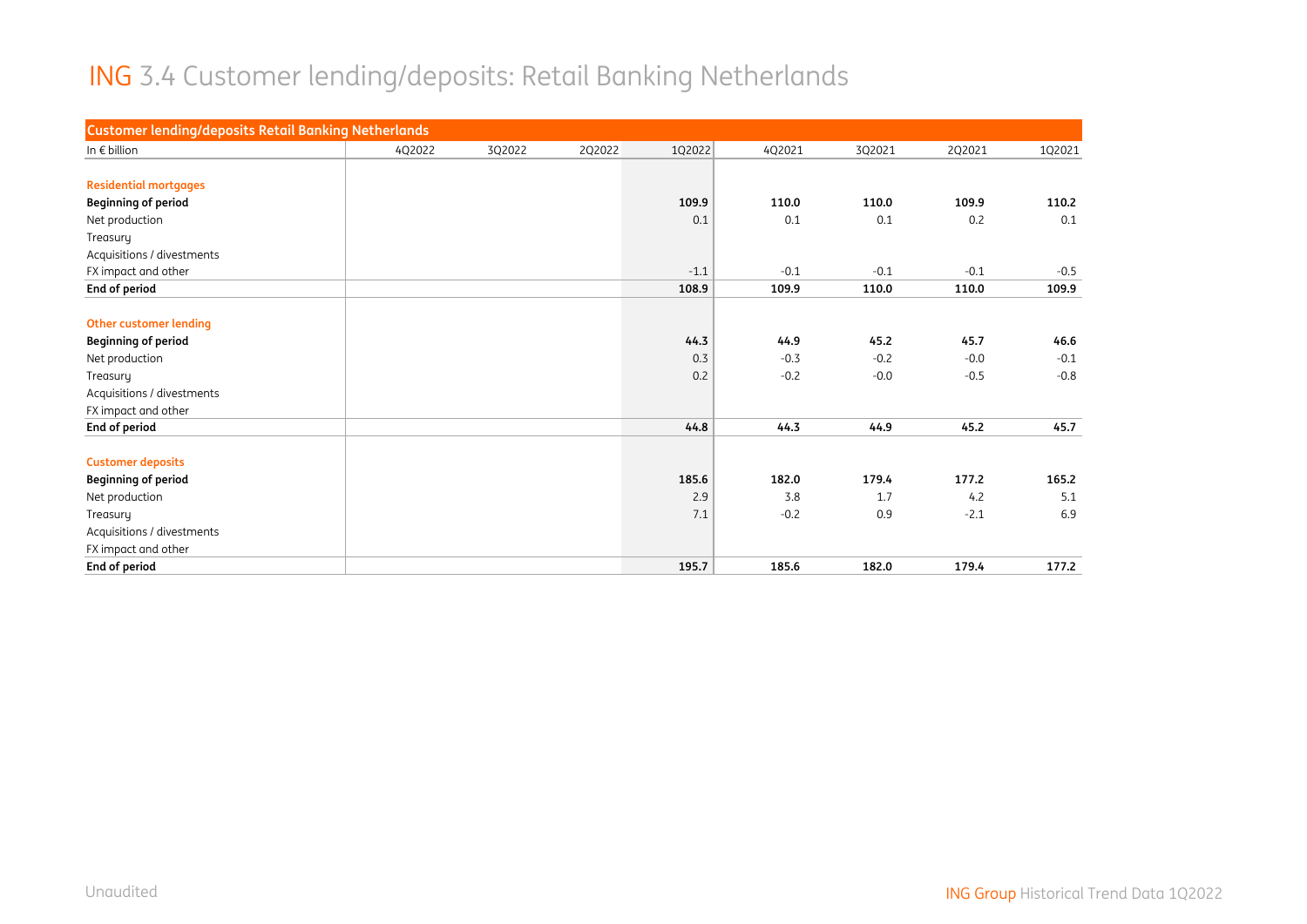# ING 3.4 Customer lending/deposits: Retail Banking Netherlands

| Customer lending/deposits Retail Banking Netherlands | | | | | | | | |
|---|---|---|---|---|---|---|---|---|
| In € billion | 4Q2022 | 3Q2022 | 2Q2022 | 1Q2022 | 4Q2021 | 3Q2021 | 2Q2021 | 1Q2021 |
| **Residential mortgages** | | | | | | | | |
| **Beginning of period** | | | | **109.9** | **110.0** | **110.0** | **109.9** | **110.2** |
| Net production | | | | 0.1 | 0.1 | 0.1 | 0.2 | 0.1 |
| Treasury | | | | | | | | |
| Acquisitions / divestments | | | | | | | | |
| FX impact and other | | | | -1.1 | -0.1 | -0.1 | -0.1 | -0.5 |
| **End of period** | | | | **108.9** | **109.9** | **110.0** | **110.0** | **109.9** |
| **Other customer lending** | | | | | | | | |
| **Beginning of period** | | | | **44.3** | **44.9** | **45.2** | **45.7** | **46.6** |
| Net production | | | | 0.3 | -0.3 | -0.2 | -0.0 | -0.1 |
| Treasury | | | | 0.2 | -0.2 | -0.0 | -0.5 | -0.8 |
| Acquisitions / divestments | | | | | | | | |
| FX impact and other | | | | | | | | |
| **End of period** | | | | **44.8** | **44.3** | **44.9** | **45.2** | **45.7** |
| **Customer deposits** | | | | | | | | |
| **Beginning of period** | | | | **185.6** | **182.0** | **179.4** | **177.2** | **165.2** |
| Net production | | | | 2.9 | 3.8 | 1.7 | 4.2 | 5.1 |
| Treasury | | | | 7.1 | -0.2 | 0.9 | -2.1 | 6.9 |
| Acquisitions / divestments | | | | | | | | |
| FX impact and other | | | | | | | | |
| **End of period** | | | | **195.7** | **185.6** | **182.0** | **179.4** | **177.2** |

Unaudited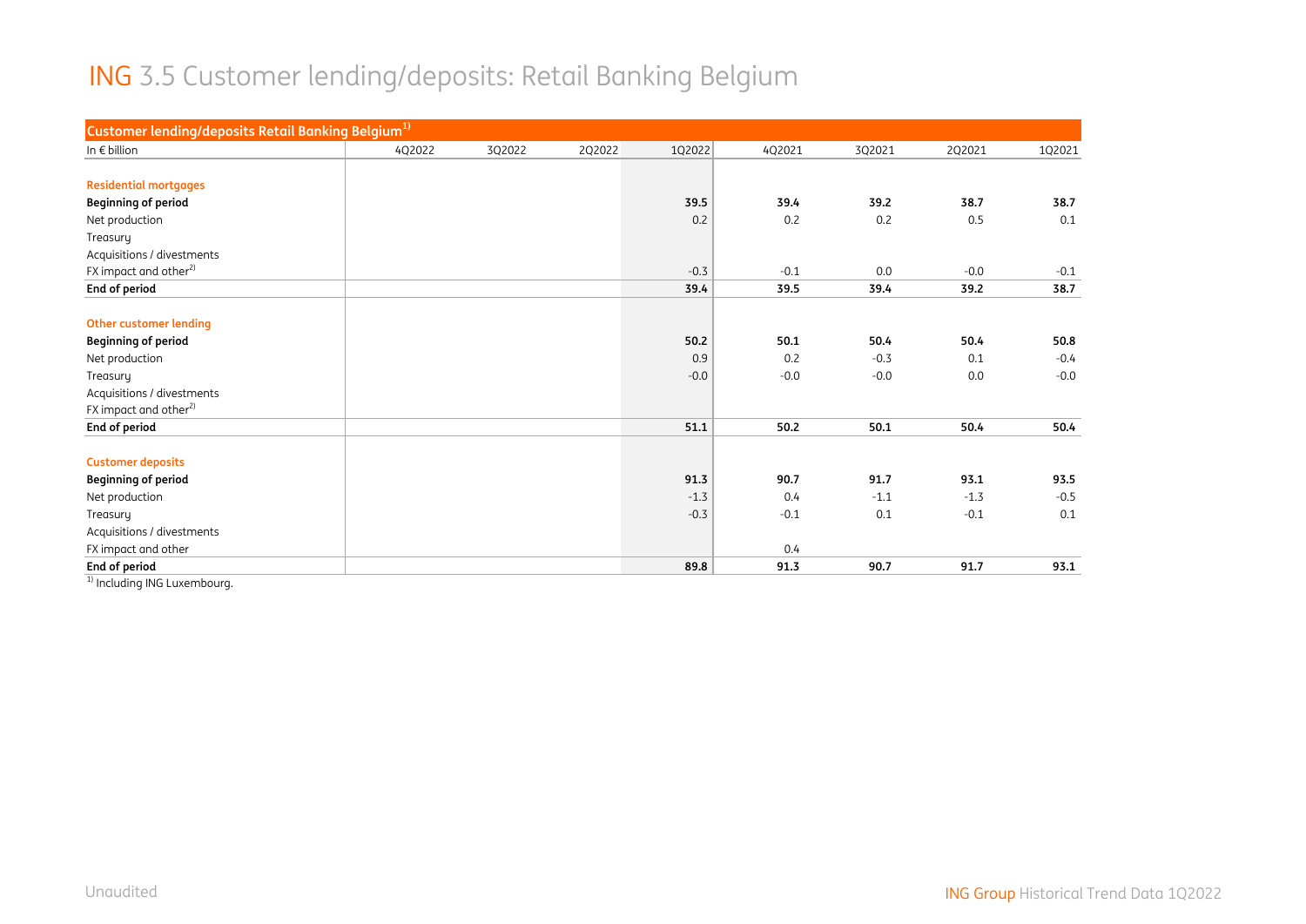# ING 3.5 Customer lending/deposits: Retail Banking Belgium

| Customer lending/deposits Retail Banking Belgium[1] | | | | | | | | |
|---|---|---|---|---|---|---|---|---|
| In € billion | 4Q2022 | 3Q2022 | 2Q2022 | 1Q2022 | 4Q2021 | 3Q2021 | 2Q2021 | 1Q2021 |
| | | | | | | | | |
| **Residential mortgages** | | | | | | | | |
| **Beginning of period** | | | | **39.5** | **39.4** | **39.2** | **38.7** | **38.7** |
| Net production | | | | 0.2 | 0.2 | 0.2 | 0.5 | 0.1 |
| Treasury | | | | | | | | |
| Acquisitions / divestments | | | | | | | | |
| FX impact and other[2] | | | | -0.3 | -0.1 | 0.0 | -0.0 | -0.1 |
| **End of period** | | | | **39.4** | **39.5** | **39.4** | **39.2** | **38.7** |
| | | | | | | | | |
| **Other customer lending** | | | | | | | | |
| **Beginning of period** | | | | **50.2** | **50.1** | **50.4** | **50.4** | **50.8** |
| Net production | | | | 0.9 | 0.2 | -0.3 | 0.1 | -0.4 |
| Treasury | | | | -0.0 | -0.0 | -0.0 | 0.0 | -0.0 |
| Acquisitions / divestments | | | | | | | | |
| FX impact and other[2] | | | | | | | | |
| **End of period** | | | | **51.1** | **50.2** | **50.1** | **50.4** | **50.4** |
| | | | | | | | | |
| **Customer deposits** | | | | | | | | |
| **Beginning of period** | | | | **91.3** | **90.7** | **91.7** | **93.1** | **93.5** |
| Net production | | | | -1.3 | 0.4 | -1.1 | -1.3 | -0.5 |
| Treasury | | | | -0.3 | -0.1 | 0.1 | -0.1 | 0.1 |
| Acquisitions / divestments | | | | | | | | |
| FX impact and other | | | | | 0.4 | | | |
| **End of period** | | | | **89.8** | **91.3** | **90.7** | **91.7** | **93.1** |

[1] Including ING Luxembourg.

Unaudited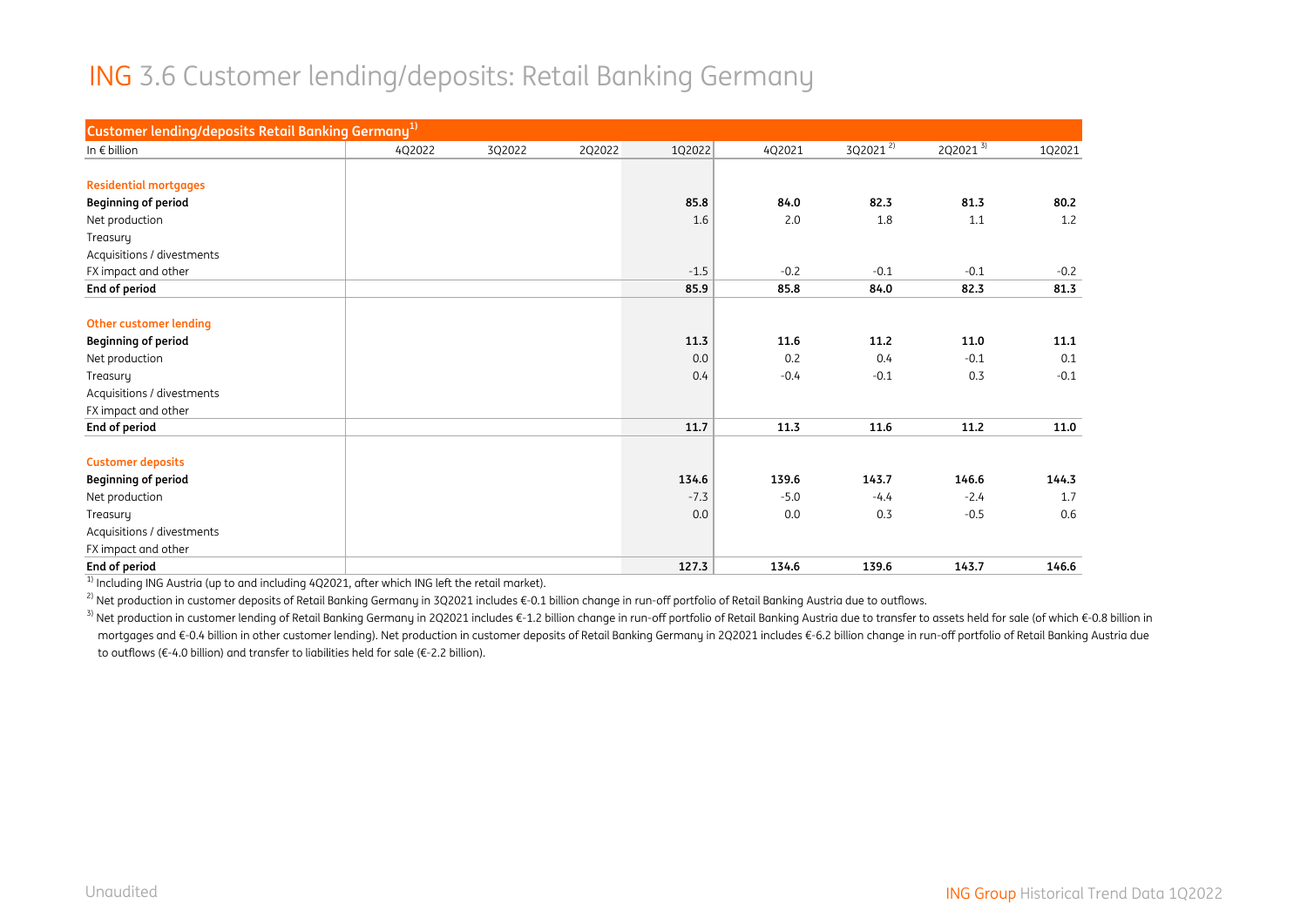# ING 3.6 Customer lending/deposits: Retail Banking Germany

| Customer lending/deposits Retail Banking Germany[1] | | | | | | | | |
|---|---|---|---|---|---|---|---|---|
| In € billion | 4Q2022 | 3Q2022 | 2Q2022 | 1Q2022 | 4Q2021 | 3Q2021 [2] | 2Q2021 [3] | 1Q2021 |
| **Residential mortgages** | | | | | | | | |
| **Beginning of period** | | | | **85.8** | **84.0** | **82.3** | **81.3** | **80.2** |
| Net production | | | | 1.6 | 2.0 | 1.8 | 1.1 | 1.2 |
| Treasury | | | | | | | | |
| Acquisitions / divestments | | | | | | | | |
| FX impact and other | | | | -1.5 | -0.2 | -0.1 | -0.1 | -0.2 |
| **End of period** | | | | **85.9** | **85.8** | **84.0** | **82.3** | **81.3** |
| **Other customer lending** | | | | | | | | |
| **Beginning of period** | | | | **11.3** | **11.6** | **11.2** | **11.0** | **11.1** |
| Net production | | | | 0.0 | 0.2 | 0.4 | -0.1 | 0.1 |
| Treasury | | | | 0.4 | -0.4 | -0.1 | 0.3 | -0.1 |
| Acquisitions / divestments | | | | | | | | |
| FX impact and other | | | | | | | | |
| **End of period** | | | | **11.7** | **11.3** | **11.6** | **11.2** | **11.0** |
| **Customer deposits** | | | | | | | | |
| **Beginning of period** | | | | **134.6** | **139.6** | **143.7** | **146.6** | **144.3** |
| Net production | | | | -7.3 | -5.0 | -4.4 | -2.4 | 1.7 |
| Treasury | | | | 0.0 | 0.0 | 0.3 | -0.5 | 0.6 |
| Acquisitions / divestments | | | | | | | | |
| FX impact and other | | | | | | | | |
| **End of period** | | | | **127.3** | **134.6** | **139.6** | **143.7** | **146.6** |

[1] Including ING Austria (up to and including 4Q2021, after which ING left the retail market).

[2] Net production in customer deposits of Retail Banking Germany in 3Q2021 includes €-0.1 billion change in run-off portfolio of Retail Banking Austria due to outflows.

[3] Net production in customer lending of Retail Banking Germany in 2Q2021 includes €-1.2 billion change in run-off portfolio of Retail Banking Austria due to transfer to assets held for sale (of which €-0.8 billion in mortgages and €-0.4 billion in other customer lending). Net production in customer deposits of Retail Banking Germany in 2Q2021 includes €-6.2 billion change in run-off portfolio of Retail Banking Austria due to outflows (€-4.0 billion) and transfer to liabilities held for sale (€-2.2 billion).

Unaudited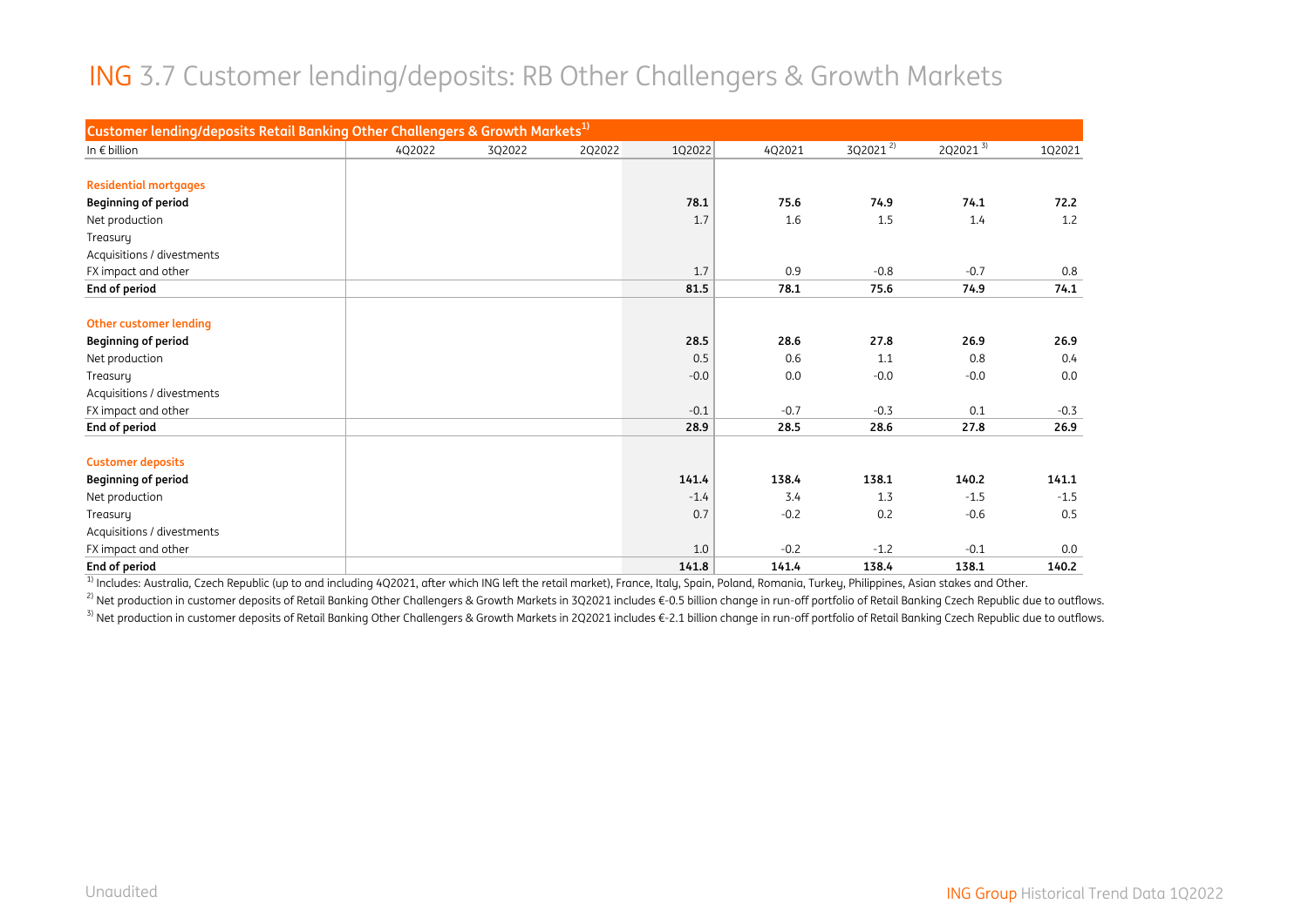# ING 3.7 Customer lending/deposits: RB Other Challengers & Growth Markets

| Customer lending/deposits Retail Banking Other Challengers & Growth Markets[1] | | | | | | | | |
|---|---|---|---|---|---|---|---|---|
| In € billion | 4Q2022 | 3Q2022 | 2Q2022 | 1Q2022 | 4Q2021 | 3Q2021 [2] | 2Q2021 [3] | 1Q2021 |
| **Residential mortgages** | | | | | | | | |
| **Beginning of period** | | | | **78.1** | **75.6** | **74.9** | **74.1** | **72.2** |
| Net production | | | | 1.7 | 1.6 | 1.5 | 1.4 | 1.2 |
| Treasury | | | | | | | | |
| Acquisitions / divestments | | | | | | | | |
| FX impact and other | | | | 1.7 | 0.9 | -0.8 | -0.7 | 0.8 |
| **End of period** | | | | **81.5** | **78.1** | **75.6** | **74.9** | **74.1** |
| **Other customer lending** | | | | | | | | |
| **Beginning of period** | | | | **28.5** | **28.6** | **27.8** | **26.9** | **26.9** |
| Net production | | | | 0.5 | 0.6 | 1.1 | 0.8 | 0.4 |
| Treasury | | | | -0.0 | 0.0 | -0.0 | -0.0 | 0.0 |
| Acquisitions / divestments | | | | | | | | |
| FX impact and other | | | | -0.1 | -0.7 | -0.3 | 0.1 | -0.3 |
| **End of period** | | | | **28.9** | **28.5** | **28.6** | **27.8** | **26.9** |
| **Customer deposits** | | | | | | | | |
| **Beginning of period** | | | | **141.4** | **138.4** | **138.1** | **140.2** | **141.1** |
| Net production | | | | -1.4 | 3.4 | 1.3 | -1.5 | -1.5 |
| Treasury | | | | 0.7 | -0.2 | 0.2 | -0.6 | 0.5 |
| Acquisitions / divestments | | | | | | | | |
| FX impact and other | | | | 1.0 | -0.2 | -1.2 | -0.1 | 0.0 |
| **End of period** | | | | **141.8** | **141.4** | **138.4** | **138.1** | **140.2** |

[1] Includes: Australia, Czech Republic (up to and including 4Q2021, after which ING left the retail market), France, Italy, Spain, Poland, Romania, Turkey, Philippines, Asian stakes and Other.

[2] Net production in customer deposits of Retail Banking Other Challengers & Growth Markets in 3Q2021 includes €-0.5 billion change in run-off portfolio of Retail Banking Czech Republic due to outflows.

[3] Net production in customer deposits of Retail Banking Other Challengers & Growth Markets in 2Q2021 includes €-2.1 billion change in run-off portfolio of Retail Banking Czech Republic due to outflows.

Unaudited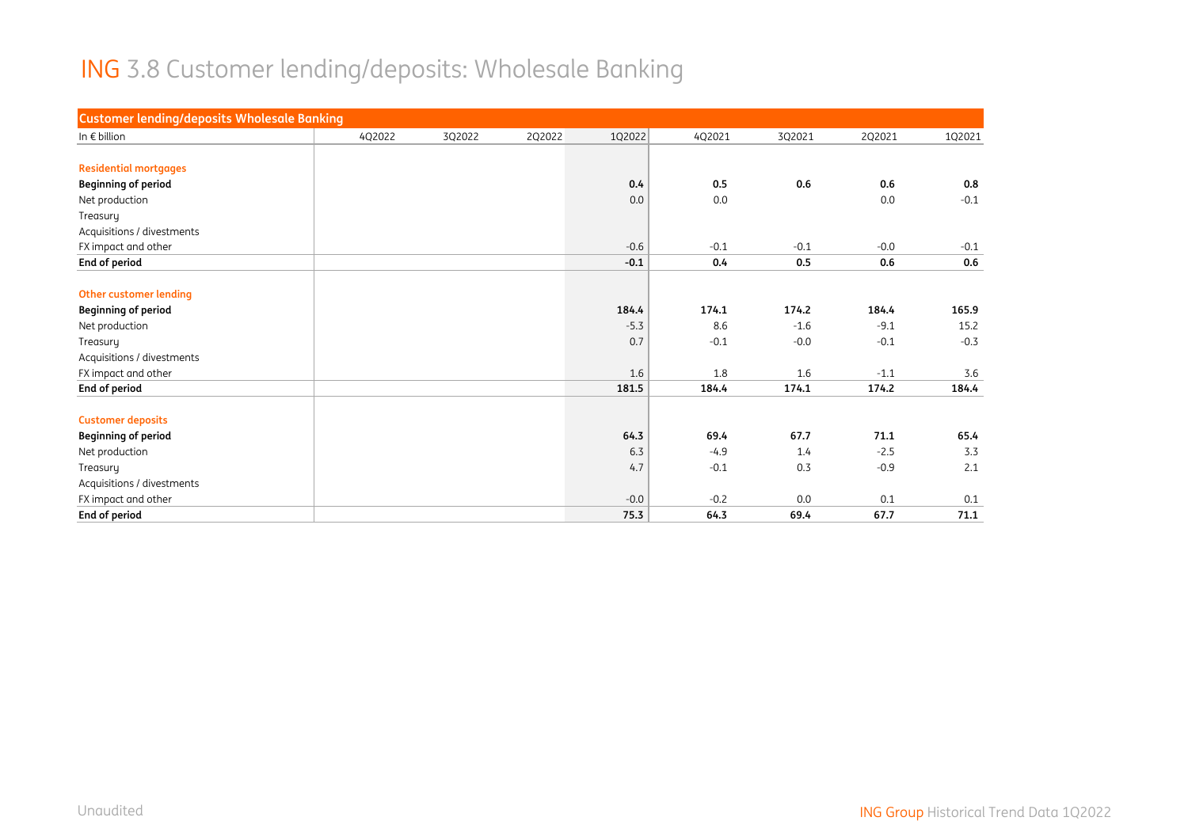# ING 3.8 Customer lending/deposits: Wholesale Banking

| Customer lending/deposits Wholesale Banking | | | | | | | | |
|---|---|---|---|---|---|---|---|---|
| In € billion | 4Q2022 | 3Q2022 | 2Q2022 | 1Q2022 | 4Q2021 | 3Q2021 | 2Q2021 | 1Q2021 |
| **Residential mortgages** | | | | | | | | |
| **Beginning of period** | | | | **0.4** | **0.5** | **0.6** | **0.6** | **0.8** |
| Net production | | | | 0.0 | 0.0 | | 0.0 | -0.1 |
| Treasury | | | | | | | | |
| Acquisitions / divestments | | | | | | | | |
| FX impact and other | | | | -0.6 | -0.1 | -0.1 | -0.0 | -0.1 |
| **End of period** | | | | **-0.1** | **0.4** | **0.5** | **0.6** | **0.6** |
| **Other customer lending** | | | | | | | | |
| **Beginning of period** | | | | **184.4** | **174.1** | **174.2** | **184.4** | **165.9** |
| Net production | | | | -5.3 | 8.6 | -1.6 | -9.1 | 15.2 |
| Treasury | | | | 0.7 | -0.1 | -0.0 | -0.1 | -0.3 |
| Acquisitions / divestments | | | | | | | | |
| FX impact and other | | | | 1.6 | 1.8 | 1.6 | -1.1 | 3.6 |
| **End of period** | | | | **181.5** | **184.4** | **174.1** | **174.2** | **184.4** |
| **Customer deposits** | | | | | | | | |
| **Beginning of period** | | | | **64.3** | **69.4** | **67.7** | **71.1** | **65.4** |
| Net production | | | | 6.3 | -4.9 | 1.4 | -2.5 | 3.3 |
| Treasury | | | | 4.7 | -0.1 | 0.3 | -0.9 | 2.1 |
| Acquisitions / divestments | | | | | | | | |
| FX impact and other | | | | -0.0 | -0.2 | 0.0 | 0.1 | 0.1 |
| **End of period** | | | | **75.3** | **64.3** | **69.4** | **67.7** | **71.1** |

Unaudited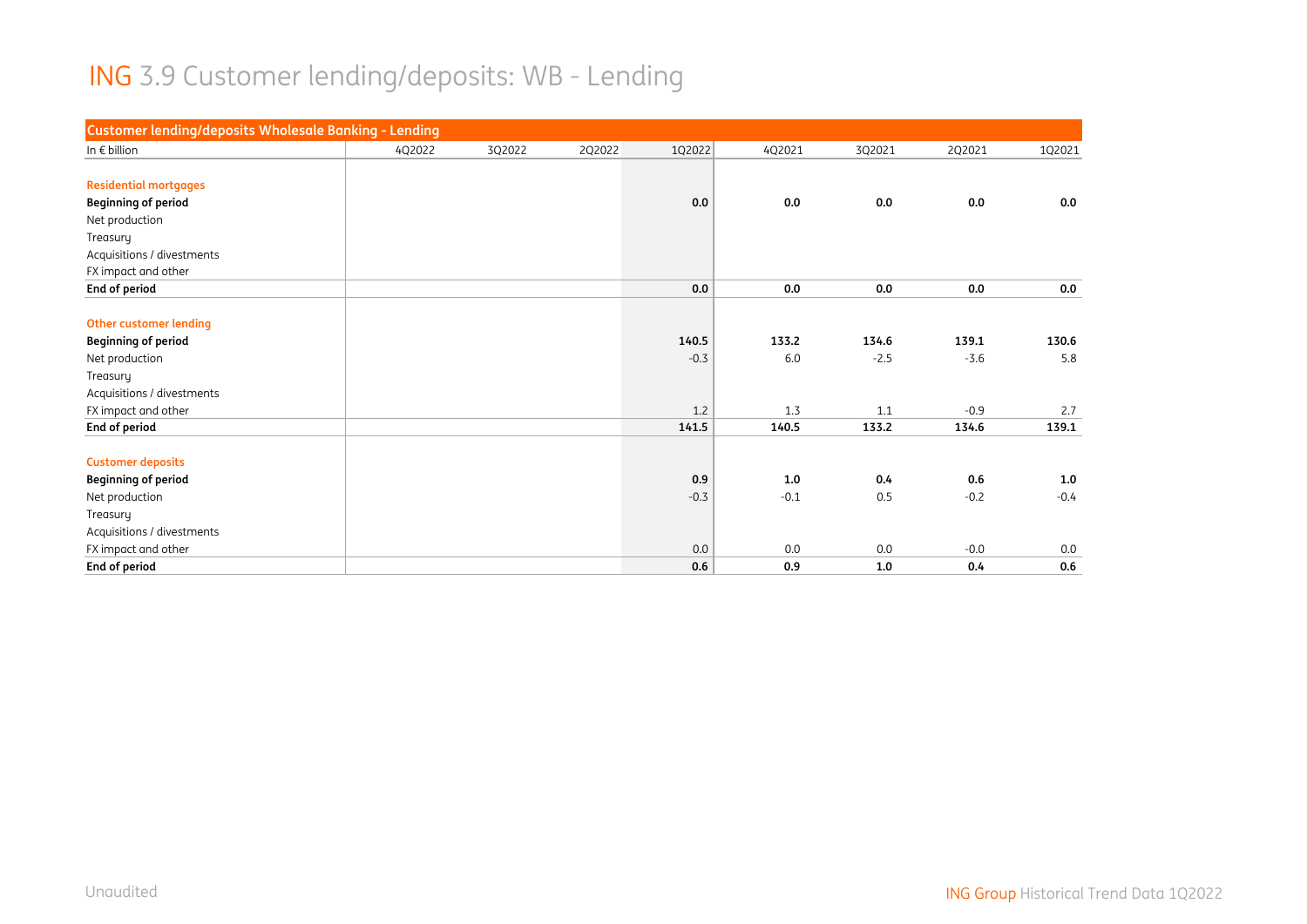# ING 3.9 Customer lending/deposits: WB - Lending

| Customer lending/deposits Wholesale Banking - Lending | | | | | | | | |
|---|---|---|---|---|---|---|---|---|
| In € billion | 4Q2022 | 3Q2022 | 2Q2022 | 1Q2022 | 4Q2021 | 3Q2021 | 2Q2021 | 1Q2021 |
| **Residential mortgages** | | | | | | | | |
| **Beginning of period** | | | | **0.0** | **0.0** | **0.0** | **0.0** | **0.0** |
| Net production | | | | | | | | |
| Treasury | | | | | | | | |
| Acquisitions / divestments | | | | | | | | |
| FX impact and other | | | | | | | | |
| **End of period** | | | | **0.0** | **0.0** | **0.0** | **0.0** | **0.0** |
| **Other customer lending** | | | | | | | | |
| **Beginning of period** | | | | **140.5** | **133.2** | **134.6** | **139.1** | **130.6** |
| Net production | | | | -0.3 | 6.0 | -2.5 | -3.6 | 5.8 |
| Treasury | | | | | | | | |
| Acquisitions / divestments | | | | | | | | |
| FX impact and other | | | | 1.2 | 1.3 | 1.1 | -0.9 | 2.7 |
| **End of period** | | | | **141.5** | **140.5** | **133.2** | **134.6** | **139.1** |
| **Customer deposits** | | | | | | | | |
| **Beginning of period** | | | | **0.9** | **1.0** | **0.4** | **0.6** | **1.0** |
| Net production | | | | -0.3 | -0.1 | 0.5 | -0.2 | -0.4 |
| Treasury | | | | | | | | |
| Acquisitions / divestments | | | | | | | | |
| FX impact and other | | | | 0.0 | 0.0 | 0.0 | -0.0 | 0.0 |
| **End of period** | | | | **0.6** | **0.9** | **1.0** | **0.4** | **0.6** |

Unaudited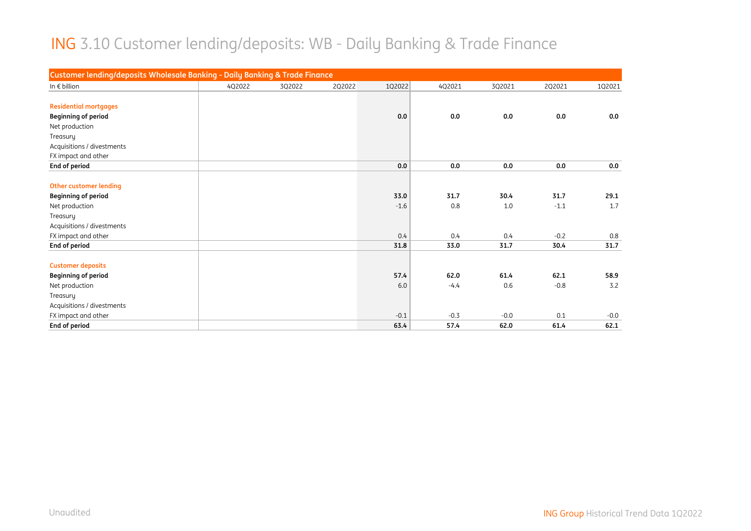# ING 3.10 Customer lending/deposits: WB - Daily Banking & Trade Finance

| Customer lending/deposits Wholesale Banking - Daily Banking & Trade Finance | | | | | | | | |
|---|---|---|---|---|---|---|---|---|
| In € billion | 4Q2022 | 3Q2022 | 2Q2022 | 1Q2022 | 4Q2021 | 3Q2021 | 2Q2021 | 1Q2021 |
| **Residential mortgages** | | | | | | | | |
| **Beginning of period** | | | | **0.0** | **0.0** | **0.0** | **0.0** | **0.0** |
| Net production | | | | | | | | |
| Treasury | | | | | | | | |
| Acquisitions / divestments | | | | | | | | |
| FX impact and other | | | | | | | | |
| **End of period** | | | | **0.0** | **0.0** | **0.0** | **0.0** | **0.0** |
| **Other customer lending** | | | | | | | | |
| **Beginning of period** | | | | **33.0** | **31.7** | **30.4** | **31.7** | **29.1** |
| Net production | | | | -1.6 | 0.8 | 1.0 | -1.1 | 1.7 |
| Treasury | | | | | | | | |
| Acquisitions / divestments | | | | | | | | |
| FX impact and other | | | | 0.4 | 0.4 | 0.4 | -0.2 | 0.8 |
| **End of period** | | | | **31.8** | **33.0** | **31.7** | **30.4** | **31.7** |
| **Customer deposits** | | | | | | | | |
| **Beginning of period** | | | | **57.4** | **62.0** | **61.4** | **62.1** | **58.9** |
| Net production | | | | 6.0 | -4.4 | 0.6 | -0.8 | 3.2 |
| Treasury | | | | | | | | |
| Acquisitions / divestments | | | | | | | | |
| FX impact and other | | | | -0.1 | -0.3 | -0.0 | 0.1 | -0.0 |
| **End of period** | | | | **63.4** | **57.4** | **62.0** | **61.4** | **62.1** |

Unaudited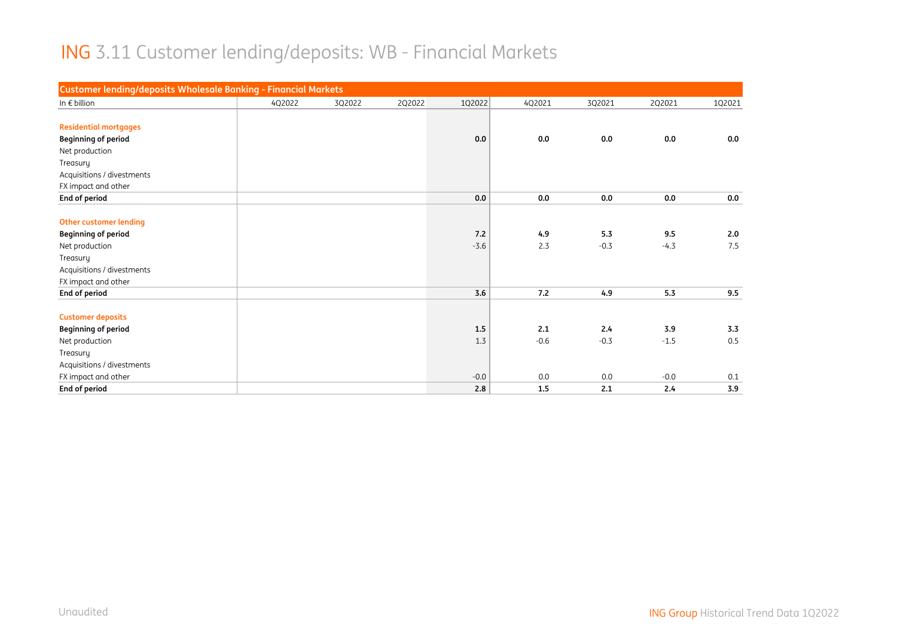# ING 3.11 Customer lending/deposits: WB - Financial Markets

| Customer lending/deposits Wholesale Banking - Financial Markets | | | | | | | | |
|---|---|---|---|---|---|---|---|---|
| In € billion | 4Q2022 | 3Q2022 | 2Q2022 | 1Q2022 | 4Q2021 | 3Q2021 | 2Q2021 | 1Q2021 |
| | | | | | | | | |
| **Residential mortgages** | | | | | | | | |
| **Beginning of period** | | | | **0.0** | **0.0** | **0.0** | **0.0** | **0.0** |
| Net production | | | | | | | | |
| Treasury | | | | | | | | |
| Acquisitions / divestments | | | | | | | | |
| FX impact and other | | | | | | | | |
| **End of period** | | | | **0.0** | **0.0** | **0.0** | **0.0** | **0.0** |
| | | | | | | | | |
| **Other customer lending** | | | | | | | | |
| **Beginning of period** | | | | **7.2** | **4.9** | **5.3** | **9.5** | **2.0** |
| Net production | | | | -3.6 | 2.3 | -0.3 | -4.3 | 7.5 |
| Treasury | | | | | | | | |
| Acquisitions / divestments | | | | | | | | |
| FX impact and other | | | | | | | | |
| **End of period** | | | | **3.6** | **7.2** | **4.9** | **5.3** | **9.5** |
| | | | | | | | | |
| **Customer deposits** | | | | | | | | |
| **Beginning of period** | | | | **1.5** | **2.1** | **2.4** | **3.9** | **3.3** |
| Net production | | | | 1.3 | -0.6 | -0.3 | -1.5 | 0.5 |
| Treasury | | | | | | | | |
| Acquisitions / divestments | | | | | | | | |
| FX impact and other | | | | -0.0 | 0.0 | 0.0 | -0.0 | 0.1 |
| **End of period** | | | | **2.8** | **1.5** | **2.1** | **2.4** | **3.9** |

Unaudited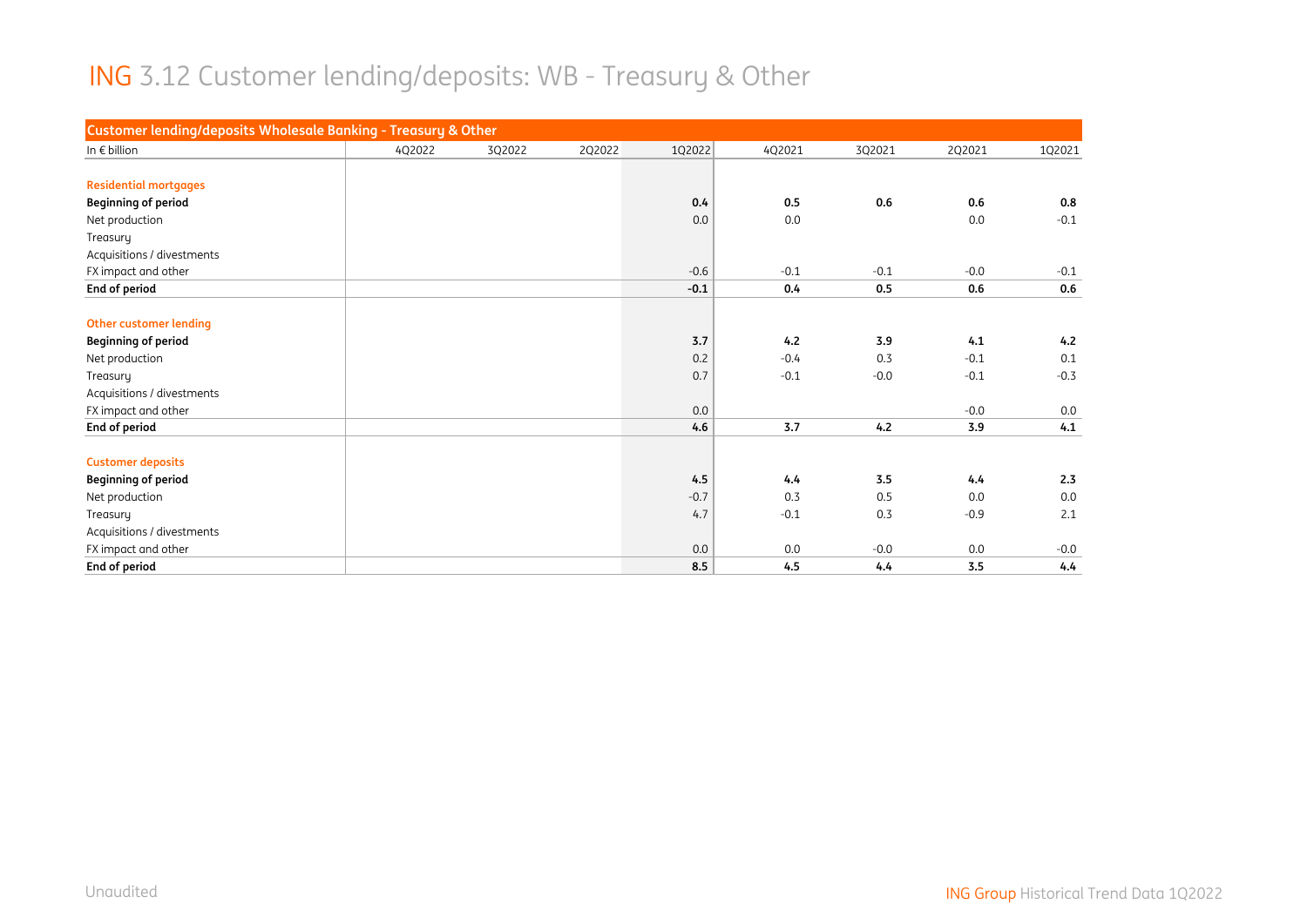# ING 3.12 Customer lending/deposits: WB - Treasury & Other

| Customer lending/deposits Wholesale Banking - Treasury & Other | | | | | | | | |
|---|---|---|---|---|---|---|---|---|
| In € billion | 4Q2022 | 3Q2022 | 2Q2022 | 1Q2022 | 4Q2021 | 3Q2021 | 2Q2021 | 1Q2021 |
| **Residential mortgages** | | | | | | | | |
| **Beginning of period** | | | | **0.4** | **0.5** | **0.6** | **0.6** | **0.8** |
| Net production | | | | 0.0 | 0.0 | | 0.0 | -0.1 |
| Treasury | | | | | | | | |
| Acquisitions / divestments | | | | | | | | |
| FX impact and other | | | | -0.6 | -0.1 | -0.1 | -0.0 | -0.1 |
| **End of period** | | | | **-0.1** | **0.4** | **0.5** | **0.6** | **0.6** |
| **Other customer lending** | | | | | | | | |
| **Beginning of period** | | | | **3.7** | **4.2** | **3.9** | **4.1** | **4.2** |
| Net production | | | | 0.2 | -0.4 | 0.3 | -0.1 | 0.1 |
| Treasury | | | | 0.7 | -0.1 | -0.0 | -0.1 | -0.3 |
| Acquisitions / divestments | | | | | | | | |
| FX impact and other | | | | 0.0 | | | -0.0 | 0.0 |
| **End of period** | | | | **4.6** | **3.7** | **4.2** | **3.9** | **4.1** |
| **Customer deposits** | | | | | | | | |
| **Beginning of period** | | | | **4.5** | **4.4** | **3.5** | **4.4** | **2.3** |
| Net production | | | | -0.7 | 0.3 | 0.5 | 0.0 | 0.0 |
| Treasury | | | | 4.7 | -0.1 | 0.3 | -0.9 | 2.1 |
| Acquisitions / divestments | | | | | | | | |
| FX impact and other | | | | 0.0 | 0.0 | -0.0 | 0.0 | -0.0 |
| **End of period** | | | | **8.5** | **4.5** | **4.4** | **3.5** | **4.4** |

Unaudited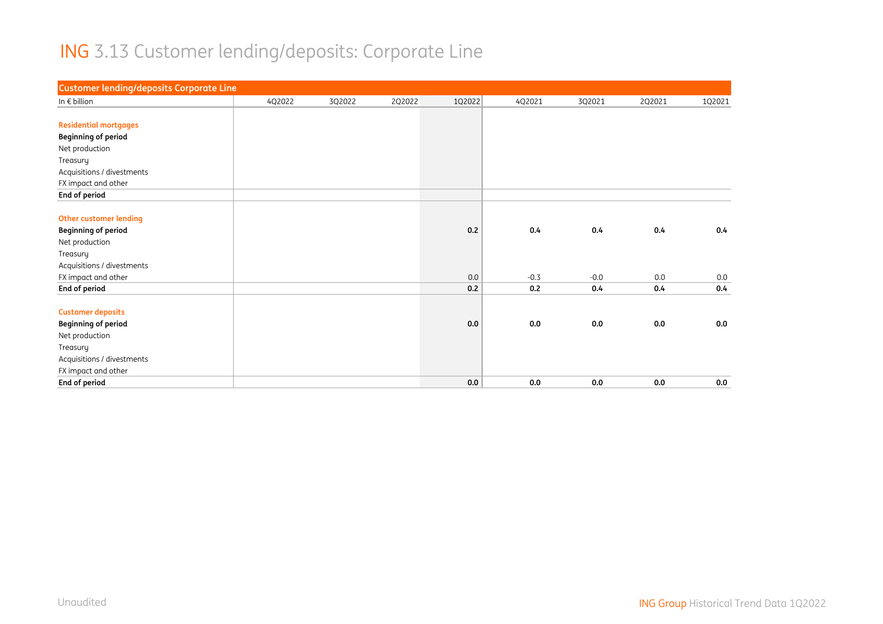# ING 3.13 Customer lending/deposits: Corporate Line

| Customer lending/deposits Corporate Line | | | | | | | | |
|---|---|---|---|---|---|---|---|---|
| In € billion | 4Q2022 | 3Q2022 | 2Q2022 | 1Q2022 | 4Q2021 | 3Q2021 | 2Q2021 | 1Q2021 |
| | | | | | | | | |
| **Residential mortgages** | | | | | | | | |
| **Beginning of period** | | | | | | | | |
| Net production | | | | | | | | |
| Treasury | | | | | | | | |
| Acquisitions / divestments | | | | | | | | |
| FX impact and other | | | | | | | | |
| **End of period** | | | | | | | | |
| | | | | | | | | |
| **Other customer lending** | | | | | | | | |
| **Beginning of period** | | | | **0.2** | **0.4** | **0.4** | **0.4** | **0.4** |
| Net production | | | | | | | | |
| Treasury | | | | | | | | |
| Acquisitions / divestments | | | | | | | | |
| FX impact and other | | | | 0.0 | -0.3 | -0.0 | 0.0 | 0.0 |
| **End of period** | | | | **0.2** | **0.2** | **0.4** | **0.4** | **0.4** |
| | | | | | | | | |
| **Customer deposits** | | | | | | | | |
| **Beginning of period** | | | | **0.0** | **0.0** | **0.0** | **0.0** | **0.0** |
| Net production | | | | | | | | |
| Treasury | | | | | | | | |
| Acquisitions / divestments | | | | | | | | |
| FX impact and other | | | | | | | | |
| **End of period** | | | | **0.0** | **0.0** | **0.0** | **0.0** | **0.0** |

Unaudited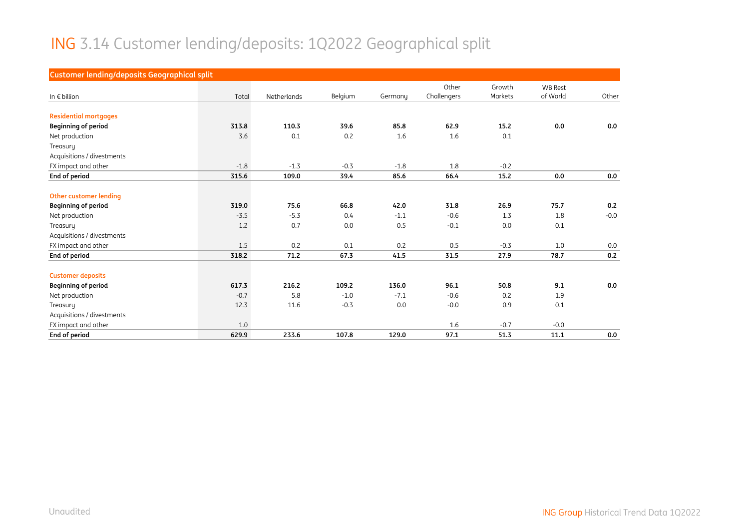# ING 3.14 Customer lending/deposits: 1Q2022 Geographical split

| Customer lending/deposits Geographical split | | | | | | | | |
|---|---|---|---|---|---|---|---|---|
| In € billion | Total | Netherlands | Belgium | Germany | Other Challengers | Growth Markets | WB Rest of World | Other |
| **Residential mortgages** | | | | | | | | |
| **Beginning of period** | **313.8** | **110.3** | **39.6** | **85.8** | **62.9** | **15.2** | **0.0** | **0.0** |
| Net production | 3.6 | 0.1 | 0.2 | 1.6 | 1.6 | 0.1 | | |
| Treasury | | | | | | | | |
| Acquisitions / divestments | | | | | | | | |
| FX impact and other | -1.8 | -1.3 | -0.3 | -1.8 | 1.8 | -0.2 | | |
| **End of period** | **315.6** | **109.0** | **39.4** | **85.6** | **66.4** | **15.2** | **0.0** | **0.0** |
| **Other customer lending** | | | | | | | | |
| **Beginning of period** | **319.0** | **75.6** | **66.8** | **42.0** | **31.8** | **26.9** | **75.7** | **0.2** |
| Net production | -3.5 | -5.3 | 0.4 | -1.1 | -0.6 | 1.3 | 1.8 | -0.0 |
| Treasury | 1.2 | 0.7 | 0.0 | 0.5 | -0.1 | 0.0 | 0.1 | |
| Acquisitions / divestments | | | | | | | | |
| FX impact and other | 1.5 | 0.2 | 0.1 | 0.2 | 0.5 | -0.3 | 1.0 | 0.0 |
| **End of period** | **318.2** | **71.2** | **67.3** | **41.5** | **31.5** | **27.9** | **78.7** | **0.2** |
| **Customer deposits** | | | | | | | | |
| **Beginning of period** | **617.3** | **216.2** | **109.2** | **136.0** | **96.1** | **50.8** | **9.1** | **0.0** |
| Net production | -0.7 | 5.8 | -1.0 | -7.1 | -0.6 | 0.2 | 1.9 | |
| Treasury | 12.3 | 11.6 | -0.3 | 0.0 | -0.0 | 0.9 | 0.1 | |
| Acquisitions / divestments | | | | | | | | |
| FX impact and other | 1.0 | | | | 1.6 | -0.7 | -0.0 | |
| **End of period** | **629.9** | **233.6** | **107.8** | **129.0** | **97.1** | **51.3** | **11.1** | **0.0** |

Unaudited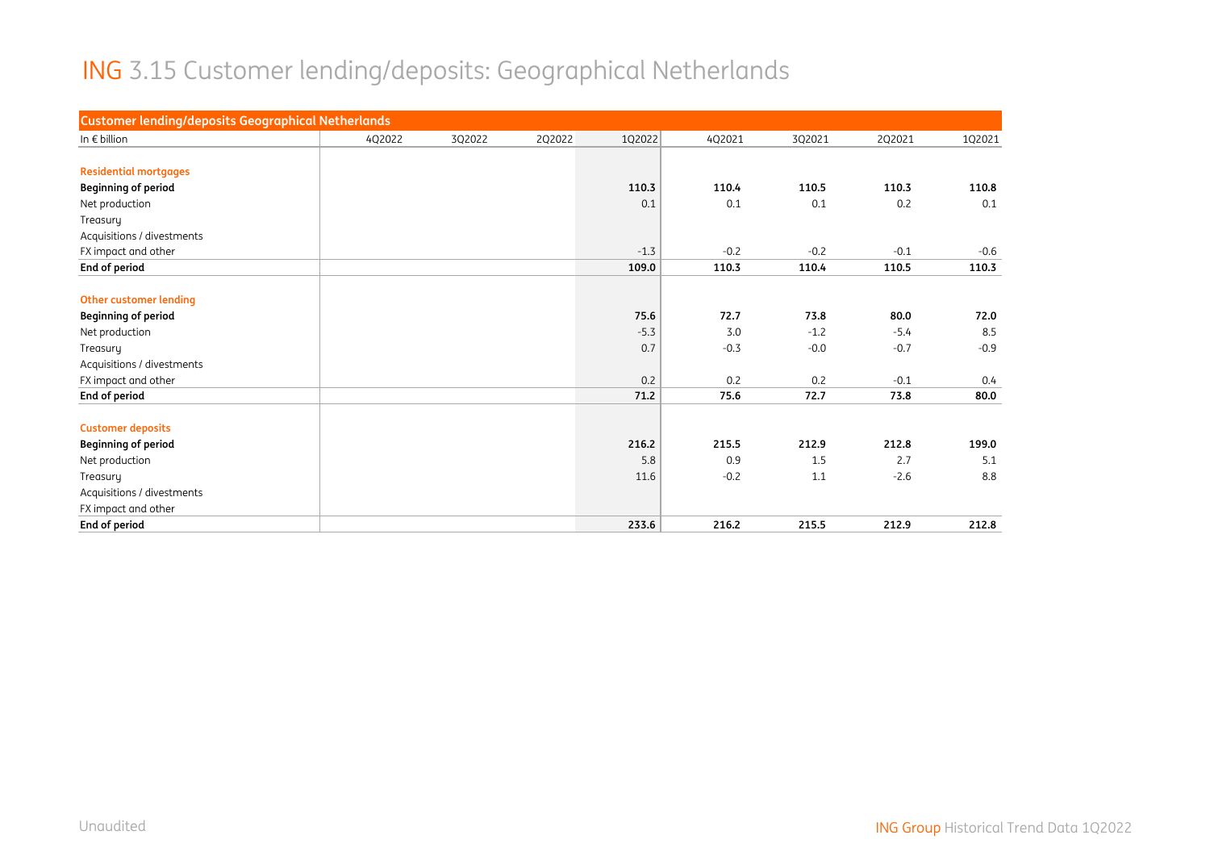# ING 3.15 Customer lending/deposits: Geographical Netherlands

| Customer lending/deposits Geographical Netherlands | | | | | | | | |
|---|---|---|---|---|---|---|---|---|
| In € billion | 4Q2022 | 3Q2022 | 2Q2022 | 1Q2022 | 4Q2021 | 3Q2021 | 2Q2021 | 1Q2021 |
| | | | | | | | | |
| **Residential mortgages** | | | | | | | | |
| **Beginning of period** | | | | **110.3** | **110.4** | **110.5** | **110.3** | **110.8** |
| Net production | | | | 0.1 | 0.1 | 0.1 | 0.2 | 0.1 |
| Treasury | | | | | | | | |
| Acquisitions / divestments | | | | | | | | |
| FX impact and other | | | | -1.3 | -0.2 | -0.2 | -0.1 | -0.6 |
| **End of period** | | | | **109.0** | **110.3** | **110.4** | **110.5** | **110.3** |
| | | | | | | | | |
| **Other customer lending** | | | | | | | | |
| **Beginning of period** | | | | **75.6** | **72.7** | **73.8** | **80.0** | **72.0** |
| Net production | | | | -5.3 | 3.0 | -1.2 | -5.4 | 8.5 |
| Treasury | | | | 0.7 | -0.3 | -0.0 | -0.7 | -0.9 |
| Acquisitions / divestments | | | | | | | | |
| FX impact and other | | | | 0.2 | 0.2 | 0.2 | -0.1 | 0.4 |
| **End of period** | | | | **71.2** | **75.6** | **72.7** | **73.8** | **80.0** |
| | | | | | | | | |
| **Customer deposits** | | | | | | | | |
| **Beginning of period** | | | | **216.2** | **215.5** | **212.9** | **212.8** | **199.0** |
| Net production | | | | 5.8 | 0.9 | 1.5 | 2.7 | 5.1 |
| Treasury | | | | 11.6 | -0.2 | 1.1 | -2.6 | 8.8 |
| Acquisitions / divestments | | | | | | | | |
| FX impact and other | | | | | | | | |
| **End of period** | | | | **233.6** | **216.2** | **215.5** | **212.9** | **212.8** |

Unaudited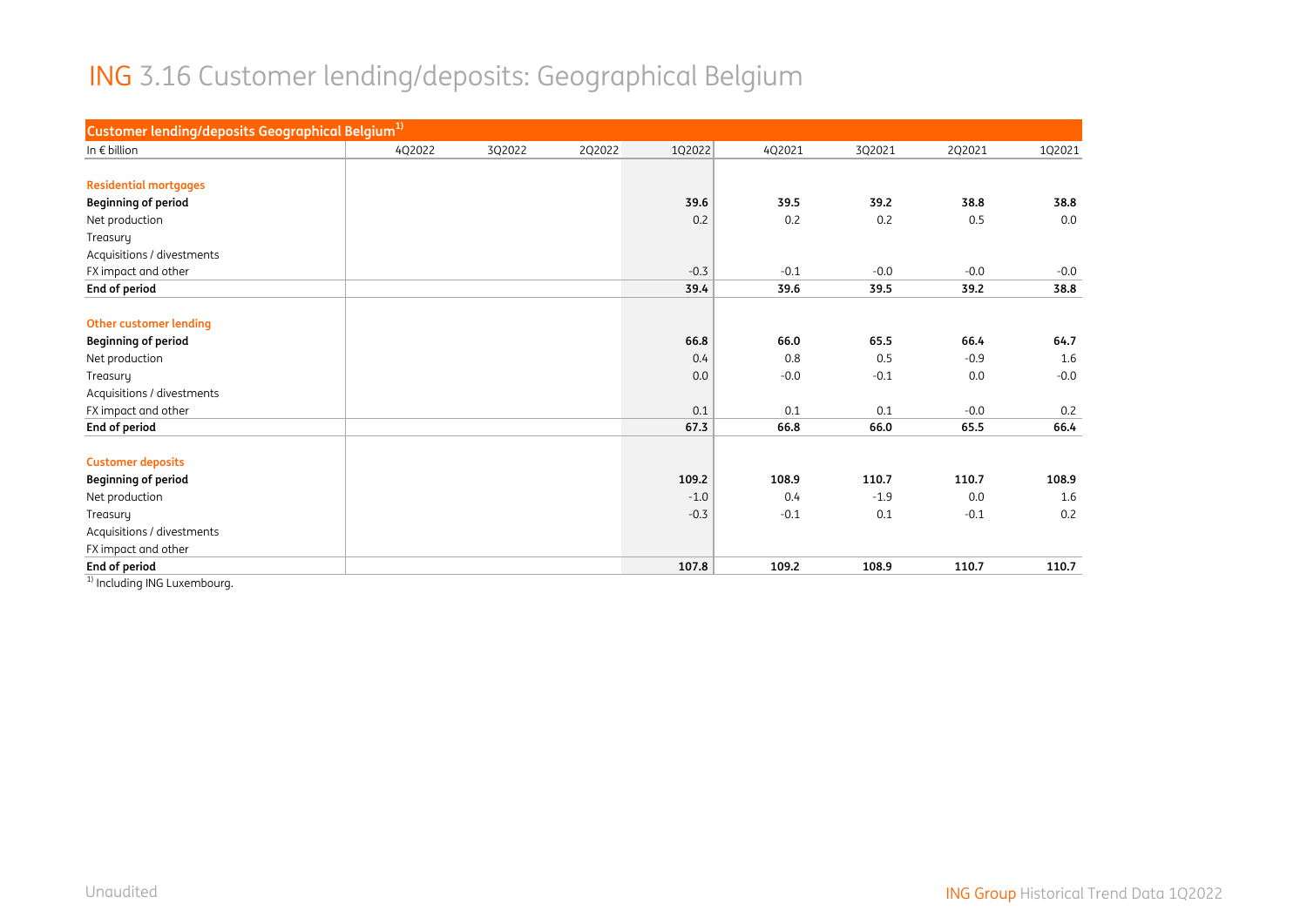# ING 3.16 Customer lending/deposits: Geographical Belgium

| Customer lending/deposits Geographical Belgium[1] | | | | | | | | |
|---|---|---|---|---|---|---|---|---|
| In € billion | 4Q2022 | 3Q2022 | 2Q2022 | 1Q2022 | 4Q2021 | 3Q2021 | 2Q2021 | 1Q2021 |
| **Residential mortgages** | | | | | | | | |
| **Beginning of period** | | | | **39.6** | **39.5** | **39.2** | **38.8** | **38.8** |
| Net production | | | | 0.2 | 0.2 | 0.2 | 0.5 | 0.0 |
| Treasury | | | | | | | | |
| Acquisitions / divestments | | | | | | | | |
| FX impact and other | | | | -0.3 | -0.1 | -0.0 | -0.0 | -0.0 |
| **End of period** | | | | **39.4** | **39.6** | **39.5** | **39.2** | **38.8** |
| **Other customer lending** | | | | | | | | |
| **Beginning of period** | | | | **66.8** | **66.0** | **65.5** | **66.4** | **64.7** |
| Net production | | | | 0.4 | 0.8 | 0.5 | -0.9 | 1.6 |
| Treasury | | | | 0.0 | -0.0 | -0.1 | 0.0 | -0.0 |
| Acquisitions / divestments | | | | | | | | |
| FX impact and other | | | | 0.1 | 0.1 | 0.1 | -0.0 | 0.2 |
| **End of period** | | | | **67.3** | **66.8** | **66.0** | **65.5** | **66.4** |
| **Customer deposits** | | | | | | | | |
| **Beginning of period** | | | | **109.2** | **108.9** | **110.7** | **110.7** | **108.9** |
| Net production | | | | -1.0 | 0.4 | -1.9 | 0.0 | 1.6 |
| Treasury | | | | -0.3 | -0.1 | 0.1 | -0.1 | 0.2 |
| Acquisitions / divestments | | | | | | | | |
| FX impact and other | | | | | | | | |
| **End of period** | | | | **107.8** | **109.2** | **108.9** | **110.7** | **110.7** |

[1] Including ING Luxembourg.

Unaudited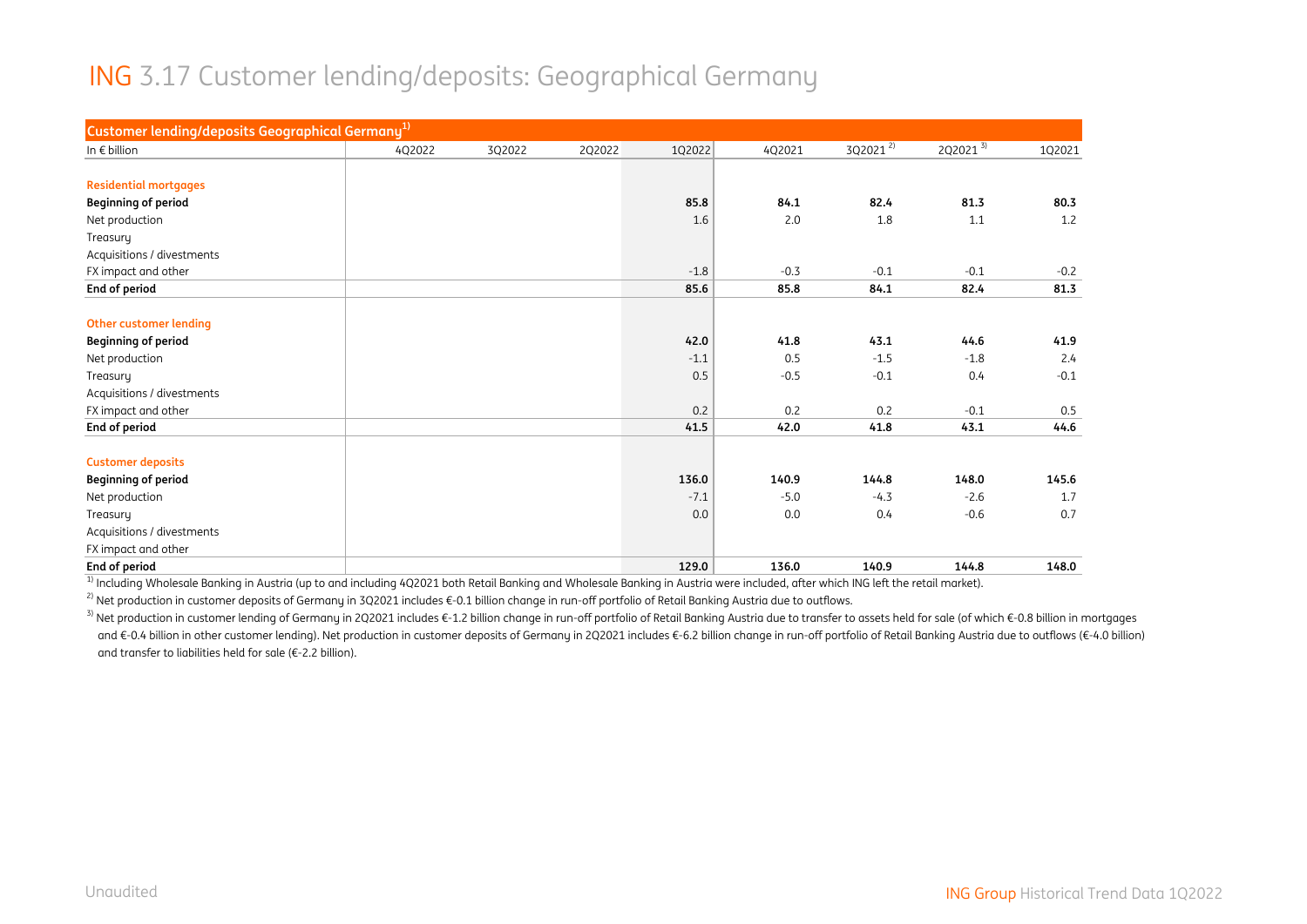# ING 3.17 Customer lending/deposits: Geographical Germany

| Customer lending/deposits Geographical Germany[1] | | | | | | | | |
|---|---|---|---|---|---|---|---|---|
| In € billion | 4Q2022 | 3Q2022 | 2Q2022 | 1Q2022 | 4Q2021 | 3Q2021 [2] | 2Q2021 [3] | 1Q2021 |
| **Residential mortgages** | | | | | | | | |
| **Beginning of period** | | | | **85.8** | **84.1** | **82.4** | **81.3** | **80.3** |
| Net production | | | | 1.6 | 2.0 | 1.8 | 1.1 | 1.2 |
| Treasury | | | | | | | | |
| Acquisitions / divestments | | | | | | | | |
| FX impact and other | | | | -1.8 | -0.3 | -0.1 | -0.1 | -0.2 |
| **End of period** | | | | **85.6** | **85.8** | **84.1** | **82.4** | **81.3** |
| **Other customer lending** | | | | | | | | |
| **Beginning of period** | | | | **42.0** | **41.8** | **43.1** | **44.6** | **41.9** |
| Net production | | | | -1.1 | 0.5 | -1.5 | -1.8 | 2.4 |
| Treasury | | | | 0.5 | -0.5 | -0.1 | 0.4 | -0.1 |
| Acquisitions / divestments | | | | | | | | |
| FX impact and other | | | | 0.2 | 0.2 | 0.2 | -0.1 | 0.5 |
| **End of period** | | | | **41.5** | **42.0** | **41.8** | **43.1** | **44.6** |
| **Customer deposits** | | | | | | | | |
| **Beginning of period** | | | | **136.0** | **140.9** | **144.8** | **148.0** | **145.6** |
| Net production | | | | -7.1 | -5.0 | -4.3 | -2.6 | 1.7 |
| Treasury | | | | 0.0 | 0.0 | 0.4 | -0.6 | 0.7 |
| Acquisitions / divestments | | | | | | | | |
| FX impact and other | | | | | | | | |
| **End of period** | | | | **129.0** | **136.0** | **140.9** | **144.8** | **148.0** |

[1] Including Wholesale Banking in Austria (up to and including 4Q2021 both Retail Banking and Wholesale Banking in Austria were included, after which ING left the retail market).

[2] Net production in customer deposits of Germany in 3Q2021 includes €-0.1 billion change in run-off portfolio of Retail Banking Austria due to outflows.

[3] Net production in customer lending of Germany in 2Q2021 includes €-1.2 billion change in run-off portfolio of Retail Banking Austria due to transfer to assets held for sale (of which €-0.8 billion in mortgages and €-0.4 billion in other customer lending). Net production in customer deposits of Germany in 2Q2021 includes €-6.2 billion change in run-off portfolio of Retail Banking Austria due to outflows (€-4.0 billion) and transfer to liabilities held for sale (€-2.2 billion).

Unaudited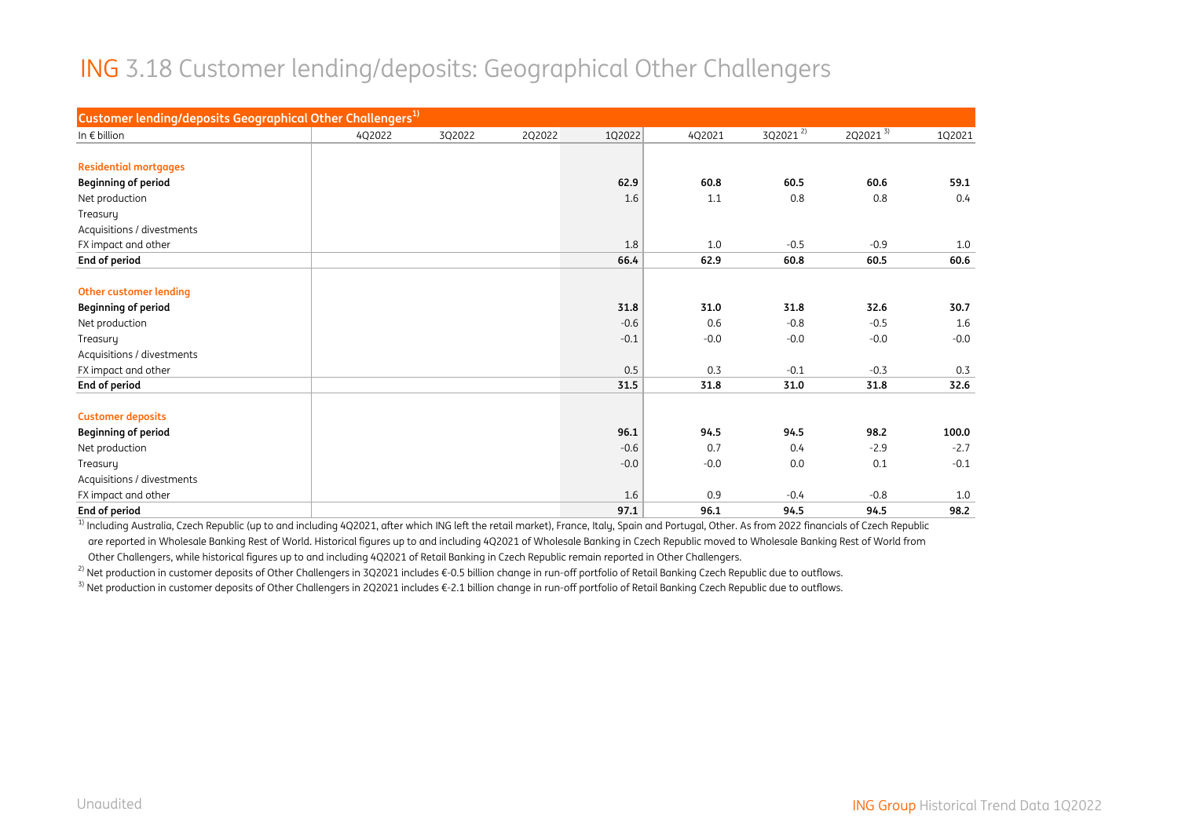# ING 3.18 Customer lending/deposits: Geographical Other Challengers

| Customer lending/deposits Geographical Other Challengers[1] | | | | | | | | |
|---|---|---|---|---|---|---|---|---|
| In € billion | 4Q2022 | 3Q2022 | 2Q2022 | 1Q2022 | 4Q2021 | 3Q2021 [2] | 2Q2021 [3] | 1Q2021 |
| **Residential mortgages** | | | | | | | | |
| **Beginning of period** | | | | **62.9** | **60.8** | **60.5** | **60.6** | **59.1** |
| Net production | | | | 1.6 | 1.1 | 0.8 | 0.8 | 0.4 |
| Treasury | | | | | | | | |
| Acquisitions / divestments | | | | | | | | |
| FX impact and other | | | | 1.8 | 1.0 | -0.5 | -0.9 | 1.0 |
| **End of period** | | | | **66.4** | **62.9** | **60.8** | **60.5** | **60.6** |
| **Other customer lending** | | | | | | | | |
| **Beginning of period** | | | | **31.8** | **31.0** | **31.8** | **32.6** | **30.7** |
| Net production | | | | -0.6 | 0.6 | -0.8 | -0.5 | 1.6 |
| Treasury | | | | -0.1 | -0.0 | -0.0 | -0.0 | -0.0 |
| Acquisitions / divestments | | | | | | | | |
| FX impact and other | | | | 0.5 | 0.3 | -0.1 | -0.3 | 0.3 |
| **End of period** | | | | **31.5** | **31.8** | **31.0** | **31.8** | **32.6** |
| **Customer deposits** | | | | | | | | |
| **Beginning of period** | | | | **96.1** | **94.5** | **94.5** | **98.2** | **100.0** |
| Net production | | | | -0.6 | 0.7 | 0.4 | -2.9 | -2.7 |
| Treasury | | | | -0.0 | -0.0 | 0.0 | 0.1 | -0.1 |
| Acquisitions / divestments | | | | | | | | |
| FX impact and other | | | | 1.6 | 0.9 | -0.4 | -0.8 | 1.0 |
| **End of period** | | | | **97.1** | **96.1** | **94.5** | **94.5** | **98.2** |

[1] Including Australia, Czech Republic (up to and including 4Q2021, after which ING left the retail market), France, Italy, Spain and Portugal, Other. As from 2022 financials of Czech Republic are reported in Wholesale Banking Rest of World. Historical figures up to and including 4Q2021 of Wholesale Banking in Czech Republic moved to Wholesale Banking Rest of World from Other Challengers, while historical figures up to and including 4Q2021 of Retail Banking in Czech Republic remain reported in Other Challengers.

[2] Net production in customer deposits of Other Challengers in 3Q2021 includes €-0.5 billion change in run-off portfolio of Retail Banking Czech Republic due to outflows.

[3] Net production in customer deposits of Other Challengers in 2Q2021 includes €-2.1 billion change in run-off portfolio of Retail Banking Czech Republic due to outflows.

Unaudited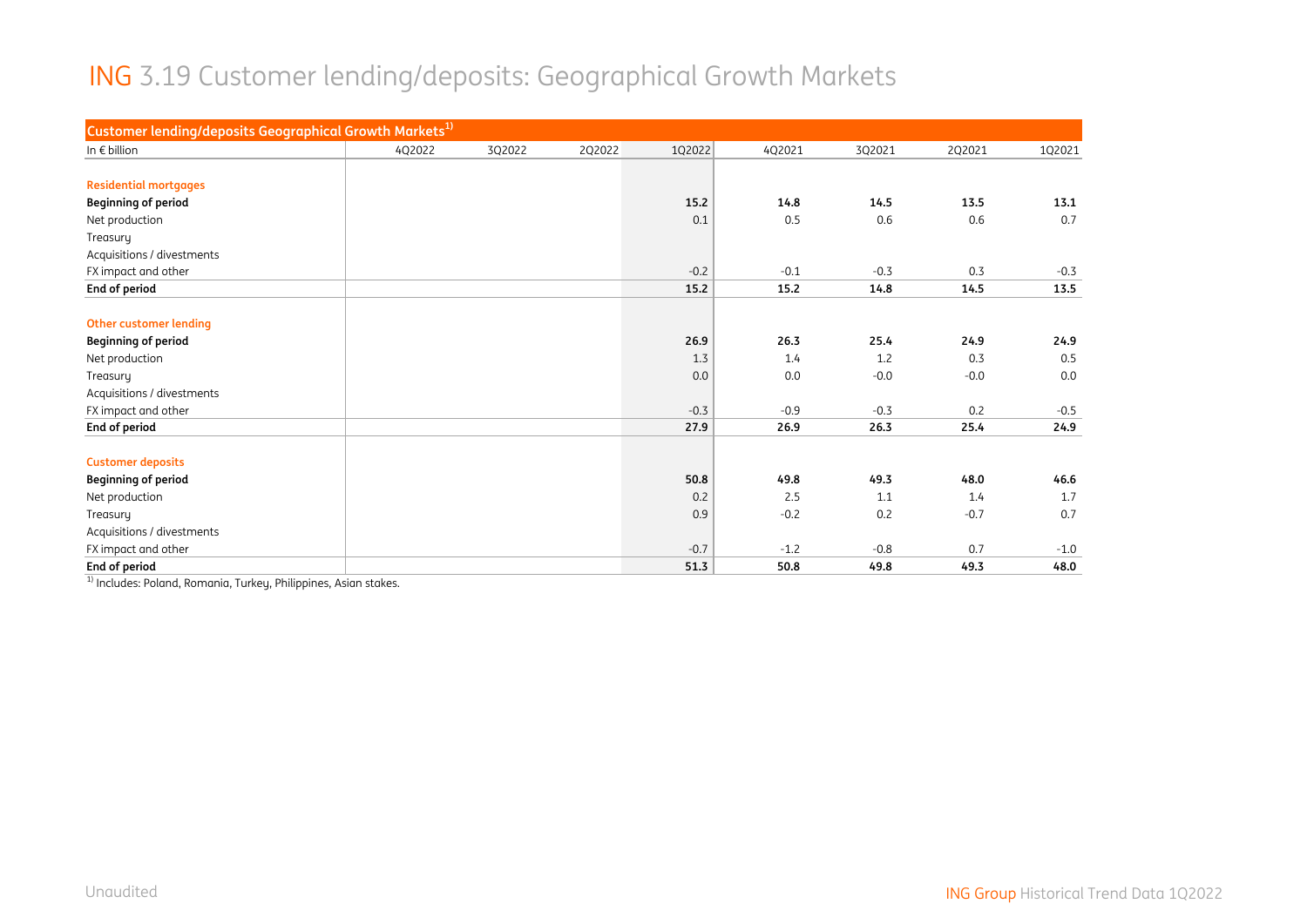# ING 3.19 Customer lending/deposits: Geographical Growth Markets

| Customer lending/deposits Geographical Growth Markets[1] | | | | | | | | |
|---|---|---|---|---|---|---|---|---|
| In € billion | 4Q2022 | 3Q2022 | 2Q2022 | 1Q2022 | 4Q2021 | 3Q2021 | 2Q2021 | 1Q2021 |
| | | | | | | | | |
| **Residential mortgages** | | | | | | | | |
| **Beginning of period** | | | | **15.2** | **14.8** | **14.5** | **13.5** | **13.1** |
| Net production | | | | 0.1 | 0.5 | 0.6 | 0.6 | 0.7 |
| Treasury | | | | | | | | |
| Acquisitions / divestments | | | | | | | | |
| FX impact and other | | | | -0.2 | -0.1 | -0.3 | 0.3 | -0.3 |
| **End of period** | | | | **15.2** | **15.2** | **14.8** | **14.5** | **13.5** |
| | | | | | | | | |
| **Other customer lending** | | | | | | | | |
| **Beginning of period** | | | | **26.9** | **26.3** | **25.4** | **24.9** | **24.9** |
| Net production | | | | 1.3 | 1.4 | 1.2 | 0.3 | 0.5 |
| Treasury | | | | 0.0 | 0.0 | -0.0 | -0.0 | 0.0 |
| Acquisitions / divestments | | | | | | | | |
| FX impact and other | | | | -0.3 | -0.9 | -0.3 | 0.2 | -0.5 |
| **End of period** | | | | **27.9** | **26.9** | **26.3** | **25.4** | **24.9** |
| | | | | | | | | |
| **Customer deposits** | | | | | | | | |
| **Beginning of period** | | | | **50.8** | **49.8** | **49.3** | **48.0** | **46.6** |
| Net production | | | | 0.2 | 2.5 | 1.1 | 1.4 | 1.7 |
| Treasury | | | | 0.9 | -0.2 | 0.2 | -0.7 | 0.7 |
| Acquisitions / divestments | | | | | | | | |
| FX impact and other | | | | -0.7 | -1.2 | -0.8 | 0.7 | -1.0 |
| **End of period** | | | | **51.3** | **50.8** | **49.8** | **49.3** | **48.0** |

[1] Includes: Poland, Romania, Turkey, Philippines, Asian stakes.

Unaudited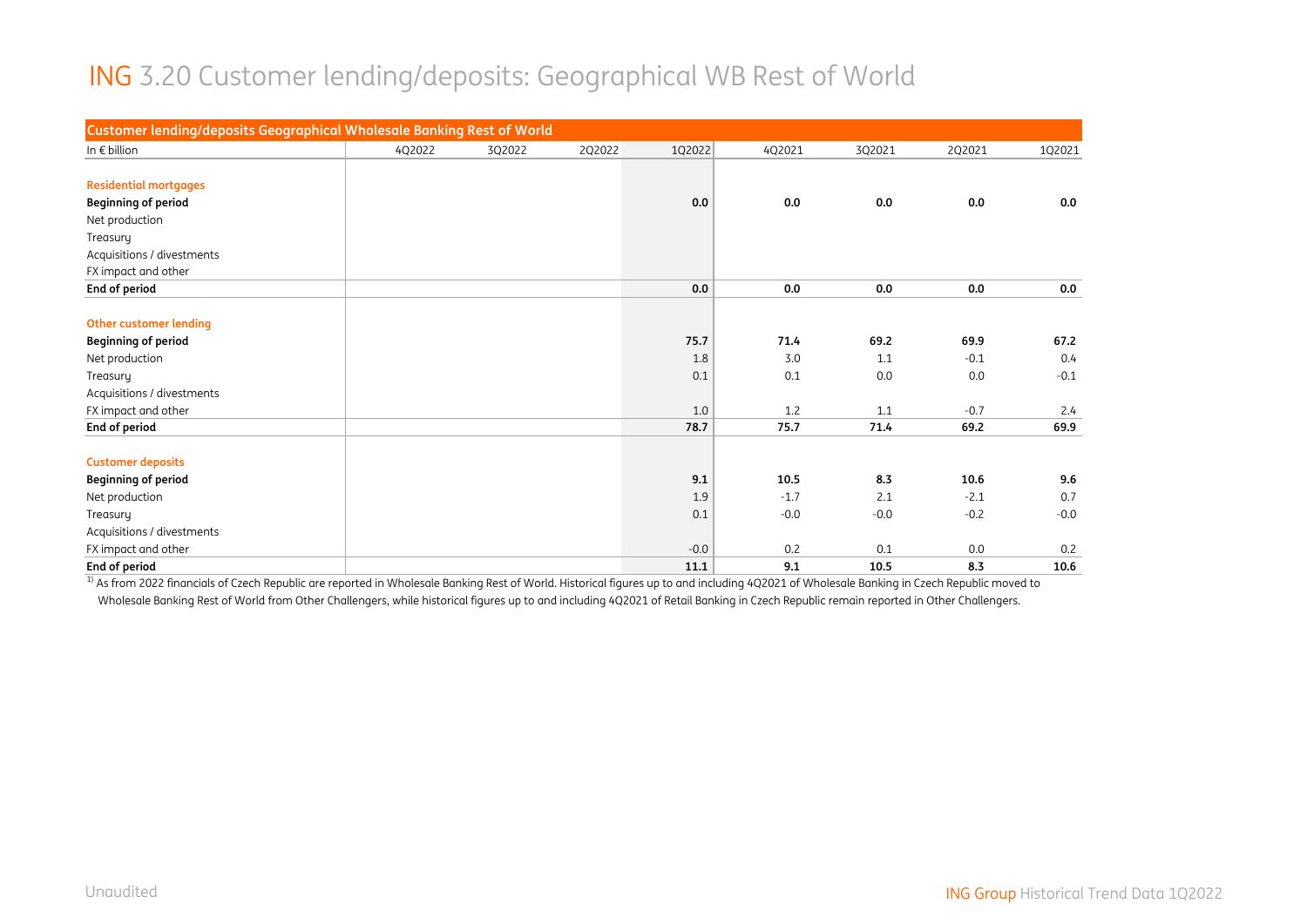# ING 3.20 Customer lending/deposits: Geographical WB Rest of World

| Customer lending/deposits Geographical Wholesale Banking Rest of World | | | | | | | | |
|---|---|---|---|---|---|---|---|---|
| In € billion | 4Q2022 | 3Q2022 | 2Q2022 | 1Q2022 | 4Q2021 | 3Q2021 | 2Q2021 | 1Q2021 |
| **Residential mortgages** | | | | | | | | |
| **Beginning of period** | | | | **0.0** | **0.0** | **0.0** | **0.0** | **0.0** |
| Net production | | | | | | | | |
| Treasury | | | | | | | | |
| Acquisitions / divestments | | | | | | | | |
| FX impact and other | | | | | | | | |
| **End of period** | | | | **0.0** | **0.0** | **0.0** | **0.0** | **0.0** |
| **Other customer lending** | | | | | | | | |
| **Beginning of period** | | | | **75.7** | **71.4** | **69.2** | **69.9** | **67.2** |
| Net production | | | | 1.8 | 3.0 | 1.1 | -0.1 | 0.4 |
| Treasury | | | | 0.1 | 0.1 | 0.0 | 0.0 | -0.1 |
| Acquisitions / divestments | | | | | | | | |
| FX impact and other | | | | 1.0 | 1.2 | 1.1 | -0.7 | 2.4 |
| **End of period** | | | | **78.7** | **75.7** | **71.4** | **69.2** | **69.9** |
| **Customer deposits** | | | | | | | | |
| **Beginning of period** | | | | **9.1** | **10.5** | **8.3** | **10.6** | **9.6** |
| Net production | | | | 1.9 | -1.7 | 2.1 | -2.1 | 0.7 |
| Treasury | | | | 0.1 | -0.0 | -0.0 | -0.2 | -0.0 |
| Acquisitions / divestments | | | | | | | | |
| FX impact and other | | | | -0.0 | 0.2 | 0.1 | 0.0 | 0.2 |
| **End of period** | | | | **11.1** | **9.1** | **10.5** | **8.3** | **10.6** |

[1] As from 2022 financials of Czech Republic are reported in Wholesale Banking Rest of World. Historical figures up to and including 4Q2021 of Wholesale Banking in Czech Republic moved to Wholesale Banking Rest of World from Other Challengers, while historical figures up to and including 4Q2021 of Retail Banking in Czech Republic remain reported in Other Challengers.

Unaudited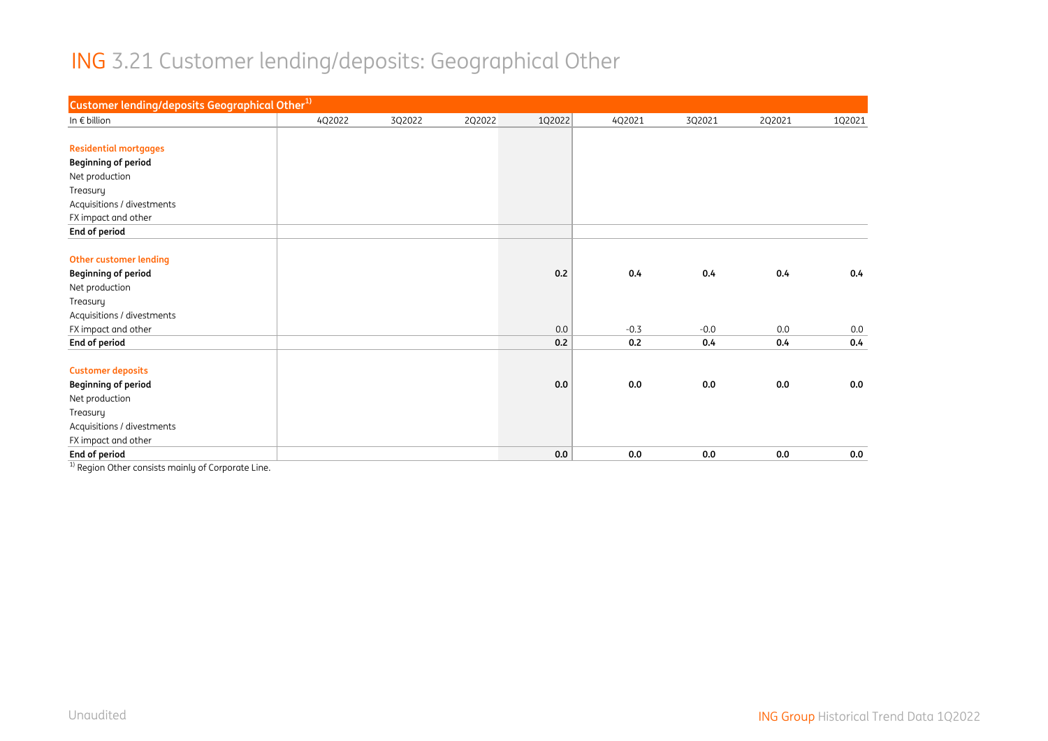# ING 3.21 Customer lending/deposits: Geographical Other

| Customer lending/deposits Geographical Other[1] | | | | | | | | |
|---|---|---|---|---|---|---|---|---|
| In € billion | 4Q2022 | 3Q2022 | 2Q2022 | 1Q2022 | 4Q2021 | 3Q2021 | 2Q2021 | 1Q2021 |
| | | | | | | | | |
| **Residential mortgages** | | | | | | | | |
| **Beginning of period** | | | | | | | | |
| Net production | | | | | | | | |
| Treasury | | | | | | | | |
| Acquisitions / divestments | | | | | | | | |
| FX impact and other | | | | | | | | |
| **End of period** | | | | | | | | |
| | | | | | | | | |
| **Other customer lending** | | | | | | | | |
| **Beginning of period** | | | | **0.2** | **0.4** | **0.4** | **0.4** | **0.4** |
| Net production | | | | | | | | |
| Treasury | | | | | | | | |
| Acquisitions / divestments | | | | | | | | |
| FX impact and other | | | | 0.0 | -0.3 | -0.0 | 0.0 | 0.0 |
| **End of period** | | | | **0.2** | **0.2** | **0.4** | **0.4** | **0.4** |
| | | | | | | | | |
| **Customer deposits** | | | | | | | | |
| **Beginning of period** | | | | **0.0** | **0.0** | **0.0** | **0.0** | **0.0** |
| Net production | | | | | | | | |
| Treasury | | | | | | | | |
| Acquisitions / divestments | | | | | | | | |
| FX impact and other | | | | | | | | |
| **End of period** | | | | **0.0** | **0.0** | **0.0** | **0.0** | **0.0** |

[1] Region Other consists mainly of Corporate Line.

Unaudited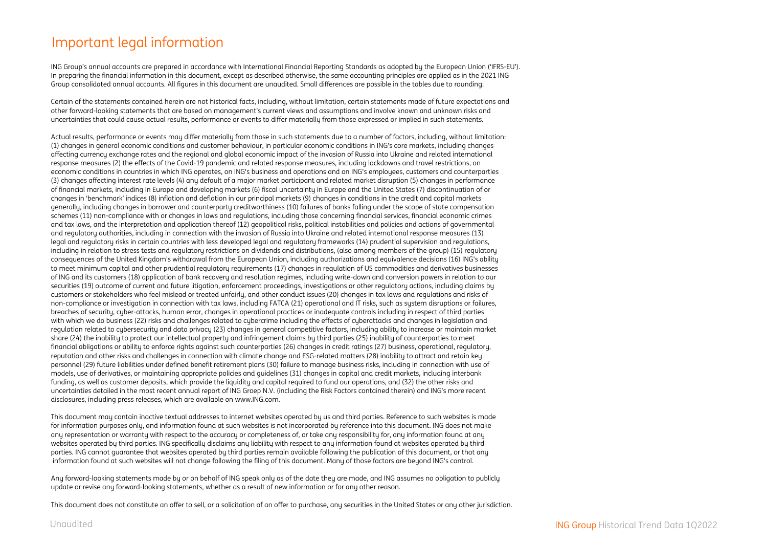# Important legal information

ING Group's annual accounts are prepared in accordance with International Financial Reporting Standards as adopted by the European Union ('IFRS-EU'). In preparing the financial information in this document, except as described otherwise, the same accounting principles are applied as in the 2021 ING Group consolidated annual accounts. All figures in this document are unaudited. Small differences are possible in the tables due to rounding.

Certain of the statements contained herein are not historical facts, including, without limitation, certain statements made of future expectations and other forward-looking statements that are based on management's current views and assumptions and involve known and unknown risks and uncertainties that could cause actual results, performance or events to differ materially from those expressed or implied in such statements.

Actual results, performance or events may differ materially from those in such statements due to a number of factors, including, without limitation: (1) changes in general economic conditions and customer behaviour, in particular economic conditions in ING's core markets, including changes affecting currency exchange rates and the regional and global economic impact of the invasion of Russia into Ukraine and related international response measures (2) the effects of the Covid-19 pandemic and related response measures, including lockdowns and travel restrictions, on economic conditions in countries in which ING operates, on ING's business and operations and on ING's employees, customers and counterparties (3) changes affecting interest rate levels (4) any default of a major market participant and related market disruption (5) changes in performance of financial markets, including in Europe and developing markets (6) fiscal uncertainty in Europe and the United States (7) discontinuation of or changes in 'benchmark' indices (8) inflation and deflation in our principal markets (9) changes in conditions in the credit and capital markets generally, including changes in borrower and counterparty creditworthiness (10) failures of banks falling under the scope of state compensation schemes (11) non-compliance with or changes in laws and regulations, including those concerning financial services, financial economic crimes and tax laws, and the interpretation and application thereof (12) geopolitical risks, political instabilities and policies and actions of governmental and regulatory authorities, including in connection with the invasion of Russia into Ukraine and related international response measures (13) legal and regulatory risks in certain countries with less developed legal and regulatory frameworks (14) prudential supervision and regulations, including in relation to stress tests and regulatory restrictions on dividends and distributions, (also among members of the group) (15) regulatory consequences of the United Kingdom's withdrawal from the European Union, including authorizations and equivalence decisions (16) ING's ability to meet minimum capital and other prudential regulatory requirements (17) changes in regulation of US commodities and derivatives businesses of ING and its customers (18) application of bank recovery and resolution regimes, including write-down and conversion powers in relation to our securities (19) outcome of current and future litigation, enforcement proceedings, investigations or other regulatory actions, including claims by customers or stakeholders who feel mislead or treated unfairly, and other conduct issues (20) changes in tax laws and regulations and risks of non-compliance or investigation in connection with tax laws, including FATCA (21) operational and IT risks, such as system disruptions or failures, breaches of security, cyber-attacks, human error, changes in operational practices or inadequate controls including in respect of third parties with which we do business (22) risks and challenges related to cybercrime including the effects of cyberattacks and changes in legislation and regulation related to cybersecurity and data privacy (23) changes in general competitive factors, including ability to increase or maintain market share (24) the inability to protect our intellectual property and infringement claims by third parties (25) inability of counterparties to meet financial obligations or ability to enforce rights against such counterparties (26) changes in credit ratings (27) business, operational, regulatory, reputation and other risks and challenges in connection with climate change and ESG-related matters (28) inability to attract and retain key personnel (29) future liabilities under defined benefit retirement plans (30) failure to manage business risks, including in connection with use of models, use of derivatives, or maintaining appropriate policies and guidelines (31) changes in capital and credit markets, including interbank funding, as well as customer deposits, which provide the liquidity and capital required to fund our operations, and (32) the other risks and uncertainties detailed in the most recent annual report of ING Groep N.V. (including the Risk Factors contained therein) and ING's more recent disclosures, including press releases, which are available on www.ING.com.

This document may contain inactive textual addresses to internet websites operated by us and third parties. Reference to such websites is made for information purposes only, and information found at such websites is not incorporated by reference into this document. ING does not make any representation or warranty with respect to the accuracy or completeness of, or take any responsibility for, any information found at any websites operated by third parties. ING specifically disclaims any liability with respect to any information found at websites operated by third parties. ING cannot guarantee that websites operated by third parties remain available following the publication of this document, or that any information found at such websites will not change following the filing of this document. Many of those factors are beyond ING's control.

Any forward-looking statements made by or on behalf of ING speak only as of the date they are made, and ING assumes no obligation to publicly update or revise any forward-looking statements, whether as a result of new information or for any other reason.

This document does not constitute an offer to sell, or a solicitation of an offer to purchase, any securities in the United States or any other jurisdiction.